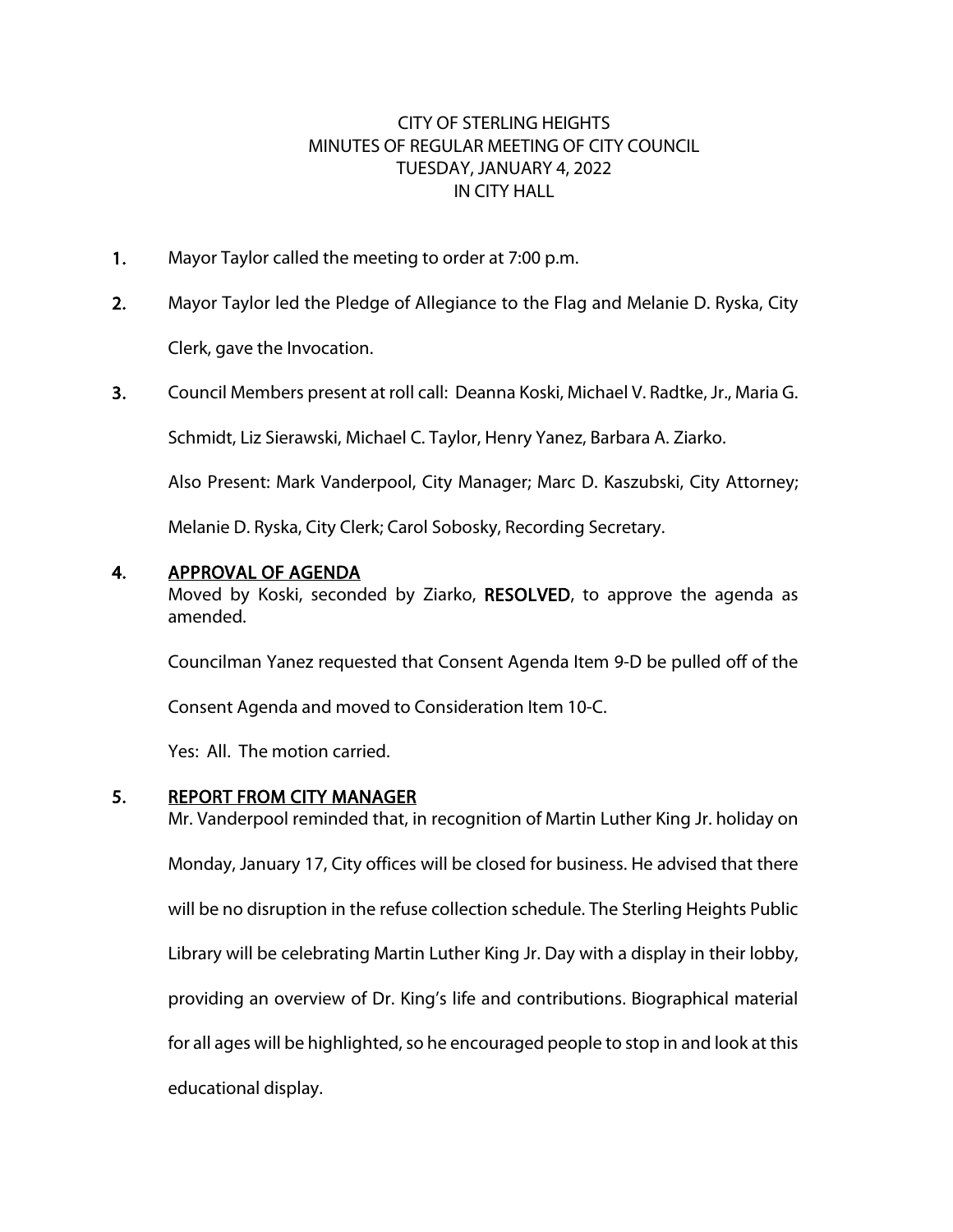CITY OF STERLING HEIGHTS
MINUTES OF REGULAR MEETING OF CITY COUNCIL
TUESDAY, JANUARY 4, 2022
IN CITY HALL

1. Mayor Taylor called the meeting to order at 7:00 p.m.

2. Mayor Taylor led the Pledge of Allegiance to the Flag and Melanie D. Ryska, City Clerk, gave the Invocation.

3. Council Members present at roll call: Deanna Koski, Michael V. Radtke, Jr., Maria G. Schmidt, Liz Sierawski, Michael C. Taylor, Henry Yanez, Barbara A. Ziarko.

   Also Present: Mark Vanderpool, City Manager; Marc D. Kaszubski, City Attorney; Melanie D. Ryska, City Clerk; Carol Sobosky, Recording Secretary.

4. **APPROVAL OF AGENDA**

   Moved by Koski, seconded by Ziarko, **RESOLVED**, to approve the agenda as amended.

   Councilman Yanez requested that Consent Agenda Item 9-D be pulled off of the Consent Agenda and moved to Consideration Item 10-C.

   Yes: All. The motion carried.

5. **REPORT FROM CITY MANAGER**

   Mr. Vanderpool reminded that, in recognition of Martin Luther King Jr. holiday on Monday, January 17, City offices will be closed for business. He advised that there will be no disruption in the refuse collection schedule. The Sterling Heights Public Library will be celebrating Martin Luther King Jr. Day with a display in their lobby, providing an overview of Dr. King's life and contributions. Biographical material for all ages will be highlighted, so he encouraged people to stop in and look at this educational display.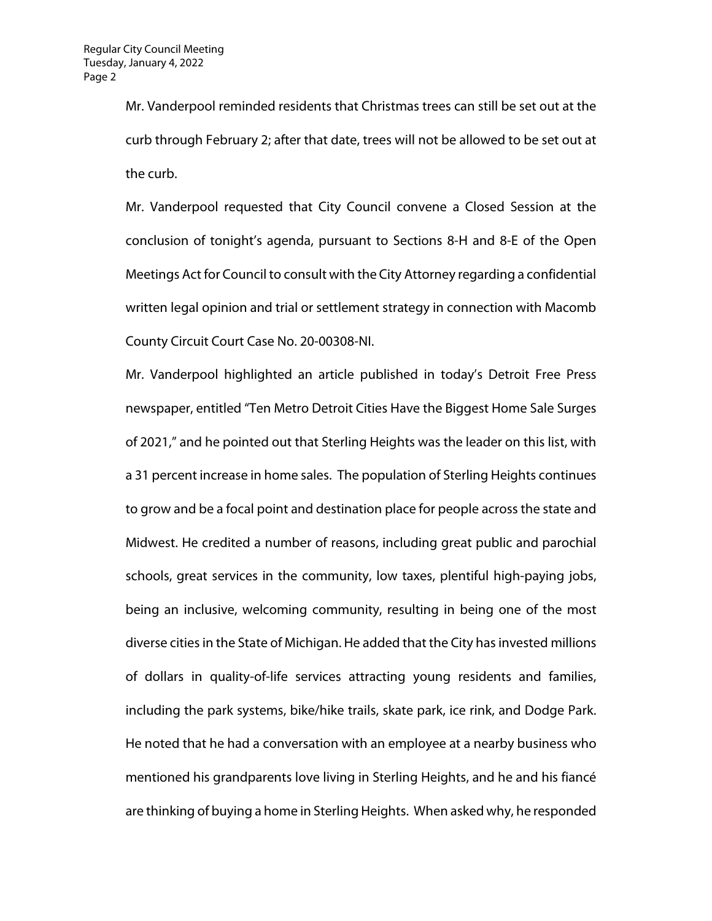Mr. Vanderpool reminded residents that Christmas trees can still be set out at the curb through February 2; after that date, trees will not be allowed to be set out at the curb.

Mr. Vanderpool requested that City Council convene a Closed Session at the conclusion of tonight's agenda, pursuant to Sections 8-H and 8-E of the Open Meetings Act for Council to consult with the City Attorney regarding a confidential written legal opinion and trial or settlement strategy in connection with Macomb County Circuit Court Case No. 20-00308-NI.

Mr. Vanderpool highlighted an article published in today's Detroit Free Press newspaper, entitled "Ten Metro Detroit Cities Have the Biggest Home Sale Surges of 2021," and he pointed out that Sterling Heights was the leader on this list, with a 31 percent increase in home sales. The population of Sterling Heights continues to grow and be a focal point and destination place for people across the state and Midwest. He credited a number of reasons, including great public and parochial schools, great services in the community, low taxes, plentiful high-paying jobs, being an inclusive, welcoming community, resulting in being one of the most diverse cities in the State of Michigan. He added that the City has invested millions of dollars in quality-of-life services attracting young residents and families, including the park systems, bike/hike trails, skate park, ice rink, and Dodge Park. He noted that he had a conversation with an employee at a nearby business who mentioned his grandparents love living in Sterling Heights, and he and his fiancé are thinking of buying a home in Sterling Heights. When asked why, he responded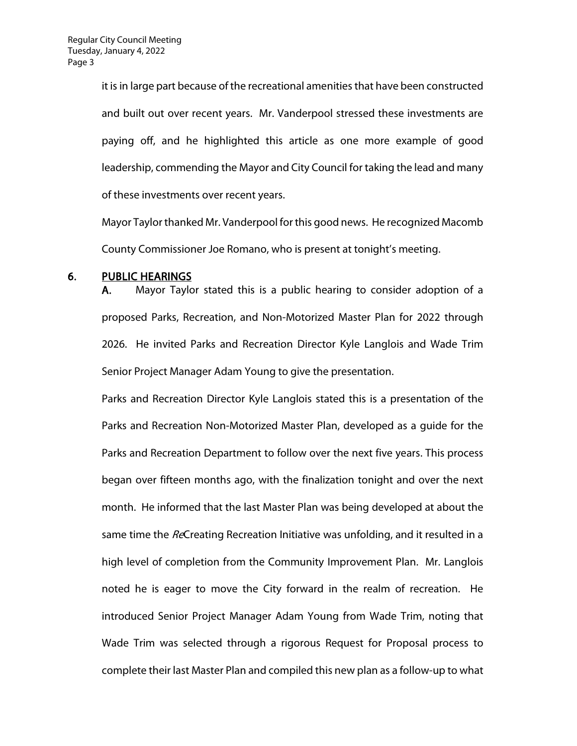it is in large part because of the recreational amenities that have been constructed and built out over recent years. Mr. Vanderpool stressed these investments are paying off, and he highlighted this article as one more example of good leadership, commending the Mayor and City Council for taking the lead and many of these investments over recent years.

Mayor Taylor thanked Mr. Vanderpool for this good news. He recognized Macomb County Commissioner Joe Romano, who is present at tonight's meeting.

## 6. PUBLIC HEARINGS

**A.** Mayor Taylor stated this is a public hearing to consider adoption of a proposed Parks, Recreation, and Non-Motorized Master Plan for 2022 through 2026. He invited Parks and Recreation Director Kyle Langlois and Wade Trim Senior Project Manager Adam Young to give the presentation.

Parks and Recreation Director Kyle Langlois stated this is a presentation of the Parks and Recreation Non-Motorized Master Plan, developed as a guide for the Parks and Recreation Department to follow over the next five years. This process began over fifteen months ago, with the finalization tonight and over the next month. He informed that the last Master Plan was being developed at about the same time the *Re*Creating Recreation Initiative was unfolding, and it resulted in a high level of completion from the Community Improvement Plan. Mr. Langlois noted he is eager to move the City forward in the realm of recreation. He introduced Senior Project Manager Adam Young from Wade Trim, noting that Wade Trim was selected through a rigorous Request for Proposal process to complete their last Master Plan and compiled this new plan as a follow-up to what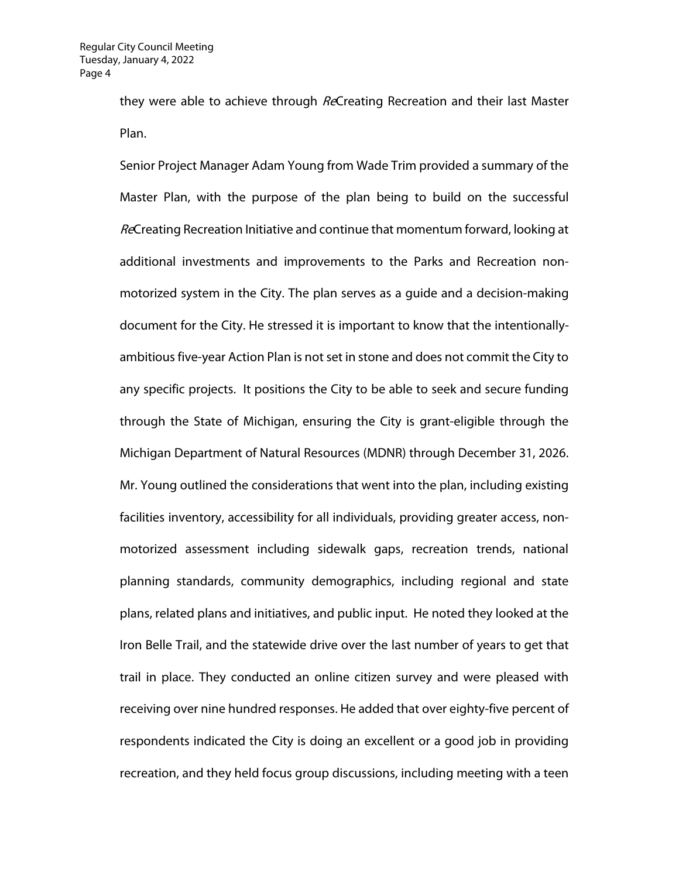they were able to achieve through *Re*Creating Recreation and their last Master Plan.

Senior Project Manager Adam Young from Wade Trim provided a summary of the Master Plan, with the purpose of the plan being to build on the successful *Re*Creating Recreation Initiative and continue that momentum forward, looking at additional investments and improvements to the Parks and Recreation non-motorized system in the City. The plan serves as a guide and a decision-making document for the City. He stressed it is important to know that the intentionally-ambitious five-year Action Plan is not set in stone and does not commit the City to any specific projects. It positions the City to be able to seek and secure funding through the State of Michigan, ensuring the City is grant-eligible through the Michigan Department of Natural Resources (MDNR) through December 31, 2026. Mr. Young outlined the considerations that went into the plan, including existing facilities inventory, accessibility for all individuals, providing greater access, non-motorized assessment including sidewalk gaps, recreation trends, national planning standards, community demographics, including regional and state plans, related plans and initiatives, and public input. He noted they looked at the Iron Belle Trail, and the statewide drive over the last number of years to get that trail in place. They conducted an online citizen survey and were pleased with receiving over nine hundred responses. He added that over eighty-five percent of respondents indicated the City is doing an excellent or a good job in providing recreation, and they held focus group discussions, including meeting with a teen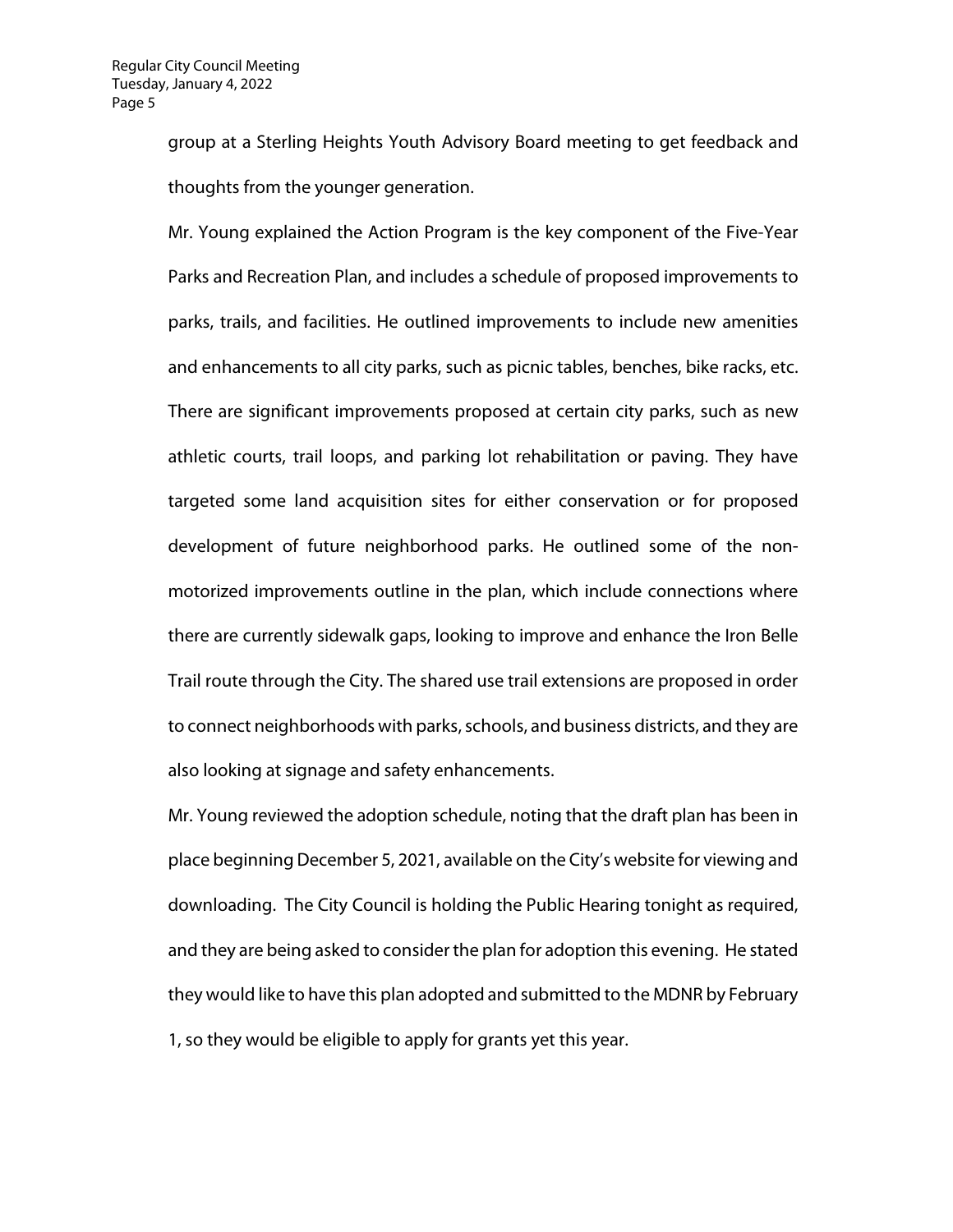group at a Sterling Heights Youth Advisory Board meeting to get feedback and thoughts from the younger generation.

Mr. Young explained the Action Program is the key component of the Five-Year Parks and Recreation Plan, and includes a schedule of proposed improvements to parks, trails, and facilities. He outlined improvements to include new amenities and enhancements to all city parks, such as picnic tables, benches, bike racks, etc. There are significant improvements proposed at certain city parks, such as new athletic courts, trail loops, and parking lot rehabilitation or paving. They have targeted some land acquisition sites for either conservation or for proposed development of future neighborhood parks. He outlined some of the non-motorized improvements outline in the plan, which include connections where there are currently sidewalk gaps, looking to improve and enhance the Iron Belle Trail route through the City. The shared use trail extensions are proposed in order to connect neighborhoods with parks, schools, and business districts, and they are also looking at signage and safety enhancements.

Mr. Young reviewed the adoption schedule, noting that the draft plan has been in place beginning December 5, 2021, available on the City's website for viewing and downloading. The City Council is holding the Public Hearing tonight as required, and they are being asked to consider the plan for adoption this evening. He stated they would like to have this plan adopted and submitted to the MDNR by February 1, so they would be eligible to apply for grants yet this year.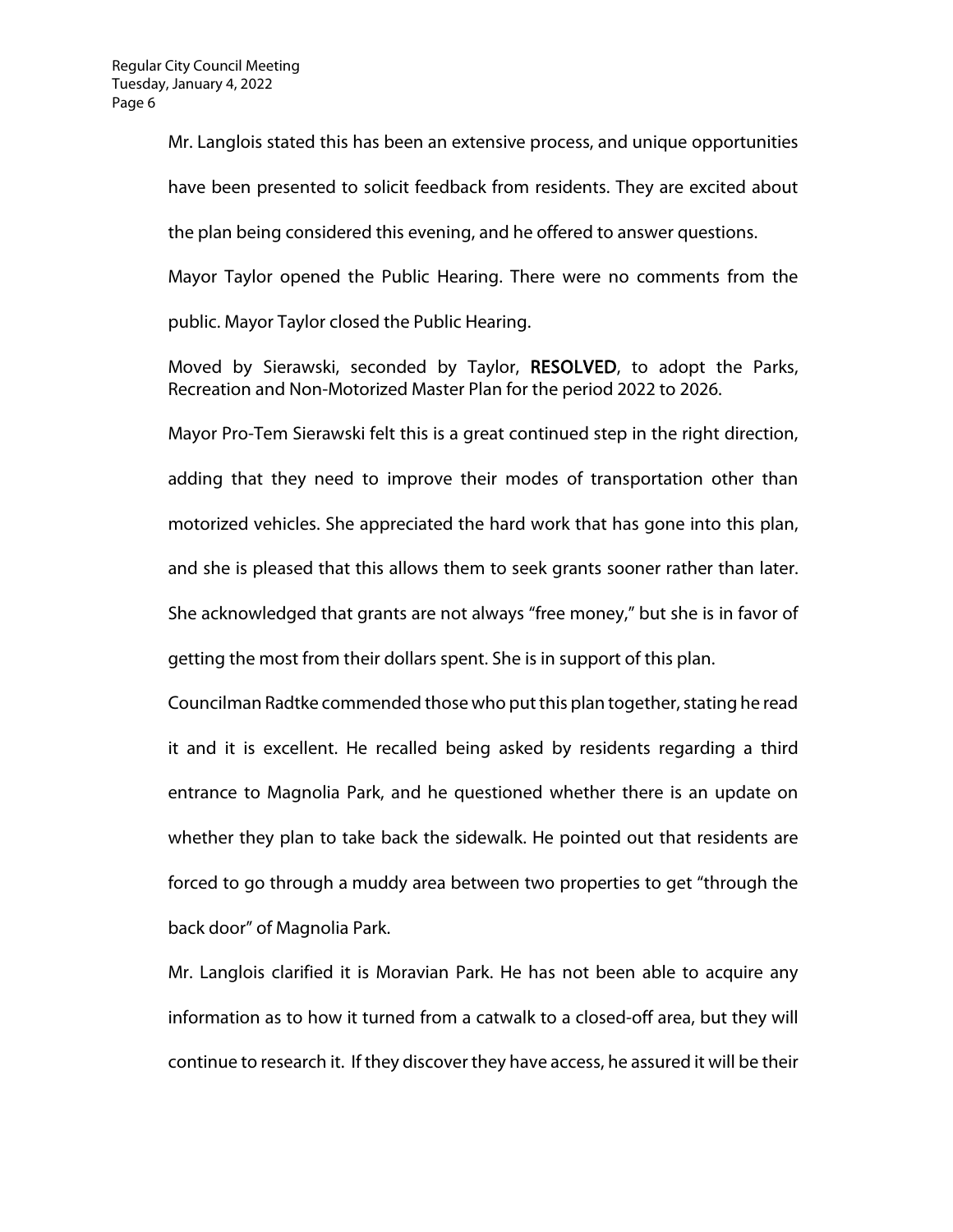Mr. Langlois stated this has been an extensive process, and unique opportunities have been presented to solicit feedback from residents. They are excited about the plan being considered this evening, and he offered to answer questions.

Mayor Taylor opened the Public Hearing. There were no comments from the public. Mayor Taylor closed the Public Hearing.

Moved by Sierawski, seconded by Taylor, **RESOLVED**, to adopt the Parks, Recreation and Non-Motorized Master Plan for the period 2022 to 2026.

Mayor Pro-Tem Sierawski felt this is a great continued step in the right direction, adding that they need to improve their modes of transportation other than motorized vehicles. She appreciated the hard work that has gone into this plan, and she is pleased that this allows them to seek grants sooner rather than later. She acknowledged that grants are not always "free money," but she is in favor of getting the most from their dollars spent. She is in support of this plan.

Councilman Radtke commended those who put this plan together, stating he read it and it is excellent. He recalled being asked by residents regarding a third entrance to Magnolia Park, and he questioned whether there is an update on whether they plan to take back the sidewalk. He pointed out that residents are forced to go through a muddy area between two properties to get "through the back door" of Magnolia Park.

Mr. Langlois clarified it is Moravian Park. He has not been able to acquire any information as to how it turned from a catwalk to a closed-off area, but they will continue to research it. If they discover they have access, he assured it will be their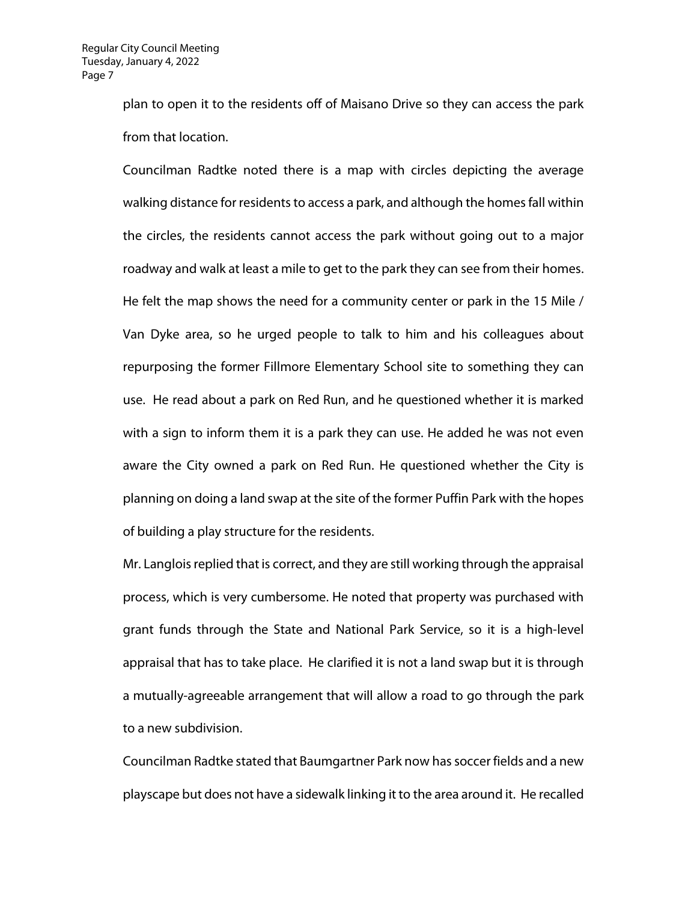plan to open it to the residents off of Maisano Drive so they can access the park from that location.

Councilman Radtke noted there is a map with circles depicting the average walking distance for residents to access a park, and although the homes fall within the circles, the residents cannot access the park without going out to a major roadway and walk at least a mile to get to the park they can see from their homes. He felt the map shows the need for a community center or park in the 15 Mile / Van Dyke area, so he urged people to talk to him and his colleagues about repurposing the former Fillmore Elementary School site to something they can use. He read about a park on Red Run, and he questioned whether it is marked with a sign to inform them it is a park they can use. He added he was not even aware the City owned a park on Red Run. He questioned whether the City is planning on doing a land swap at the site of the former Puffin Park with the hopes of building a play structure for the residents.

Mr. Langlois replied that is correct, and they are still working through the appraisal process, which is very cumbersome. He noted that property was purchased with grant funds through the State and National Park Service, so it is a high-level appraisal that has to take place. He clarified it is not a land swap but it is through a mutually-agreeable arrangement that will allow a road to go through the park to a new subdivision.

Councilman Radtke stated that Baumgartner Park now has soccer fields and a new playscape but does not have a sidewalk linking it to the area around it. He recalled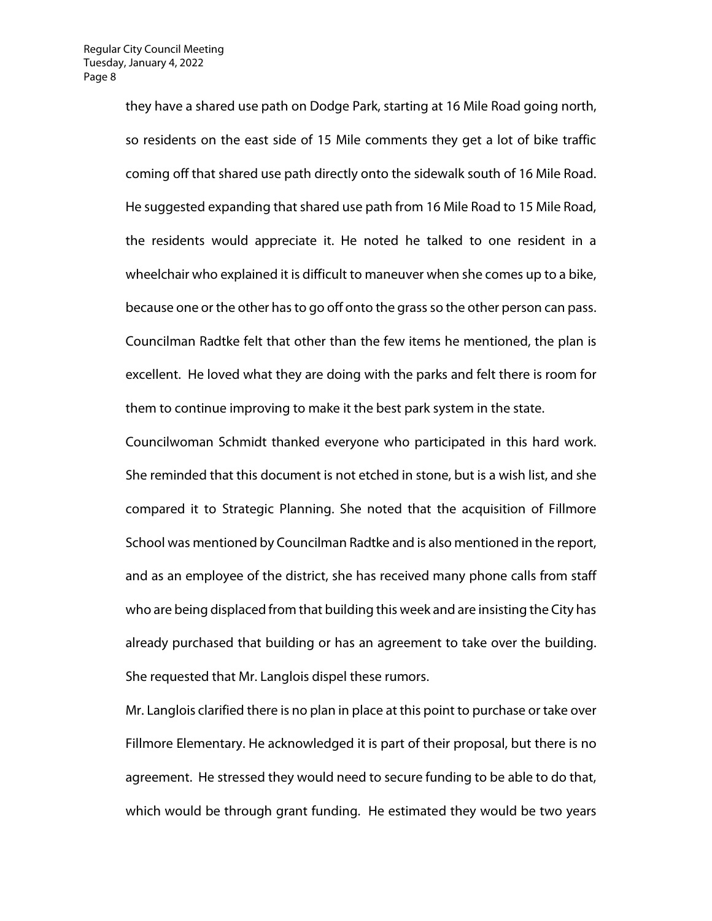they have a shared use path on Dodge Park, starting at 16 Mile Road going north, so residents on the east side of 15 Mile comments they get a lot of bike traffic coming off that shared use path directly onto the sidewalk south of 16 Mile Road. He suggested expanding that shared use path from 16 Mile Road to 15 Mile Road, the residents would appreciate it. He noted he talked to one resident in a wheelchair who explained it is difficult to maneuver when she comes up to a bike, because one or the other has to go off onto the grass so the other person can pass. Councilman Radtke felt that other than the few items he mentioned, the plan is excellent. He loved what they are doing with the parks and felt there is room for them to continue improving to make it the best park system in the state.

Councilwoman Schmidt thanked everyone who participated in this hard work. She reminded that this document is not etched in stone, but is a wish list, and she compared it to Strategic Planning. She noted that the acquisition of Fillmore School was mentioned by Councilman Radtke and is also mentioned in the report, and as an employee of the district, she has received many phone calls from staff who are being displaced from that building this week and are insisting the City has already purchased that building or has an agreement to take over the building. She requested that Mr. Langlois dispel these rumors.

Mr. Langlois clarified there is no plan in place at this point to purchase or take over Fillmore Elementary. He acknowledged it is part of their proposal, but there is no agreement. He stressed they would need to secure funding to be able to do that, which would be through grant funding. He estimated they would be two years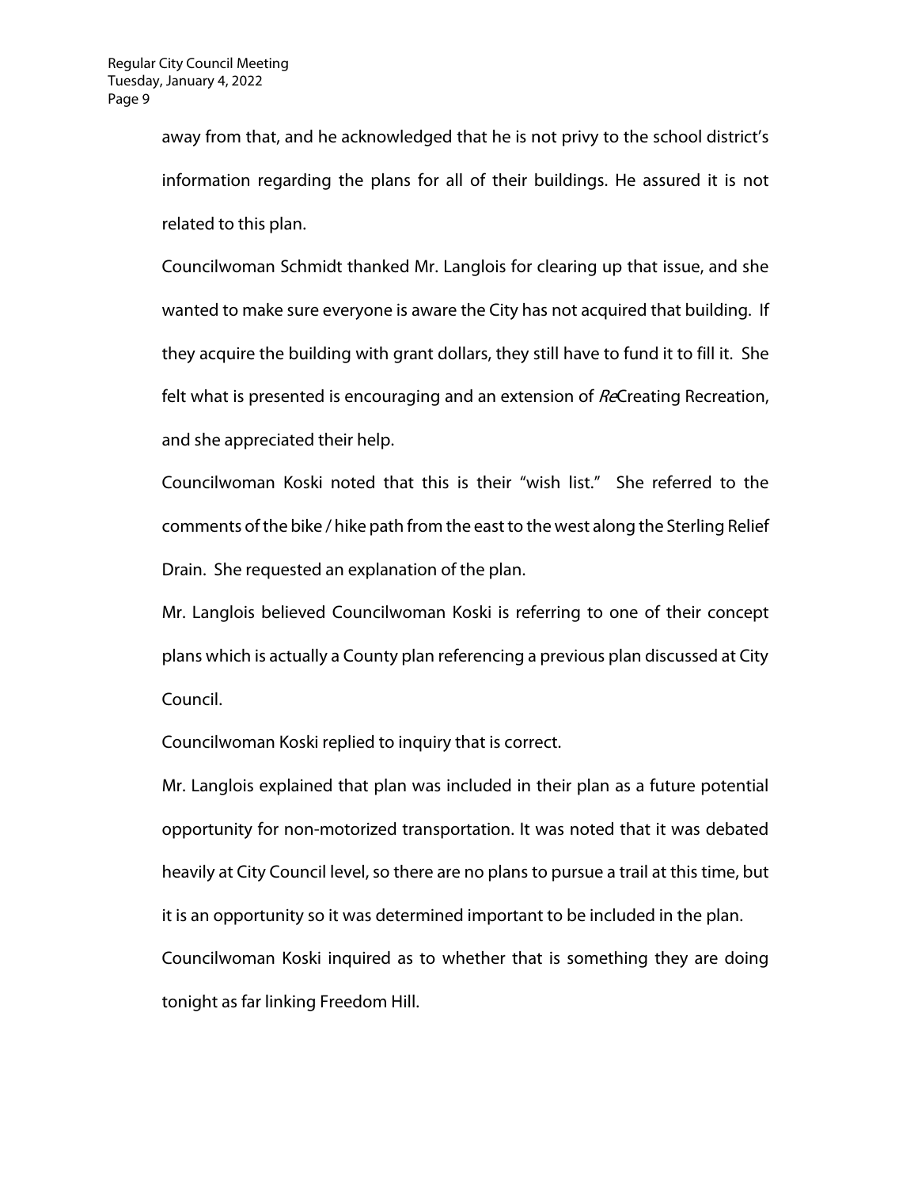away from that, and he acknowledged that he is not privy to the school district's information regarding the plans for all of their buildings. He assured it is not related to this plan.

Councilwoman Schmidt thanked Mr. Langlois for clearing up that issue, and she wanted to make sure everyone is aware the City has not acquired that building. If they acquire the building with grant dollars, they still have to fund it to fill it. She felt what is presented is encouraging and an extension of *Re*Creating Recreation, and she appreciated their help.

Councilwoman Koski noted that this is their "wish list." She referred to the comments of the bike / hike path from the east to the west along the Sterling Relief Drain. She requested an explanation of the plan.

Mr. Langlois believed Councilwoman Koski is referring to one of their concept plans which is actually a County plan referencing a previous plan discussed at City Council.

Councilwoman Koski replied to inquiry that is correct.

Mr. Langlois explained that plan was included in their plan as a future potential opportunity for non-motorized transportation. It was noted that it was debated heavily at City Council level, so there are no plans to pursue a trail at this time, but it is an opportunity so it was determined important to be included in the plan.

Councilwoman Koski inquired as to whether that is something they are doing tonight as far linking Freedom Hill.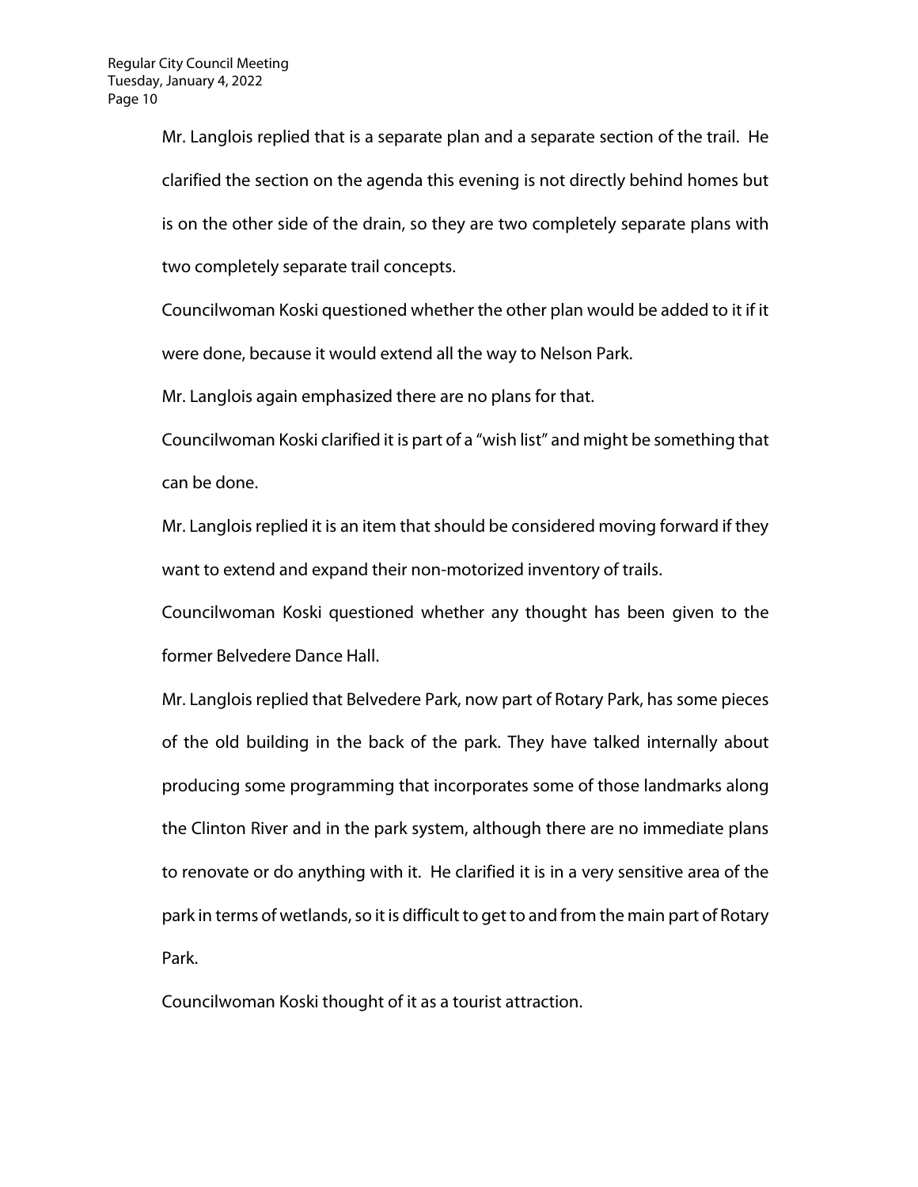Mr. Langlois replied that is a separate plan and a separate section of the trail. He clarified the section on the agenda this evening is not directly behind homes but is on the other side of the drain, so they are two completely separate plans with two completely separate trail concepts.

Councilwoman Koski questioned whether the other plan would be added to it if it were done, because it would extend all the way to Nelson Park.

Mr. Langlois again emphasized there are no plans for that.

Councilwoman Koski clarified it is part of a "wish list" and might be something that can be done.

Mr. Langlois replied it is an item that should be considered moving forward if they want to extend and expand their non-motorized inventory of trails.

Councilwoman Koski questioned whether any thought has been given to the former Belvedere Dance Hall.

Mr. Langlois replied that Belvedere Park, now part of Rotary Park, has some pieces of the old building in the back of the park. They have talked internally about producing some programming that incorporates some of those landmarks along the Clinton River and in the park system, although there are no immediate plans to renovate or do anything with it. He clarified it is in a very sensitive area of the park in terms of wetlands, so it is difficult to get to and from the main part of Rotary Park.

Councilwoman Koski thought of it as a tourist attraction.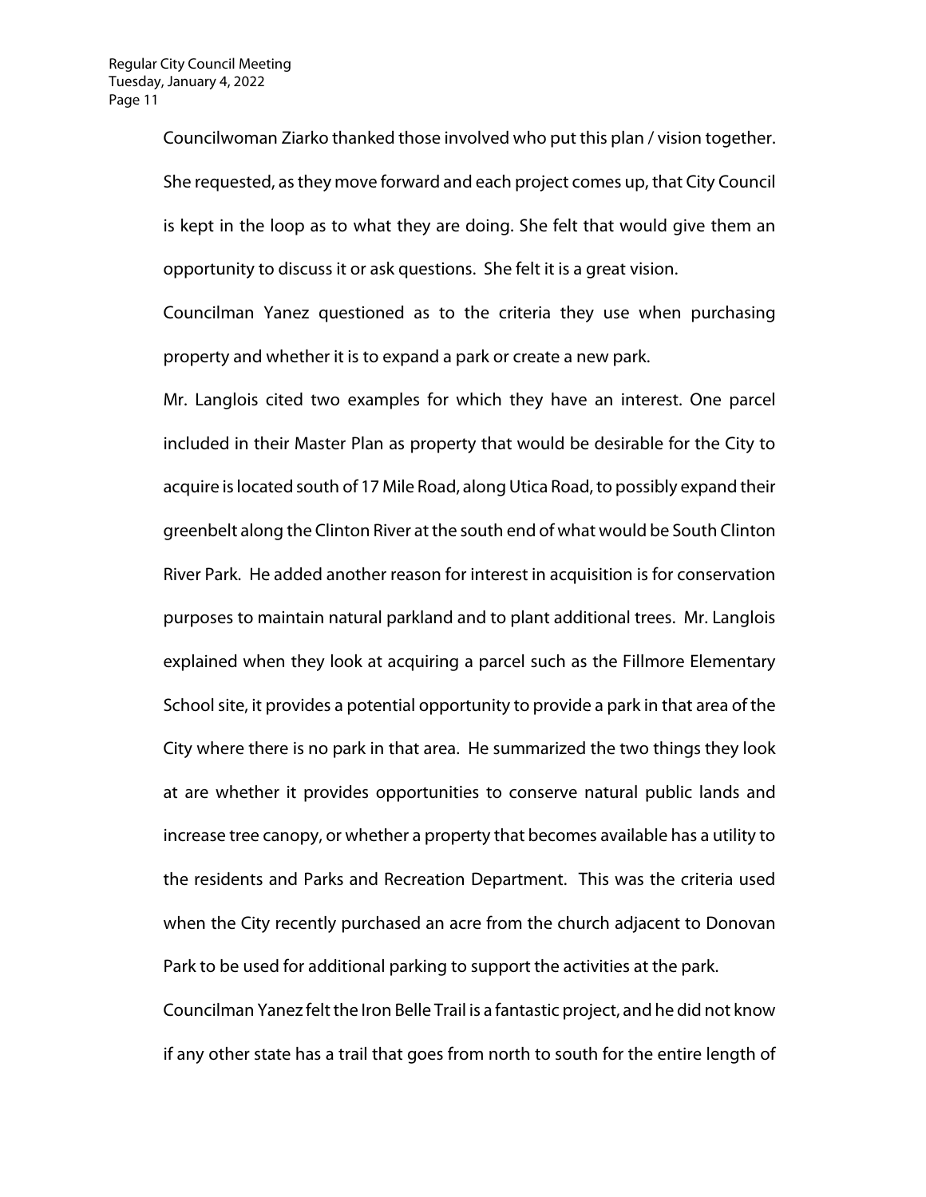Councilwoman Ziarko thanked those involved who put this plan / vision together. She requested, as they move forward and each project comes up, that City Council is kept in the loop as to what they are doing. She felt that would give them an opportunity to discuss it or ask questions. She felt it is a great vision.

Councilman Yanez questioned as to the criteria they use when purchasing property and whether it is to expand a park or create a new park.

Mr. Langlois cited two examples for which they have an interest. One parcel included in their Master Plan as property that would be desirable for the City to acquire is located south of 17 Mile Road, along Utica Road, to possibly expand their greenbelt along the Clinton River at the south end of what would be South Clinton River Park. He added another reason for interest in acquisition is for conservation purposes to maintain natural parkland and to plant additional trees. Mr. Langlois explained when they look at acquiring a parcel such as the Fillmore Elementary School site, it provides a potential opportunity to provide a park in that area of the City where there is no park in that area. He summarized the two things they look at are whether it provides opportunities to conserve natural public lands and increase tree canopy, or whether a property that becomes available has a utility to the residents and Parks and Recreation Department. This was the criteria used when the City recently purchased an acre from the church adjacent to Donovan Park to be used for additional parking to support the activities at the park.

Councilman Yanez felt the Iron Belle Trail is a fantastic project, and he did not know if any other state has a trail that goes from north to south for the entire length of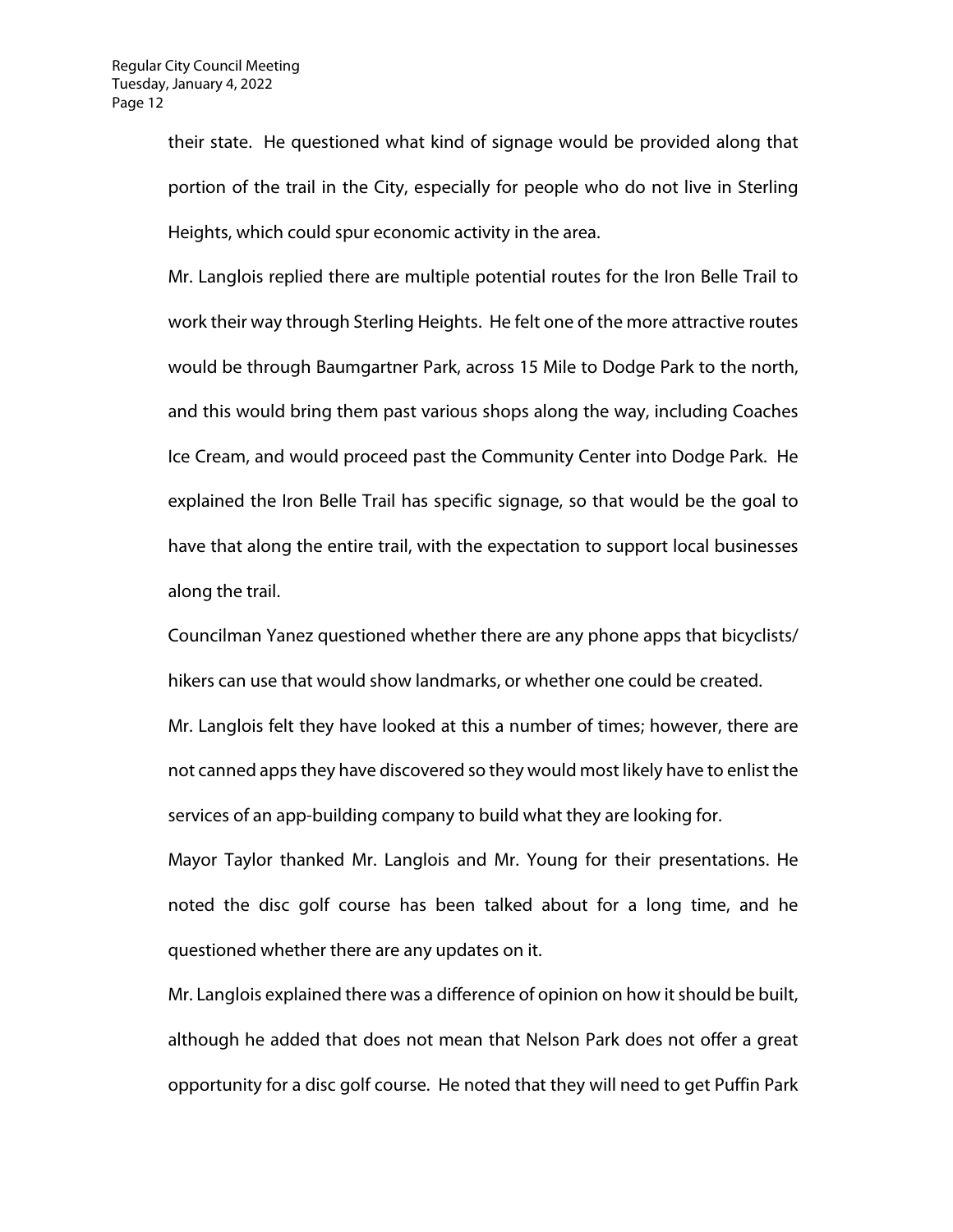their state. He questioned what kind of signage would be provided along that portion of the trail in the City, especially for people who do not live in Sterling Heights, which could spur economic activity in the area.

Mr. Langlois replied there are multiple potential routes for the Iron Belle Trail to work their way through Sterling Heights. He felt one of the more attractive routes would be through Baumgartner Park, across 15 Mile to Dodge Park to the north, and this would bring them past various shops along the way, including Coaches Ice Cream, and would proceed past the Community Center into Dodge Park. He explained the Iron Belle Trail has specific signage, so that would be the goal to have that along the entire trail, with the expectation to support local businesses along the trail.

Councilman Yanez questioned whether there are any phone apps that bicyclists/ hikers can use that would show landmarks, or whether one could be created.

Mr. Langlois felt they have looked at this a number of times; however, there are not canned apps they have discovered so they would most likely have to enlist the services of an app-building company to build what they are looking for.

Mayor Taylor thanked Mr. Langlois and Mr. Young for their presentations. He noted the disc golf course has been talked about for a long time, and he questioned whether there are any updates on it.

Mr. Langlois explained there was a difference of opinion on how it should be built, although he added that does not mean that Nelson Park does not offer a great opportunity for a disc golf course. He noted that they will need to get Puffin Park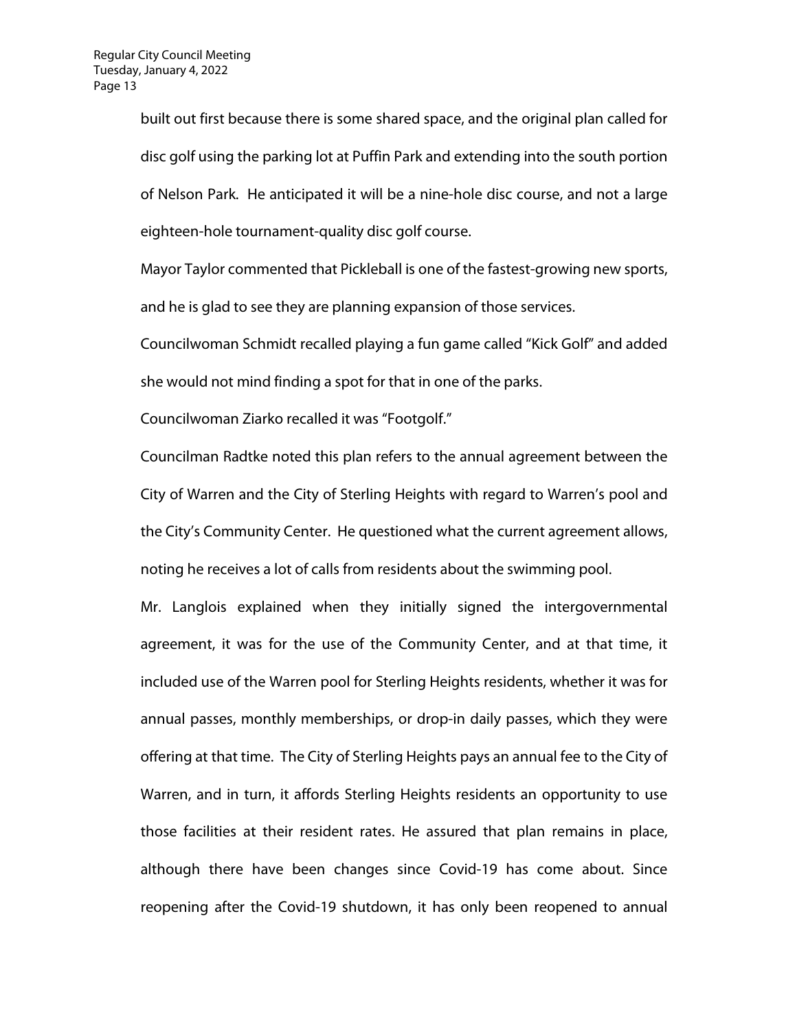built out first because there is some shared space, and the original plan called for disc golf using the parking lot at Puffin Park and extending into the south portion of Nelson Park. He anticipated it will be a nine-hole disc course, and not a large eighteen-hole tournament-quality disc golf course.

Mayor Taylor commented that Pickleball is one of the fastest-growing new sports, and he is glad to see they are planning expansion of those services.

Councilwoman Schmidt recalled playing a fun game called "Kick Golf" and added she would not mind finding a spot for that in one of the parks.

Councilwoman Ziarko recalled it was "Footgolf."

Councilman Radtke noted this plan refers to the annual agreement between the City of Warren and the City of Sterling Heights with regard to Warren's pool and the City's Community Center. He questioned what the current agreement allows, noting he receives a lot of calls from residents about the swimming pool.

Mr. Langlois explained when they initially signed the intergovernmental agreement, it was for the use of the Community Center, and at that time, it included use of the Warren pool for Sterling Heights residents, whether it was for annual passes, monthly memberships, or drop-in daily passes, which they were offering at that time. The City of Sterling Heights pays an annual fee to the City of Warren, and in turn, it affords Sterling Heights residents an opportunity to use those facilities at their resident rates. He assured that plan remains in place, although there have been changes since Covid-19 has come about. Since reopening after the Covid-19 shutdown, it has only been reopened to annual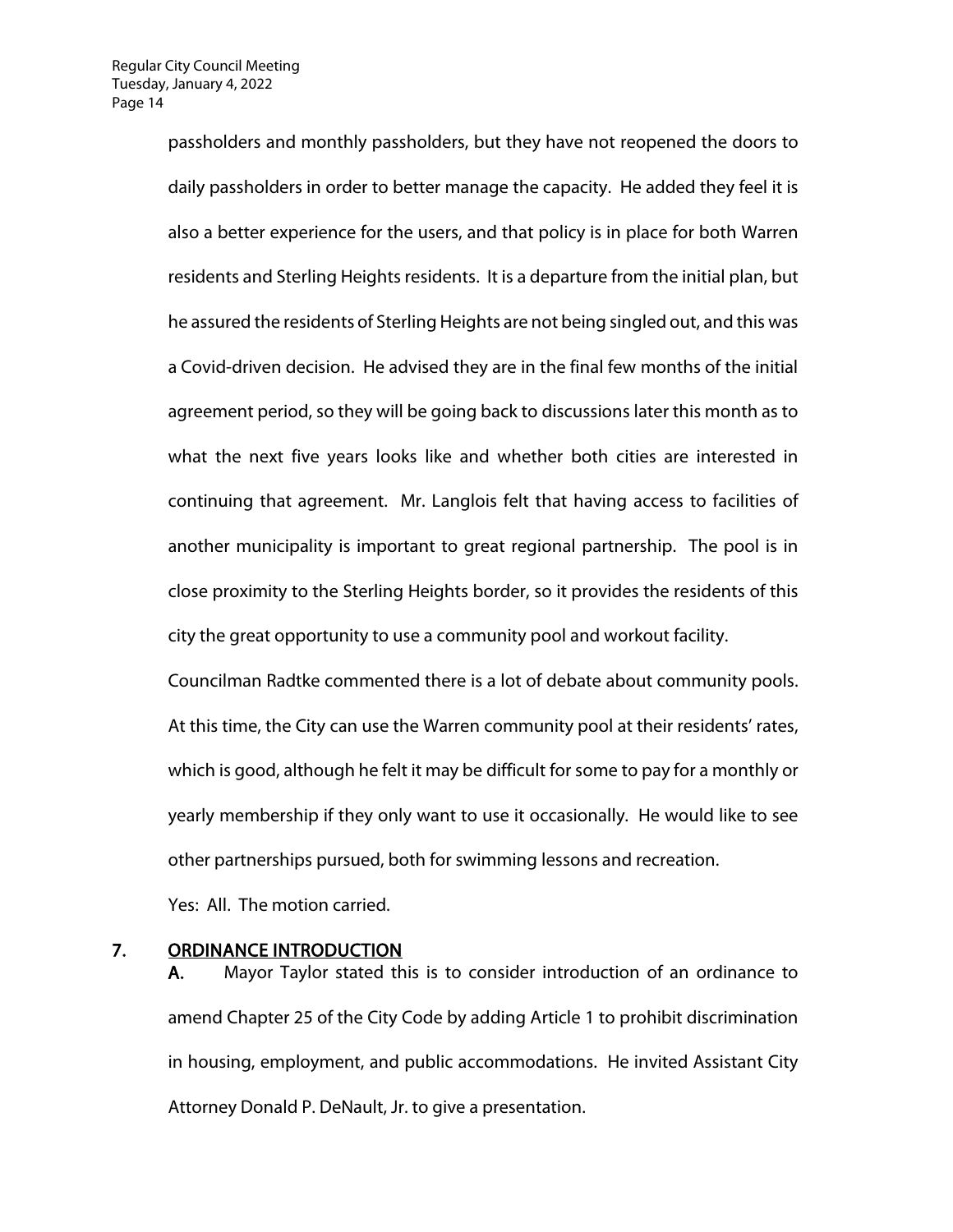passholders and monthly passholders, but they have not reopened the doors to daily passholders in order to better manage the capacity. He added they feel it is also a better experience for the users, and that policy is in place for both Warren residents and Sterling Heights residents. It is a departure from the initial plan, but he assured the residents of Sterling Heights are not being singled out, and this was a Covid-driven decision. He advised they are in the final few months of the initial agreement period, so they will be going back to discussions later this month as to what the next five years looks like and whether both cities are interested in continuing that agreement. Mr. Langlois felt that having access to facilities of another municipality is important to great regional partnership. The pool is in close proximity to the Sterling Heights border, so it provides the residents of this city the great opportunity to use a community pool and workout facility.

Councilman Radtke commented there is a lot of debate about community pools. At this time, the City can use the Warren community pool at their residents' rates, which is good, although he felt it may be difficult for some to pay for a monthly or yearly membership if they only want to use it occasionally. He would like to see other partnerships pursued, both for swimming lessons and recreation.

Yes: All. The motion carried.

## 7. <u>ORDINANCE INTRODUCTION</u>

**A.** Mayor Taylor stated this is to consider introduction of an ordinance to amend Chapter 25 of the City Code by adding Article 1 to prohibit discrimination in housing, employment, and public accommodations. He invited Assistant City Attorney Donald P. DeNault, Jr. to give a presentation.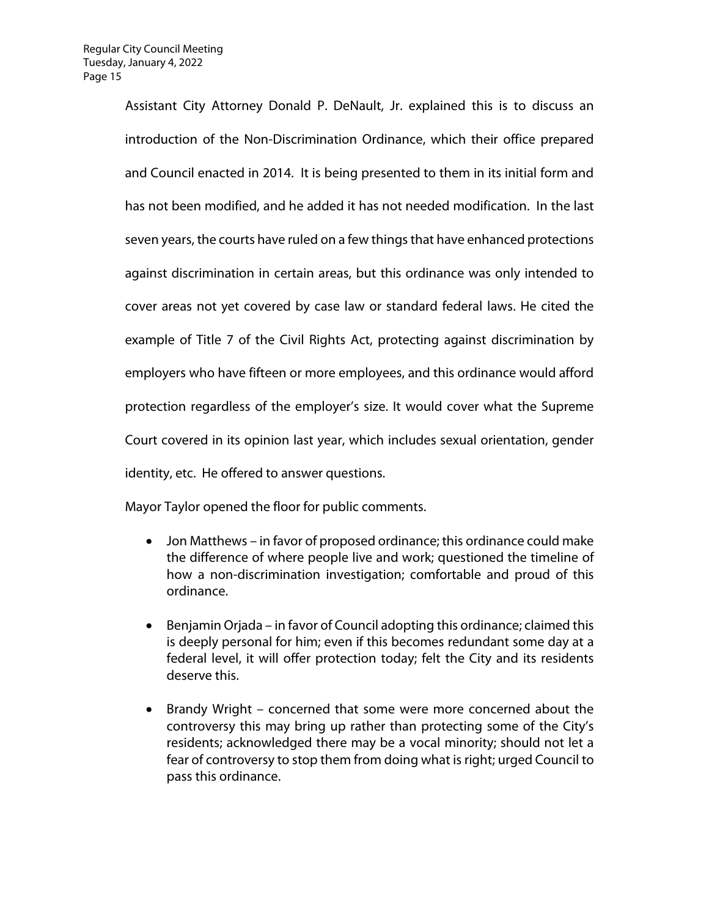Assistant City Attorney Donald P. DeNault, Jr. explained this is to discuss an introduction of the Non-Discrimination Ordinance, which their office prepared and Council enacted in 2014. It is being presented to them in its initial form and has not been modified, and he added it has not needed modification. In the last seven years, the courts have ruled on a few things that have enhanced protections against discrimination in certain areas, but this ordinance was only intended to cover areas not yet covered by case law or standard federal laws. He cited the example of Title 7 of the Civil Rights Act, protecting against discrimination by employers who have fifteen or more employees, and this ordinance would afford protection regardless of the employer's size. It would cover what the Supreme Court covered in its opinion last year, which includes sexual orientation, gender identity, etc. He offered to answer questions.

Mayor Taylor opened the floor for public comments.

- Jon Matthews – in favor of proposed ordinance; this ordinance could make the difference of where people live and work; questioned the timeline of how a non-discrimination investigation; comfortable and proud of this ordinance.

- Benjamin Orjada – in favor of Council adopting this ordinance; claimed this is deeply personal for him; even if this becomes redundant some day at a federal level, it will offer protection today; felt the City and its residents deserve this.

- Brandy Wright – concerned that some were more concerned about the controversy this may bring up rather than protecting some of the City's residents; acknowledged there may be a vocal minority; should not let a fear of controversy to stop them from doing what is right; urged Council to pass this ordinance.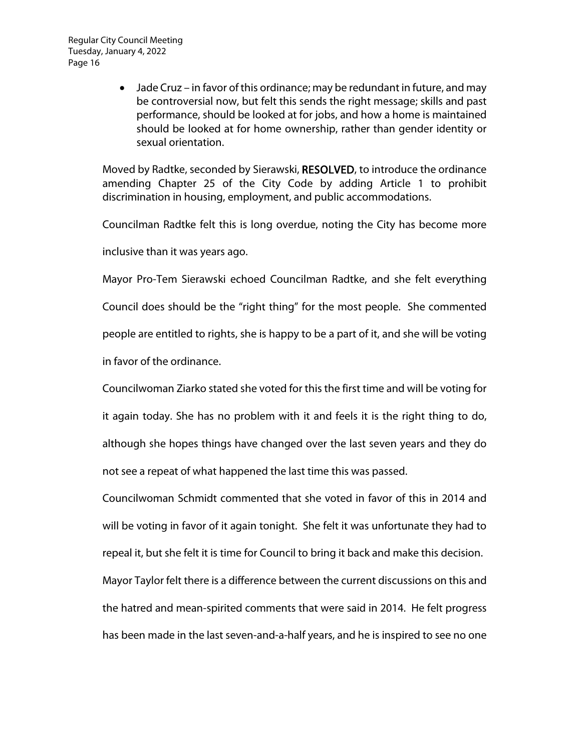- Jade Cruz – in favor of this ordinance; may be redundant in future, and may be controversial now, but felt this sends the right message; skills and past performance, should be looked at for jobs, and how a home is maintained should be looked at for home ownership, rather than gender identity or sexual orientation.

Moved by Radtke, seconded by Sierawski, **RESOLVED**, to introduce the ordinance amending Chapter 25 of the City Code by adding Article 1 to prohibit discrimination in housing, employment, and public accommodations.

Councilman Radtke felt this is long overdue, noting the City has become more inclusive than it was years ago.

Mayor Pro-Tem Sierawski echoed Councilman Radtke, and she felt everything Council does should be the "right thing" for the most people. She commented people are entitled to rights, she is happy to be a part of it, and she will be voting in favor of the ordinance.

Councilwoman Ziarko stated she voted for this the first time and will be voting for it again today. She has no problem with it and feels it is the right thing to do, although she hopes things have changed over the last seven years and they do not see a repeat of what happened the last time this was passed.

Councilwoman Schmidt commented that she voted in favor of this in 2014 and will be voting in favor of it again tonight. She felt it was unfortunate they had to repeal it, but she felt it is time for Council to bring it back and make this decision.

Mayor Taylor felt there is a difference between the current discussions on this and the hatred and mean-spirited comments that were said in 2014. He felt progress has been made in the last seven-and-a-half years, and he is inspired to see no one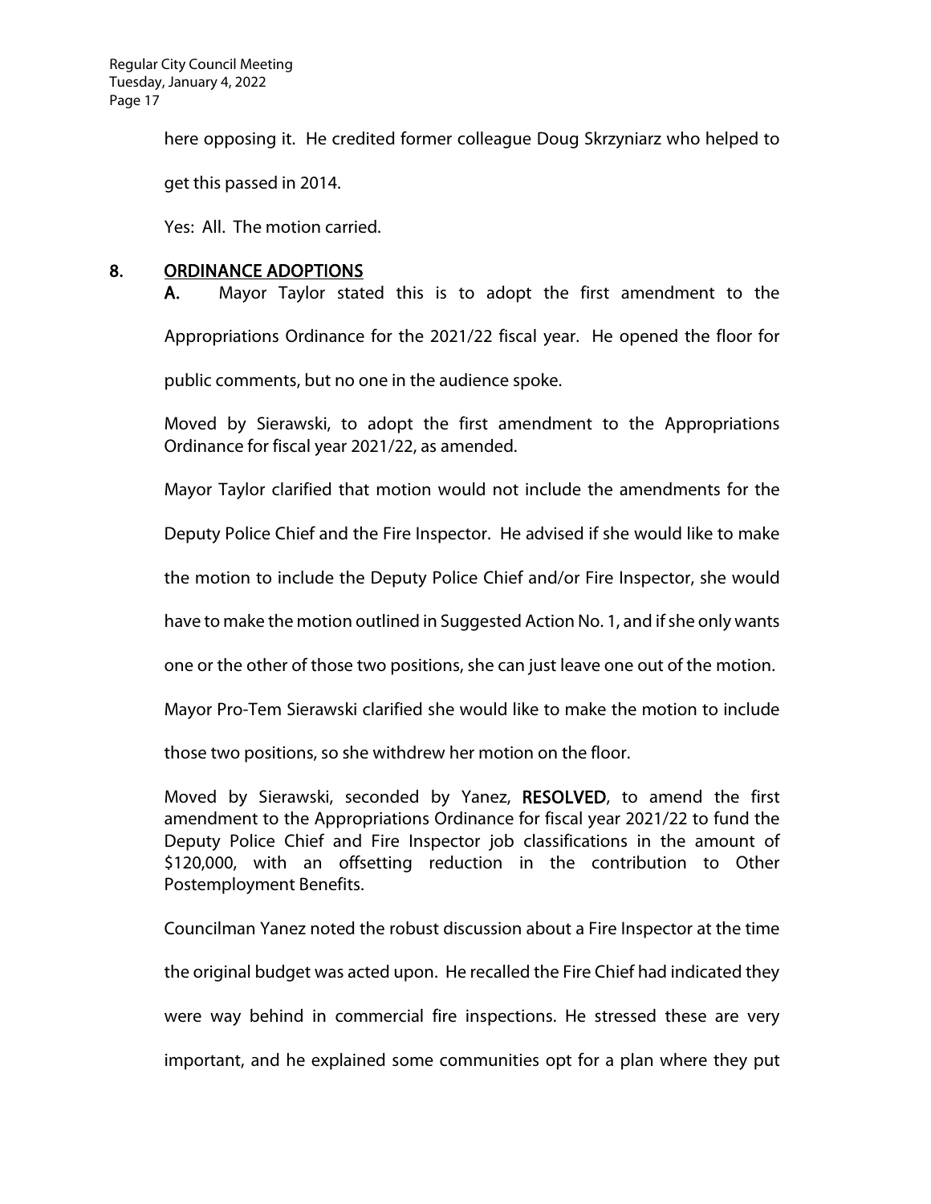here opposing it. He credited former colleague Doug Skrzyniarz who helped to get this passed in 2014.

Yes: All. The motion carried.

## 8. ORDINANCE ADOPTIONS

**A.** Mayor Taylor stated this is to adopt the first amendment to the Appropriations Ordinance for the 2021/22 fiscal year. He opened the floor for public comments, but no one in the audience spoke.

Moved by Sierawski, to adopt the first amendment to the Appropriations Ordinance for fiscal year 2021/22, as amended.

Mayor Taylor clarified that motion would not include the amendments for the Deputy Police Chief and the Fire Inspector. He advised if she would like to make the motion to include the Deputy Police Chief and/or Fire Inspector, she would have to make the motion outlined in Suggested Action No. 1, and if she only wants one or the other of those two positions, she can just leave one out of the motion.

Mayor Pro-Tem Sierawski clarified she would like to make the motion to include those two positions, so she withdrew her motion on the floor.

Moved by Sierawski, seconded by Yanez, **RESOLVED**, to amend the first amendment to the Appropriations Ordinance for fiscal year 2021/22 to fund the Deputy Police Chief and Fire Inspector job classifications in the amount of $120,000, with an offsetting reduction in the contribution to Other Postemployment Benefits.

Councilman Yanez noted the robust discussion about a Fire Inspector at the time the original budget was acted upon. He recalled the Fire Chief had indicated they were way behind in commercial fire inspections. He stressed these are very important, and he explained some communities opt for a plan where they put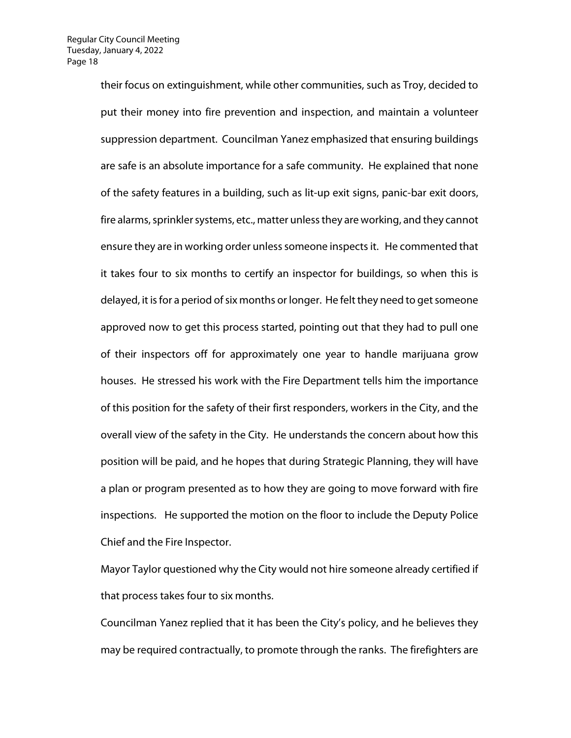their focus on extinguishment, while other communities, such as Troy, decided to put their money into fire prevention and inspection, and maintain a volunteer suppression department. Councilman Yanez emphasized that ensuring buildings are safe is an absolute importance for a safe community. He explained that none of the safety features in a building, such as lit-up exit signs, panic-bar exit doors, fire alarms, sprinkler systems, etc., matter unless they are working, and they cannot ensure they are in working order unless someone inspects it. He commented that it takes four to six months to certify an inspector for buildings, so when this is delayed, it is for a period of six months or longer. He felt they need to get someone approved now to get this process started, pointing out that they had to pull one of their inspectors off for approximately one year to handle marijuana grow houses. He stressed his work with the Fire Department tells him the importance of this position for the safety of their first responders, workers in the City, and the overall view of the safety in the City. He understands the concern about how this position will be paid, and he hopes that during Strategic Planning, they will have a plan or program presented as to how they are going to move forward with fire inspections. He supported the motion on the floor to include the Deputy Police Chief and the Fire Inspector.

Mayor Taylor questioned why the City would not hire someone already certified if that process takes four to six months.

Councilman Yanez replied that it has been the City's policy, and he believes they may be required contractually, to promote through the ranks. The firefighters are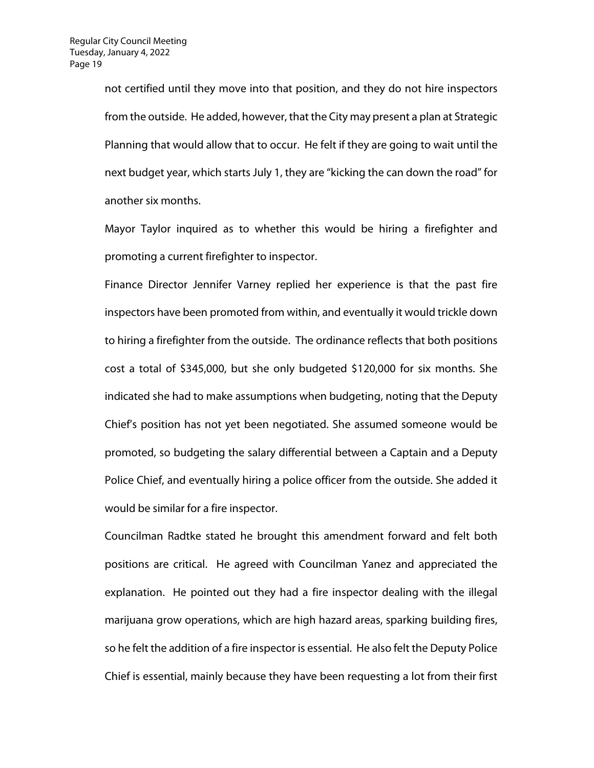not certified until they move into that position, and they do not hire inspectors from the outside. He added, however, that the City may present a plan at Strategic Planning that would allow that to occur. He felt if they are going to wait until the next budget year, which starts July 1, they are "kicking the can down the road" for another six months.

Mayor Taylor inquired as to whether this would be hiring a firefighter and promoting a current firefighter to inspector.

Finance Director Jennifer Varney replied her experience is that the past fire inspectors have been promoted from within, and eventually it would trickle down to hiring a firefighter from the outside. The ordinance reflects that both positions cost a total of $345,000, but she only budgeted $120,000 for six months. She indicated she had to make assumptions when budgeting, noting that the Deputy Chief's position has not yet been negotiated. She assumed someone would be promoted, so budgeting the salary differential between a Captain and a Deputy Police Chief, and eventually hiring a police officer from the outside. She added it would be similar for a fire inspector.

Councilman Radtke stated he brought this amendment forward and felt both positions are critical. He agreed with Councilman Yanez and appreciated the explanation. He pointed out they had a fire inspector dealing with the illegal marijuana grow operations, which are high hazard areas, sparking building fires, so he felt the addition of a fire inspector is essential. He also felt the Deputy Police Chief is essential, mainly because they have been requesting a lot from their first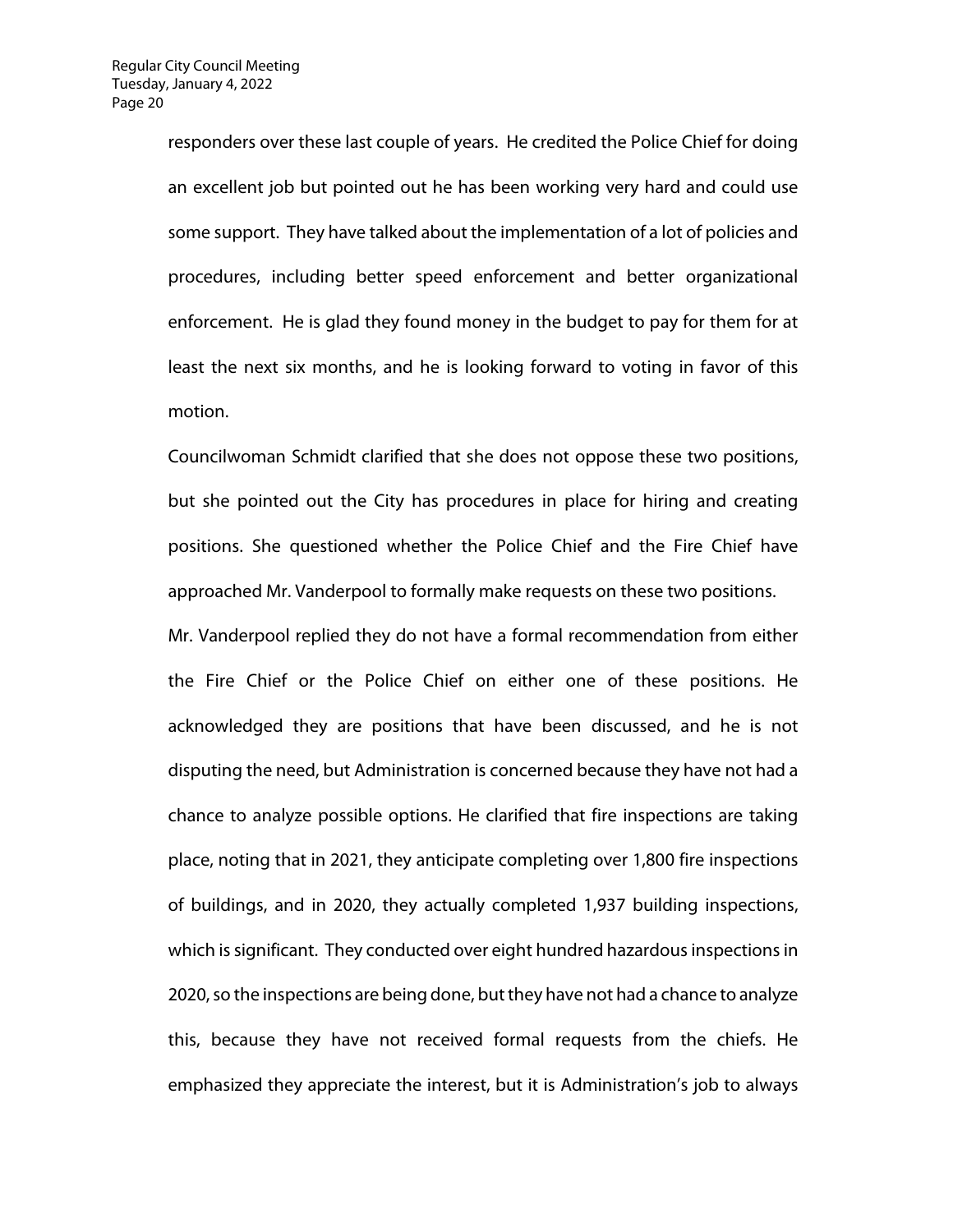responders over these last couple of years. He credited the Police Chief for doing an excellent job but pointed out he has been working very hard and could use some support. They have talked about the implementation of a lot of policies and procedures, including better speed enforcement and better organizational enforcement. He is glad they found money in the budget to pay for them for at least the next six months, and he is looking forward to voting in favor of this motion.

Councilwoman Schmidt clarified that she does not oppose these two positions, but she pointed out the City has procedures in place for hiring and creating positions. She questioned whether the Police Chief and the Fire Chief have approached Mr. Vanderpool to formally make requests on these two positions.

Mr. Vanderpool replied they do not have a formal recommendation from either the Fire Chief or the Police Chief on either one of these positions. He acknowledged they are positions that have been discussed, and he is not disputing the need, but Administration is concerned because they have not had a chance to analyze possible options. He clarified that fire inspections are taking place, noting that in 2021, they anticipate completing over 1,800 fire inspections of buildings, and in 2020, they actually completed 1,937 building inspections, which is significant. They conducted over eight hundred hazardous inspections in 2020, so the inspections are being done, but they have not had a chance to analyze this, because they have not received formal requests from the chiefs. He emphasized they appreciate the interest, but it is Administration's job to always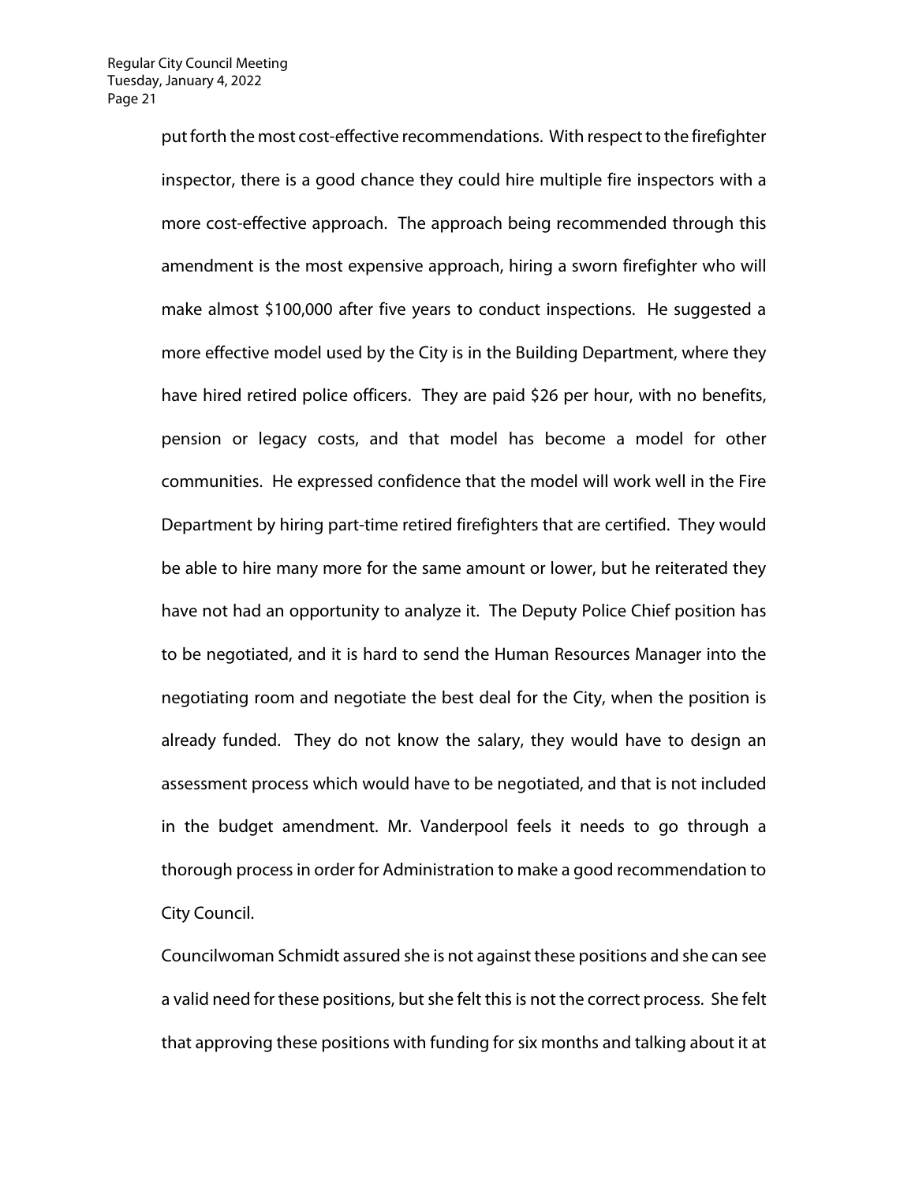put forth the most cost-effective recommendations. With respect to the firefighter inspector, there is a good chance they could hire multiple fire inspectors with a more cost-effective approach. The approach being recommended through this amendment is the most expensive approach, hiring a sworn firefighter who will make almost $100,000 after five years to conduct inspections. He suggested a more effective model used by the City is in the Building Department, where they have hired retired police officers. They are paid $26 per hour, with no benefits, pension or legacy costs, and that model has become a model for other communities. He expressed confidence that the model will work well in the Fire Department by hiring part-time retired firefighters that are certified. They would be able to hire many more for the same amount or lower, but he reiterated they have not had an opportunity to analyze it. The Deputy Police Chief position has to be negotiated, and it is hard to send the Human Resources Manager into the negotiating room and negotiate the best deal for the City, when the position is already funded. They do not know the salary, they would have to design an assessment process which would have to be negotiated, and that is not included in the budget amendment. Mr. Vanderpool feels it needs to go through a thorough process in order for Administration to make a good recommendation to City Council.

Councilwoman Schmidt assured she is not against these positions and she can see a valid need for these positions, but she felt this is not the correct process. She felt that approving these positions with funding for six months and talking about it at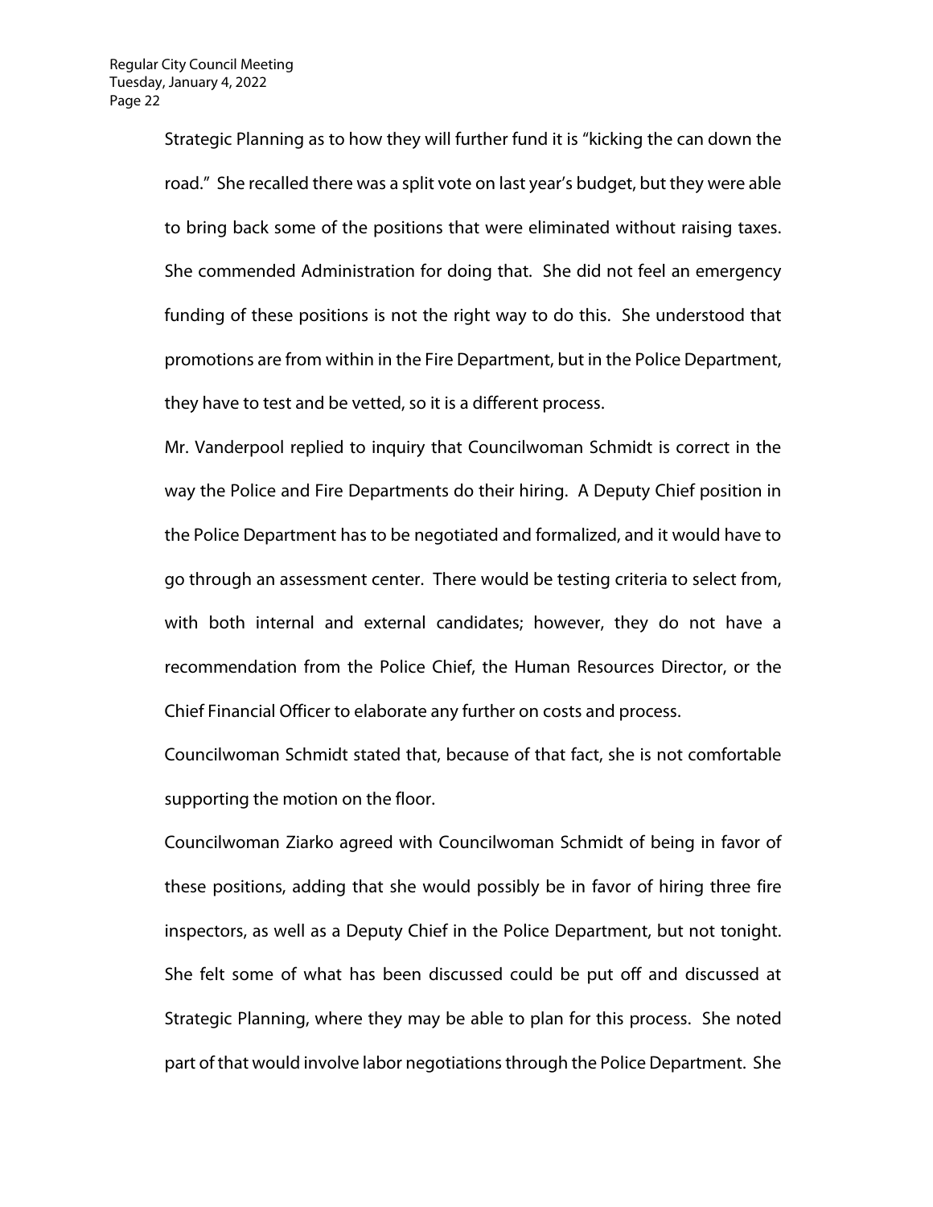Strategic Planning as to how they will further fund it is "kicking the can down the road." She recalled there was a split vote on last year's budget, but they were able to bring back some of the positions that were eliminated without raising taxes. She commended Administration for doing that. She did not feel an emergency funding of these positions is not the right way to do this. She understood that promotions are from within in the Fire Department, but in the Police Department, they have to test and be vetted, so it is a different process.

Mr. Vanderpool replied to inquiry that Councilwoman Schmidt is correct in the way the Police and Fire Departments do their hiring. A Deputy Chief position in the Police Department has to be negotiated and formalized, and it would have to go through an assessment center. There would be testing criteria to select from, with both internal and external candidates; however, they do not have a recommendation from the Police Chief, the Human Resources Director, or the Chief Financial Officer to elaborate any further on costs and process.

Councilwoman Schmidt stated that, because of that fact, she is not comfortable supporting the motion on the floor.

Councilwoman Ziarko agreed with Councilwoman Schmidt of being in favor of these positions, adding that she would possibly be in favor of hiring three fire inspectors, as well as a Deputy Chief in the Police Department, but not tonight. She felt some of what has been discussed could be put off and discussed at Strategic Planning, where they may be able to plan for this process. She noted part of that would involve labor negotiations through the Police Department. She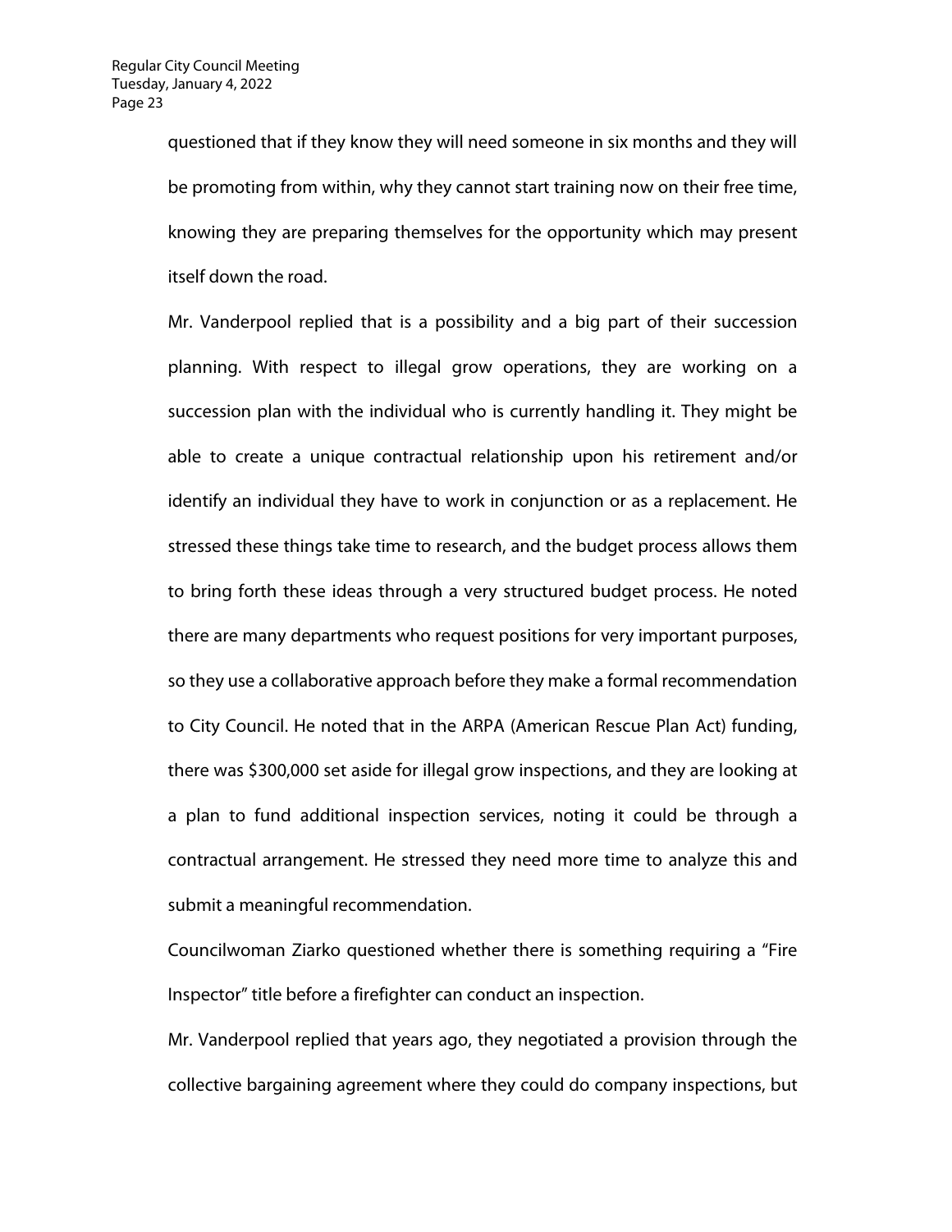questioned that if they know they will need someone in six months and they will be promoting from within, why they cannot start training now on their free time, knowing they are preparing themselves for the opportunity which may present itself down the road.

Mr. Vanderpool replied that is a possibility and a big part of their succession planning. With respect to illegal grow operations, they are working on a succession plan with the individual who is currently handling it. They might be able to create a unique contractual relationship upon his retirement and/or identify an individual they have to work in conjunction or as a replacement. He stressed these things take time to research, and the budget process allows them to bring forth these ideas through a very structured budget process. He noted there are many departments who request positions for very important purposes, so they use a collaborative approach before they make a formal recommendation to City Council. He noted that in the ARPA (American Rescue Plan Act) funding, there was $300,000 set aside for illegal grow inspections, and they are looking at a plan to fund additional inspection services, noting it could be through a contractual arrangement. He stressed they need more time to analyze this and submit a meaningful recommendation.

Councilwoman Ziarko questioned whether there is something requiring a "Fire Inspector" title before a firefighter can conduct an inspection.

Mr. Vanderpool replied that years ago, they negotiated a provision through the collective bargaining agreement where they could do company inspections, but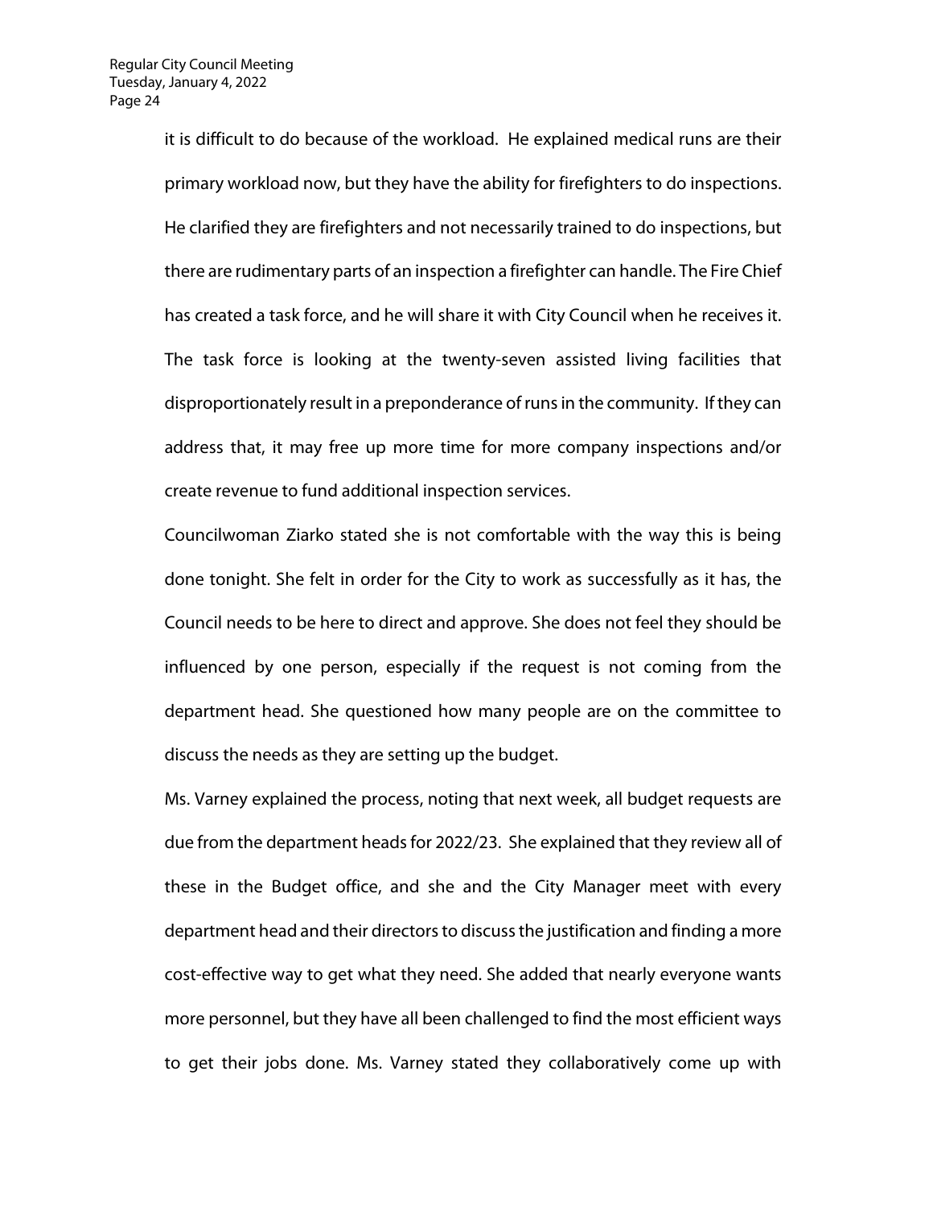it is difficult to do because of the workload. He explained medical runs are their primary workload now, but they have the ability for firefighters to do inspections. He clarified they are firefighters and not necessarily trained to do inspections, but there are rudimentary parts of an inspection a firefighter can handle. The Fire Chief has created a task force, and he will share it with City Council when he receives it. The task force is looking at the twenty-seven assisted living facilities that disproportionately result in a preponderance of runs in the community. If they can address that, it may free up more time for more company inspections and/or create revenue to fund additional inspection services.

Councilwoman Ziarko stated she is not comfortable with the way this is being done tonight. She felt in order for the City to work as successfully as it has, the Council needs to be here to direct and approve. She does not feel they should be influenced by one person, especially if the request is not coming from the department head. She questioned how many people are on the committee to discuss the needs as they are setting up the budget.

Ms. Varney explained the process, noting that next week, all budget requests are due from the department heads for 2022/23. She explained that they review all of these in the Budget office, and she and the City Manager meet with every department head and their directors to discuss the justification and finding a more cost-effective way to get what they need. She added that nearly everyone wants more personnel, but they have all been challenged to find the most efficient ways to get their jobs done. Ms. Varney stated they collaboratively come up with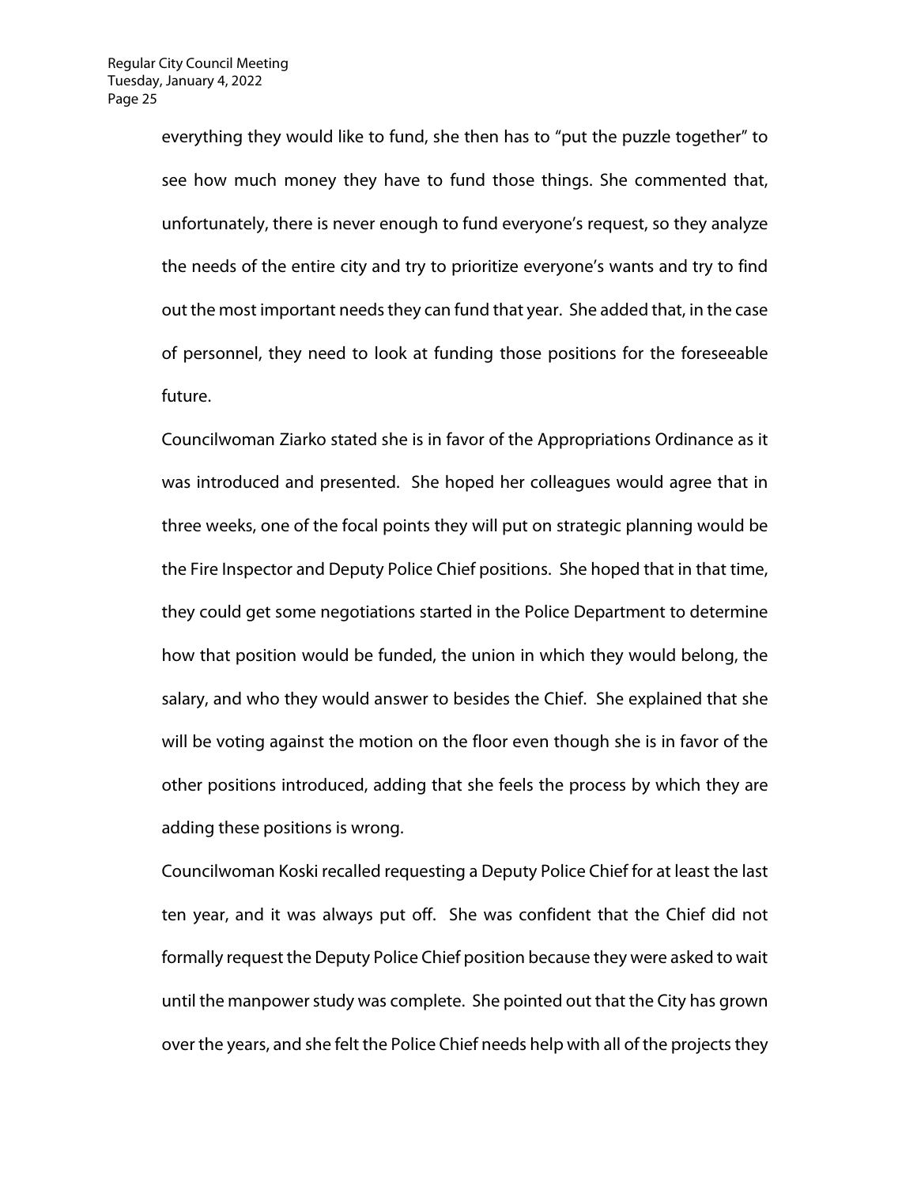everything they would like to fund, she then has to "put the puzzle together" to see how much money they have to fund those things. She commented that, unfortunately, there is never enough to fund everyone's request, so they analyze the needs of the entire city and try to prioritize everyone's wants and try to find out the most important needs they can fund that year. She added that, in the case of personnel, they need to look at funding those positions for the foreseeable future.

Councilwoman Ziarko stated she is in favor of the Appropriations Ordinance as it was introduced and presented. She hoped her colleagues would agree that in three weeks, one of the focal points they will put on strategic planning would be the Fire Inspector and Deputy Police Chief positions. She hoped that in that time, they could get some negotiations started in the Police Department to determine how that position would be funded, the union in which they would belong, the salary, and who they would answer to besides the Chief. She explained that she will be voting against the motion on the floor even though she is in favor of the other positions introduced, adding that she feels the process by which they are adding these positions is wrong.

Councilwoman Koski recalled requesting a Deputy Police Chief for at least the last ten year, and it was always put off. She was confident that the Chief did not formally request the Deputy Police Chief position because they were asked to wait until the manpower study was complete. She pointed out that the City has grown over the years, and she felt the Police Chief needs help with all of the projects they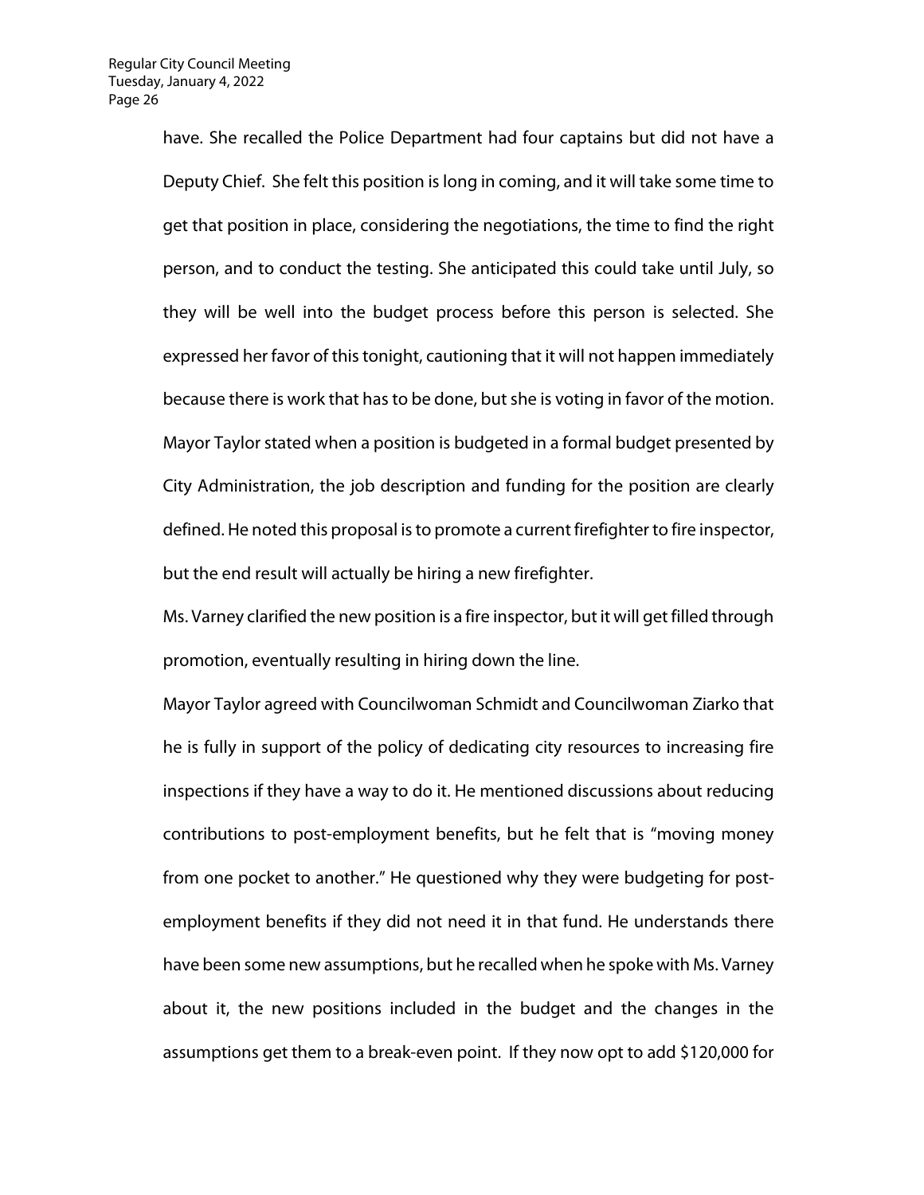have. She recalled the Police Department had four captains but did not have a Deputy Chief. She felt this position is long in coming, and it will take some time to get that position in place, considering the negotiations, the time to find the right person, and to conduct the testing. She anticipated this could take until July, so they will be well into the budget process before this person is selected. She expressed her favor of this tonight, cautioning that it will not happen immediately because there is work that has to be done, but she is voting in favor of the motion.

Mayor Taylor stated when a position is budgeted in a formal budget presented by City Administration, the job description and funding for the position are clearly defined. He noted this proposal is to promote a current firefighter to fire inspector, but the end result will actually be hiring a new firefighter.

Ms. Varney clarified the new position is a fire inspector, but it will get filled through promotion, eventually resulting in hiring down the line.

Mayor Taylor agreed with Councilwoman Schmidt and Councilwoman Ziarko that he is fully in support of the policy of dedicating city resources to increasing fire inspections if they have a way to do it. He mentioned discussions about reducing contributions to post-employment benefits, but he felt that is "moving money from one pocket to another." He questioned why they were budgeting for post-employment benefits if they did not need it in that fund. He understands there have been some new assumptions, but he recalled when he spoke with Ms. Varney about it, the new positions included in the budget and the changes in the assumptions get them to a break-even point. If they now opt to add $120,000 for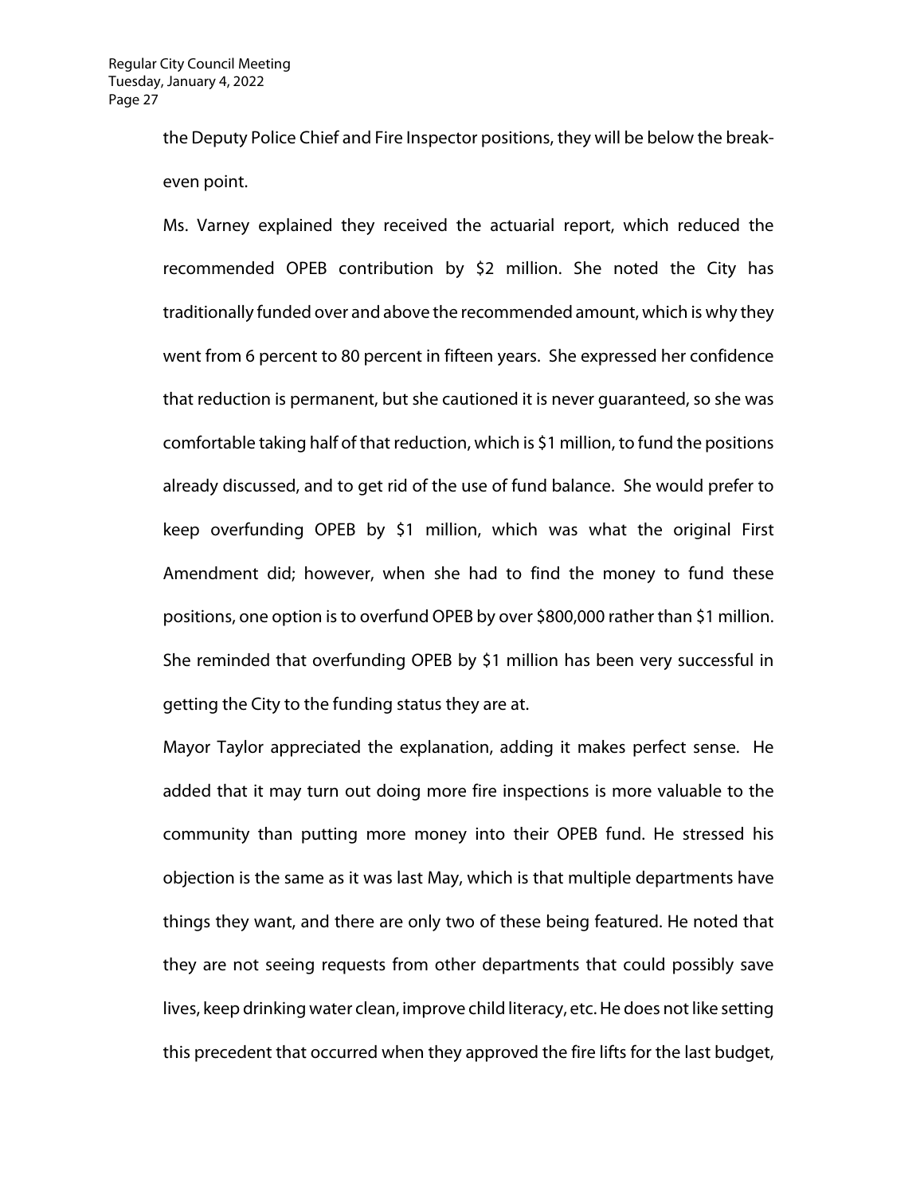the Deputy Police Chief and Fire Inspector positions, they will be below the break-even point.

Ms. Varney explained they received the actuarial report, which reduced the recommended OPEB contribution by $2 million. She noted the City has traditionally funded over and above the recommended amount, which is why they went from 6 percent to 80 percent in fifteen years. She expressed her confidence that reduction is permanent, but she cautioned it is never guaranteed, so she was comfortable taking half of that reduction, which is $1 million, to fund the positions already discussed, and to get rid of the use of fund balance. She would prefer to keep overfunding OPEB by $1 million, which was what the original First Amendment did; however, when she had to find the money to fund these positions, one option is to overfund OPEB by over $800,000 rather than $1 million. She reminded that overfunding OPEB by $1 million has been very successful in getting the City to the funding status they are at.

Mayor Taylor appreciated the explanation, adding it makes perfect sense. He added that it may turn out doing more fire inspections is more valuable to the community than putting more money into their OPEB fund. He stressed his objection is the same as it was last May, which is that multiple departments have things they want, and there are only two of these being featured. He noted that they are not seeing requests from other departments that could possibly save lives, keep drinking water clean, improve child literacy, etc. He does not like setting this precedent that occurred when they approved the fire lifts for the last budget,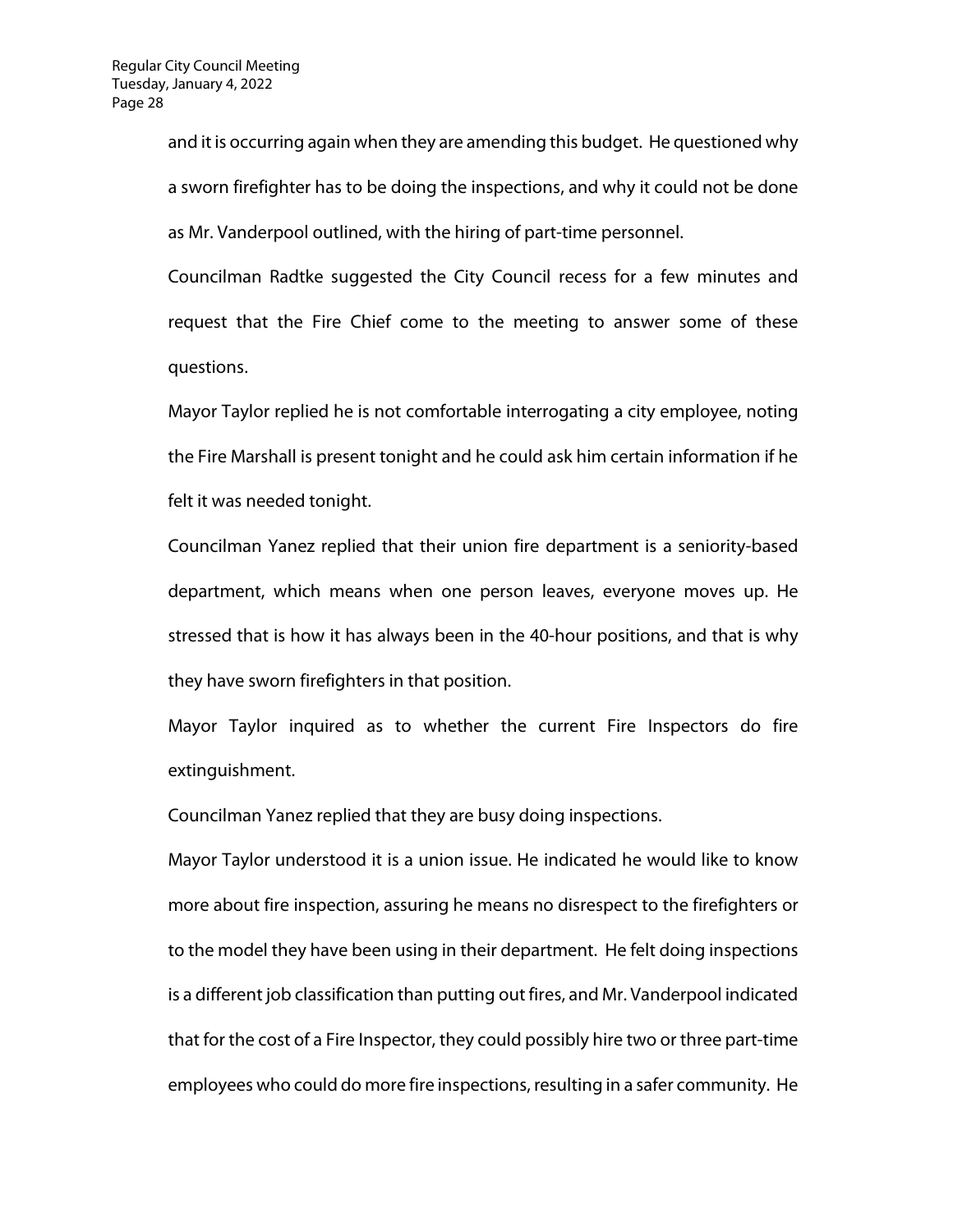and it is occurring again when they are amending this budget. He questioned why a sworn firefighter has to be doing the inspections, and why it could not be done as Mr. Vanderpool outlined, with the hiring of part-time personnel.

Councilman Radtke suggested the City Council recess for a few minutes and request that the Fire Chief come to the meeting to answer some of these questions.

Mayor Taylor replied he is not comfortable interrogating a city employee, noting the Fire Marshall is present tonight and he could ask him certain information if he felt it was needed tonight.

Councilman Yanez replied that their union fire department is a seniority-based department, which means when one person leaves, everyone moves up. He stressed that is how it has always been in the 40-hour positions, and that is why they have sworn firefighters in that position.

Mayor Taylor inquired as to whether the current Fire Inspectors do fire extinguishment.

Councilman Yanez replied that they are busy doing inspections.

Mayor Taylor understood it is a union issue. He indicated he would like to know more about fire inspection, assuring he means no disrespect to the firefighters or to the model they have been using in their department. He felt doing inspections is a different job classification than putting out fires, and Mr. Vanderpool indicated that for the cost of a Fire Inspector, they could possibly hire two or three part-time employees who could do more fire inspections, resulting in a safer community. He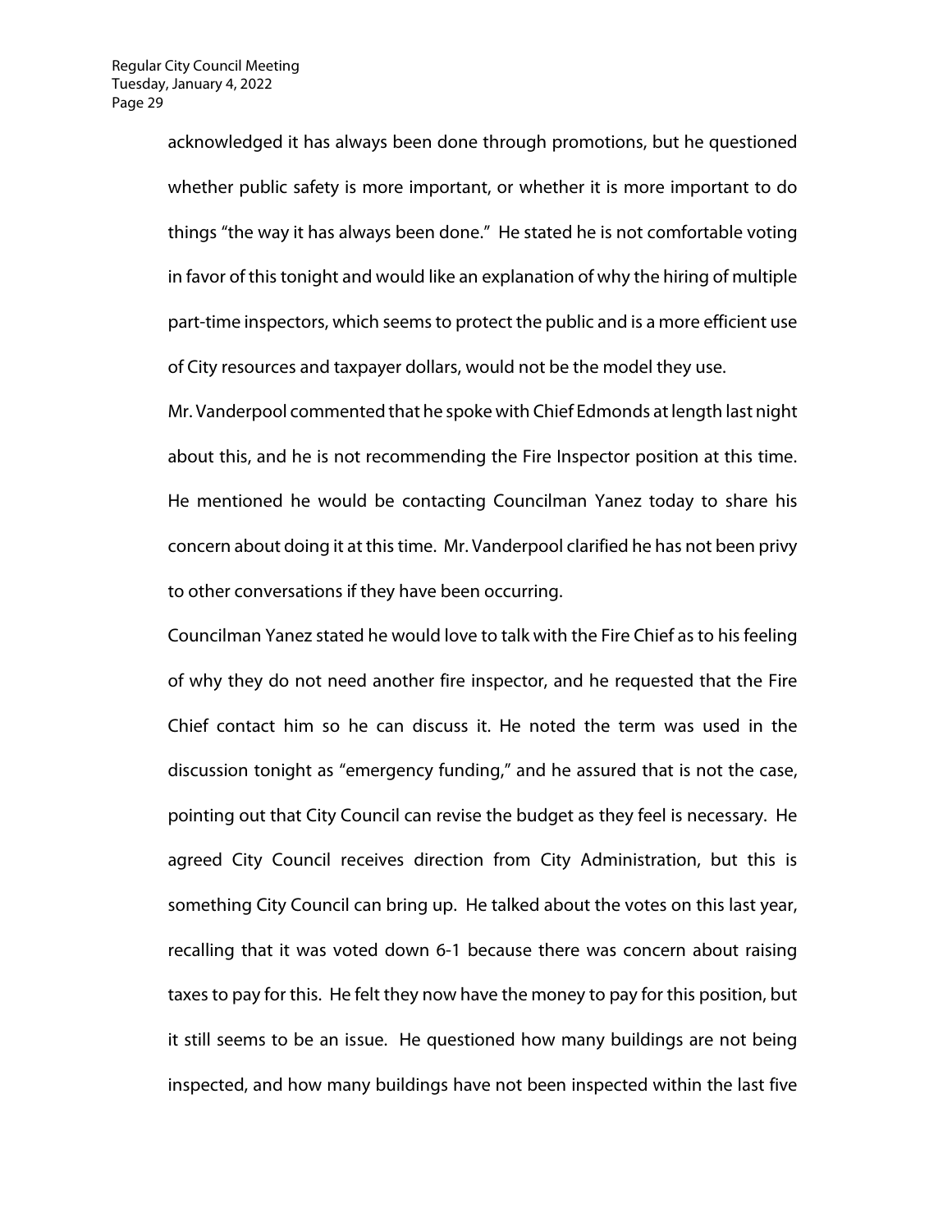acknowledged it has always been done through promotions, but he questioned whether public safety is more important, or whether it is more important to do things "the way it has always been done." He stated he is not comfortable voting in favor of this tonight and would like an explanation of why the hiring of multiple part-time inspectors, which seems to protect the public and is a more efficient use of City resources and taxpayer dollars, would not be the model they use.

Mr. Vanderpool commented that he spoke with Chief Edmonds at length last night about this, and he is not recommending the Fire Inspector position at this time. He mentioned he would be contacting Councilman Yanez today to share his concern about doing it at this time. Mr. Vanderpool clarified he has not been privy to other conversations if they have been occurring.

Councilman Yanez stated he would love to talk with the Fire Chief as to his feeling of why they do not need another fire inspector, and he requested that the Fire Chief contact him so he can discuss it. He noted the term was used in the discussion tonight as "emergency funding," and he assured that is not the case, pointing out that City Council can revise the budget as they feel is necessary. He agreed City Council receives direction from City Administration, but this is something City Council can bring up. He talked about the votes on this last year, recalling that it was voted down 6-1 because there was concern about raising taxes to pay for this. He felt they now have the money to pay for this position, but it still seems to be an issue. He questioned how many buildings are not being inspected, and how many buildings have not been inspected within the last five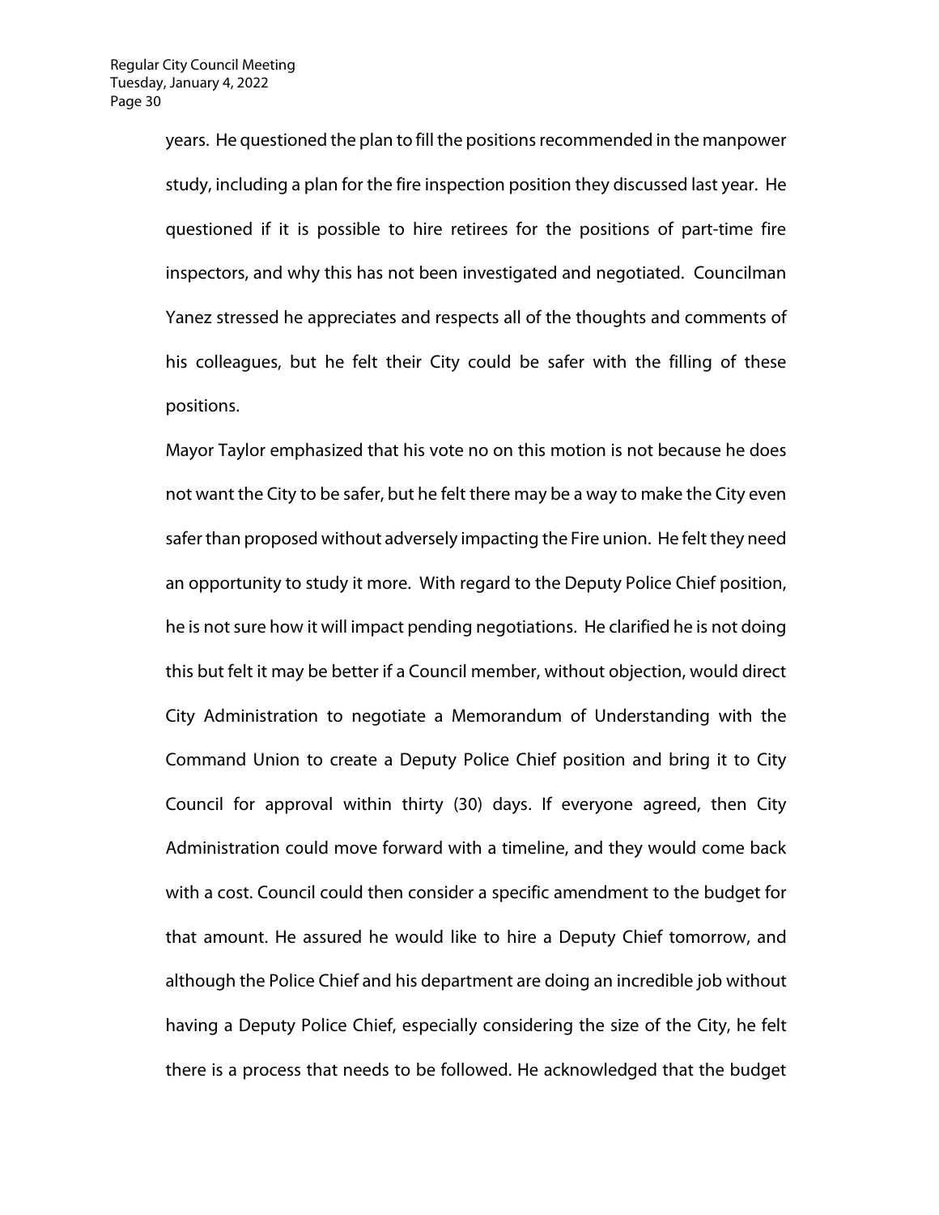years. He questioned the plan to fill the positions recommended in the manpower study, including a plan for the fire inspection position they discussed last year. He questioned if it is possible to hire retirees for the positions of part-time fire inspectors, and why this has not been investigated and negotiated. Councilman Yanez stressed he appreciates and respects all of the thoughts and comments of his colleagues, but he felt their City could be safer with the filling of these positions.

Mayor Taylor emphasized that his vote no on this motion is not because he does not want the City to be safer, but he felt there may be a way to make the City even safer than proposed without adversely impacting the Fire union. He felt they need an opportunity to study it more. With regard to the Deputy Police Chief position, he is not sure how it will impact pending negotiations. He clarified he is not doing this but felt it may be better if a Council member, without objection, would direct City Administration to negotiate a Memorandum of Understanding with the Command Union to create a Deputy Police Chief position and bring it to City Council for approval within thirty (30) days. If everyone agreed, then City Administration could move forward with a timeline, and they would come back with a cost. Council could then consider a specific amendment to the budget for that amount. He assured he would like to hire a Deputy Chief tomorrow, and although the Police Chief and his department are doing an incredible job without having a Deputy Police Chief, especially considering the size of the City, he felt there is a process that needs to be followed. He acknowledged that the budget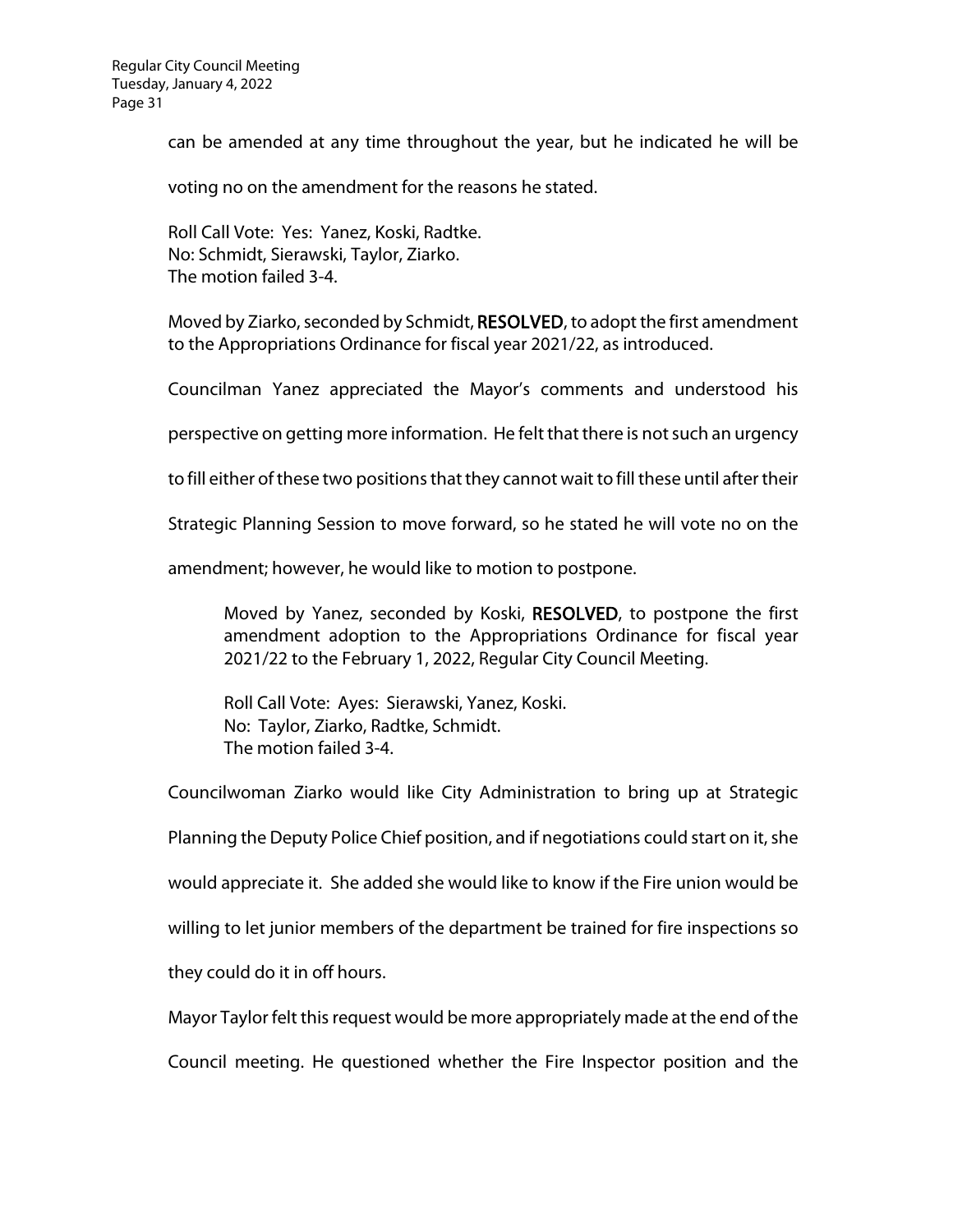can be amended at any time throughout the year, but he indicated he will be voting no on the amendment for the reasons he stated.

Roll Call Vote: Yes: Yanez, Koski, Radtke.
No: Schmidt, Sierawski, Taylor, Ziarko.
The motion failed 3-4.

Moved by Ziarko, seconded by Schmidt, **RESOLVED**, to adopt the first amendment to the Appropriations Ordinance for fiscal year 2021/22, as introduced.

Councilman Yanez appreciated the Mayor's comments and understood his perspective on getting more information. He felt that there is not such an urgency to fill either of these two positions that they cannot wait to fill these until after their Strategic Planning Session to move forward, so he stated he will vote no on the amendment; however, he would like to motion to postpone.

> Moved by Yanez, seconded by Koski, **RESOLVED**, to postpone the first amendment adoption to the Appropriations Ordinance for fiscal year 2021/22 to the February 1, 2022, Regular City Council Meeting.
>
> Roll Call Vote: Ayes: Sierawski, Yanez, Koski.
> No: Taylor, Ziarko, Radtke, Schmidt.
> The motion failed 3-4.

Councilwoman Ziarko would like City Administration to bring up at Strategic Planning the Deputy Police Chief position, and if negotiations could start on it, she would appreciate it. She added she would like to know if the Fire union would be willing to let junior members of the department be trained for fire inspections so they could do it in off hours.

Mayor Taylor felt this request would be more appropriately made at the end of the Council meeting. He questioned whether the Fire Inspector position and the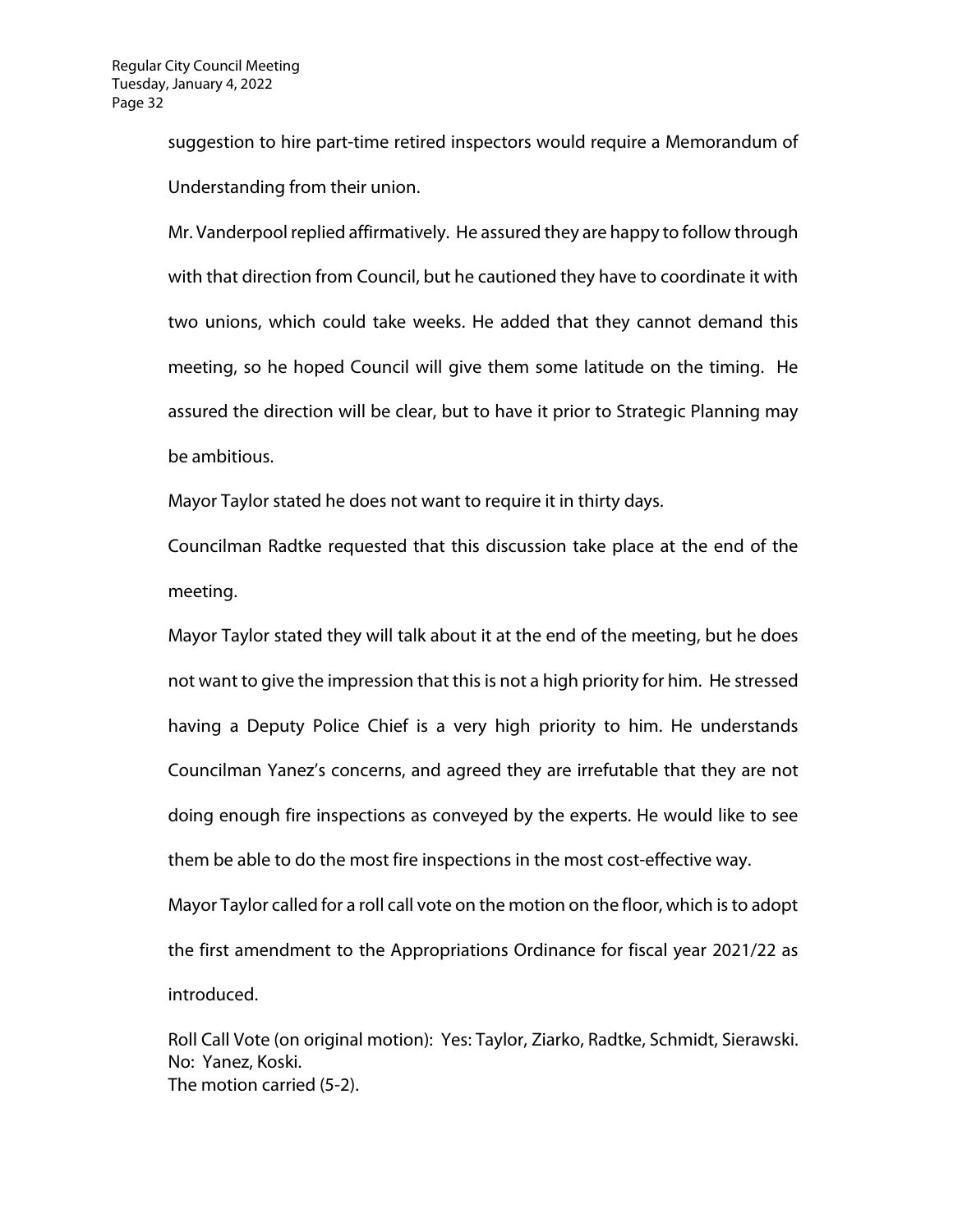suggestion to hire part-time retired inspectors would require a Memorandum of Understanding from their union.

Mr. Vanderpool replied affirmatively. He assured they are happy to follow through with that direction from Council, but he cautioned they have to coordinate it with two unions, which could take weeks. He added that they cannot demand this meeting, so he hoped Council will give them some latitude on the timing. He assured the direction will be clear, but to have it prior to Strategic Planning may be ambitious.

Mayor Taylor stated he does not want to require it in thirty days.

Councilman Radtke requested that this discussion take place at the end of the meeting.

Mayor Taylor stated they will talk about it at the end of the meeting, but he does not want to give the impression that this is not a high priority for him. He stressed having a Deputy Police Chief is a very high priority to him. He understands Councilman Yanez's concerns, and agreed they are irrefutable that they are not doing enough fire inspections as conveyed by the experts. He would like to see them be able to do the most fire inspections in the most cost-effective way.

Mayor Taylor called for a roll call vote on the motion on the floor, which is to adopt the first amendment to the Appropriations Ordinance for fiscal year 2021/22 as introduced.

Roll Call Vote (on original motion): Yes: Taylor, Ziarko, Radtke, Schmidt, Sierawski. No: Yanez, Koski.
The motion carried (5-2).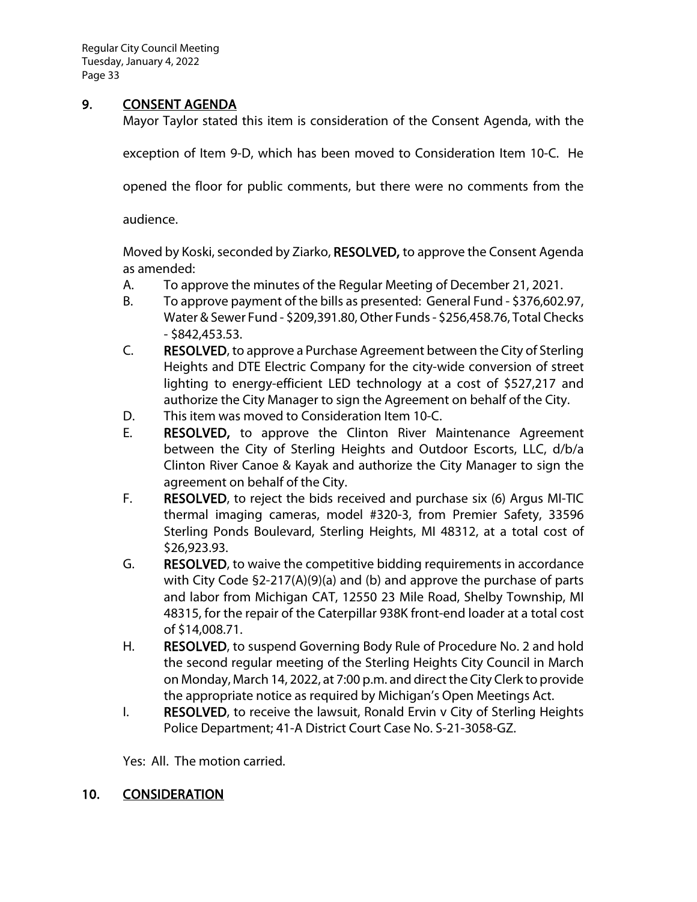## 9. CONSENT AGENDA

Mayor Taylor stated this item is consideration of the Consent Agenda, with the exception of Item 9-D, which has been moved to Consideration Item 10-C. He opened the floor for public comments, but there were no comments from the audience.

Moved by Koski, seconded by Ziarko, **RESOLVED,** to approve the Consent Agenda as amended:

A. To approve the minutes of the Regular Meeting of December 21, 2021.

B. To approve payment of the bills as presented: General Fund - $376,602.97, Water & Sewer Fund - $209,391.80, Other Funds - $256,458.76, Total Checks - $842,453.53.

C. **RESOLVED**, to approve a Purchase Agreement between the City of Sterling Heights and DTE Electric Company for the city-wide conversion of street lighting to energy-efficient LED technology at a cost of $527,217 and authorize the City Manager to sign the Agreement on behalf of the City.

D. This item was moved to Consideration Item 10-C.

E. **RESOLVED,** to approve the Clinton River Maintenance Agreement between the City of Sterling Heights and Outdoor Escorts, LLC, d/b/a Clinton River Canoe & Kayak and authorize the City Manager to sign the agreement on behalf of the City.

F. **RESOLVED**, to reject the bids received and purchase six (6) Argus MI-TIC thermal imaging cameras, model #320-3, from Premier Safety, 33596 Sterling Ponds Boulevard, Sterling Heights, MI 48312, at a total cost of $26,923.93.

G. **RESOLVED**, to waive the competitive bidding requirements in accordance with City Code §2-217(A)(9)(a) and (b) and approve the purchase of parts and labor from Michigan CAT, 12550 23 Mile Road, Shelby Township, MI 48315, for the repair of the Caterpillar 938K front-end loader at a total cost of $14,008.71.

H. **RESOLVED**, to suspend Governing Body Rule of Procedure No. 2 and hold the second regular meeting of the Sterling Heights City Council in March on Monday, March 14, 2022, at 7:00 p.m. and direct the City Clerk to provide the appropriate notice as required by Michigan's Open Meetings Act.

I. **RESOLVED**, to receive the lawsuit, Ronald Ervin v City of Sterling Heights Police Department; 41-A District Court Case No. S-21-3058-GZ.

Yes: All. The motion carried.

## 10. CONSIDERATION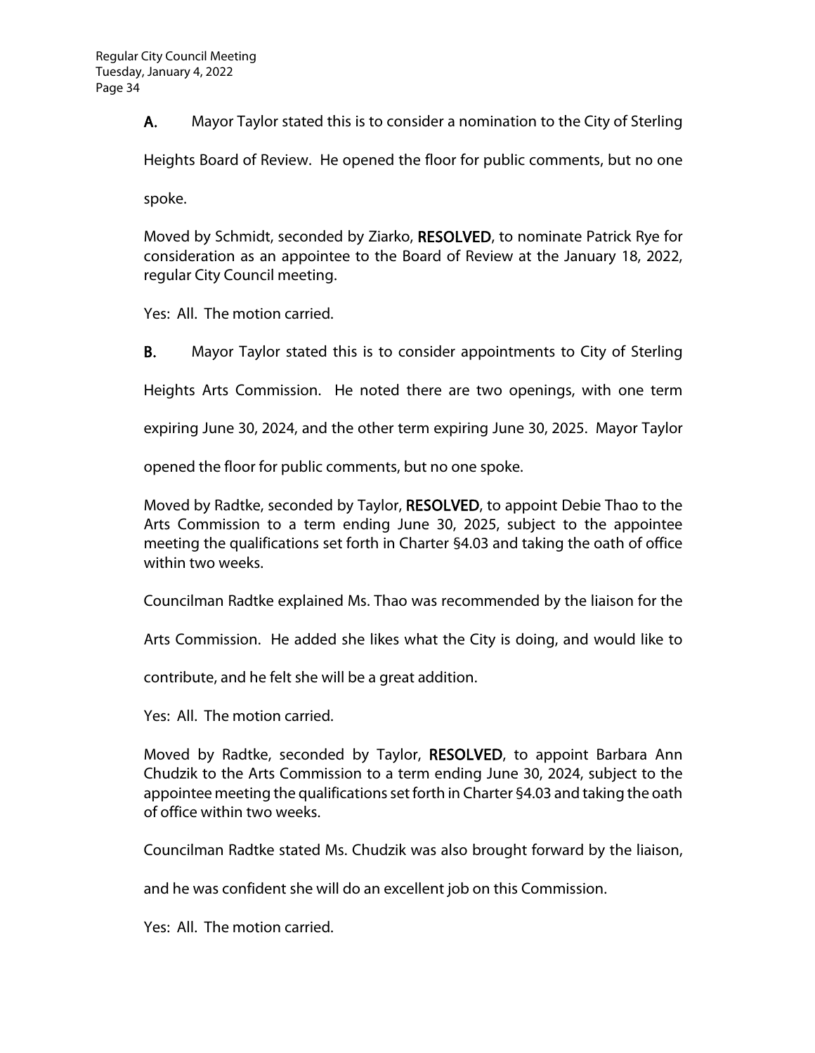**A.** Mayor Taylor stated this is to consider a nomination to the City of Sterling Heights Board of Review. He opened the floor for public comments, but no one spoke.

Moved by Schmidt, seconded by Ziarko, **RESOLVED**, to nominate Patrick Rye for consideration as an appointee to the Board of Review at the January 18, 2022, regular City Council meeting.

Yes: All. The motion carried.

**B.** Mayor Taylor stated this is to consider appointments to City of Sterling Heights Arts Commission. He noted there are two openings, with one term expiring June 30, 2024, and the other term expiring June 30, 2025. Mayor Taylor opened the floor for public comments, but no one spoke.

Moved by Radtke, seconded by Taylor, **RESOLVED**, to appoint Debie Thao to the Arts Commission to a term ending June 30, 2025, subject to the appointee meeting the qualifications set forth in Charter §4.03 and taking the oath of office within two weeks.

Councilman Radtke explained Ms. Thao was recommended by the liaison for the Arts Commission. He added she likes what the City is doing, and would like to contribute, and he felt she will be a great addition.

Yes: All. The motion carried.

Moved by Radtke, seconded by Taylor, **RESOLVED**, to appoint Barbara Ann Chudzik to the Arts Commission to a term ending June 30, 2024, subject to the appointee meeting the qualifications set forth in Charter §4.03 and taking the oath of office within two weeks.

Councilman Radtke stated Ms. Chudzik was also brought forward by the liaison, and he was confident she will do an excellent job on this Commission.

Yes: All. The motion carried.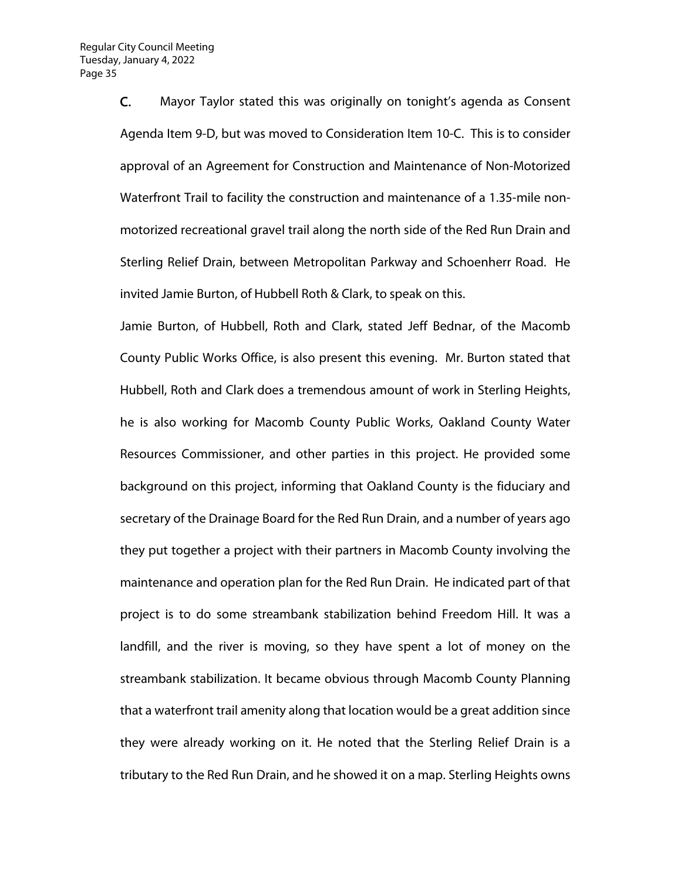**C.** Mayor Taylor stated this was originally on tonight's agenda as Consent Agenda Item 9-D, but was moved to Consideration Item 10-C. This is to consider approval of an Agreement for Construction and Maintenance of Non-Motorized Waterfront Trail to facility the construction and maintenance of a 1.35-mile non-motorized recreational gravel trail along the north side of the Red Run Drain and Sterling Relief Drain, between Metropolitan Parkway and Schoenherr Road. He invited Jamie Burton, of Hubbell Roth & Clark, to speak on this.

Jamie Burton, of Hubbell, Roth and Clark, stated Jeff Bednar, of the Macomb County Public Works Office, is also present this evening. Mr. Burton stated that Hubbell, Roth and Clark does a tremendous amount of work in Sterling Heights, he is also working for Macomb County Public Works, Oakland County Water Resources Commissioner, and other parties in this project. He provided some background on this project, informing that Oakland County is the fiduciary and secretary of the Drainage Board for the Red Run Drain, and a number of years ago they put together a project with their partners in Macomb County involving the maintenance and operation plan for the Red Run Drain. He indicated part of that project is to do some streambank stabilization behind Freedom Hill. It was a landfill, and the river is moving, so they have spent a lot of money on the streambank stabilization. It became obvious through Macomb County Planning that a waterfront trail amenity along that location would be a great addition since they were already working on it. He noted that the Sterling Relief Drain is a tributary to the Red Run Drain, and he showed it on a map. Sterling Heights owns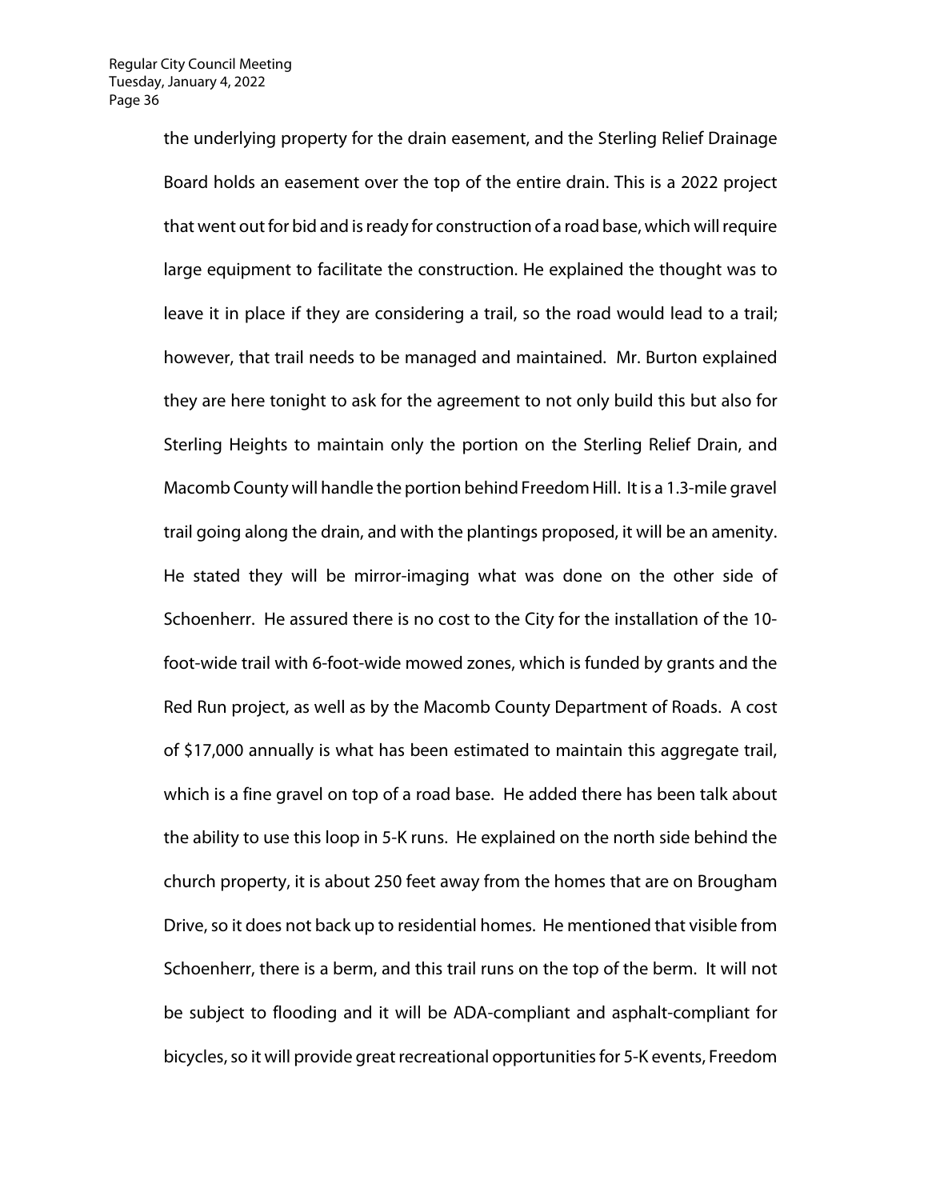the underlying property for the drain easement, and the Sterling Relief Drainage Board holds an easement over the top of the entire drain. This is a 2022 project that went out for bid and is ready for construction of a road base, which will require large equipment to facilitate the construction. He explained the thought was to leave it in place if they are considering a trail, so the road would lead to a trail; however, that trail needs to be managed and maintained. Mr. Burton explained they are here tonight to ask for the agreement to not only build this but also for Sterling Heights to maintain only the portion on the Sterling Relief Drain, and Macomb County will handle the portion behind Freedom Hill. It is a 1.3-mile gravel trail going along the drain, and with the plantings proposed, it will be an amenity. He stated they will be mirror-imaging what was done on the other side of Schoenherr. He assured there is no cost to the City for the installation of the 10-foot-wide trail with 6-foot-wide mowed zones, which is funded by grants and the Red Run project, as well as by the Macomb County Department of Roads. A cost of $17,000 annually is what has been estimated to maintain this aggregate trail, which is a fine gravel on top of a road base. He added there has been talk about the ability to use this loop in 5-K runs. He explained on the north side behind the church property, it is about 250 feet away from the homes that are on Brougham Drive, so it does not back up to residential homes. He mentioned that visible from Schoenherr, there is a berm, and this trail runs on the top of the berm. It will not be subject to flooding and it will be ADA-compliant and asphalt-compliant for bicycles, so it will provide great recreational opportunities for 5-K events, Freedom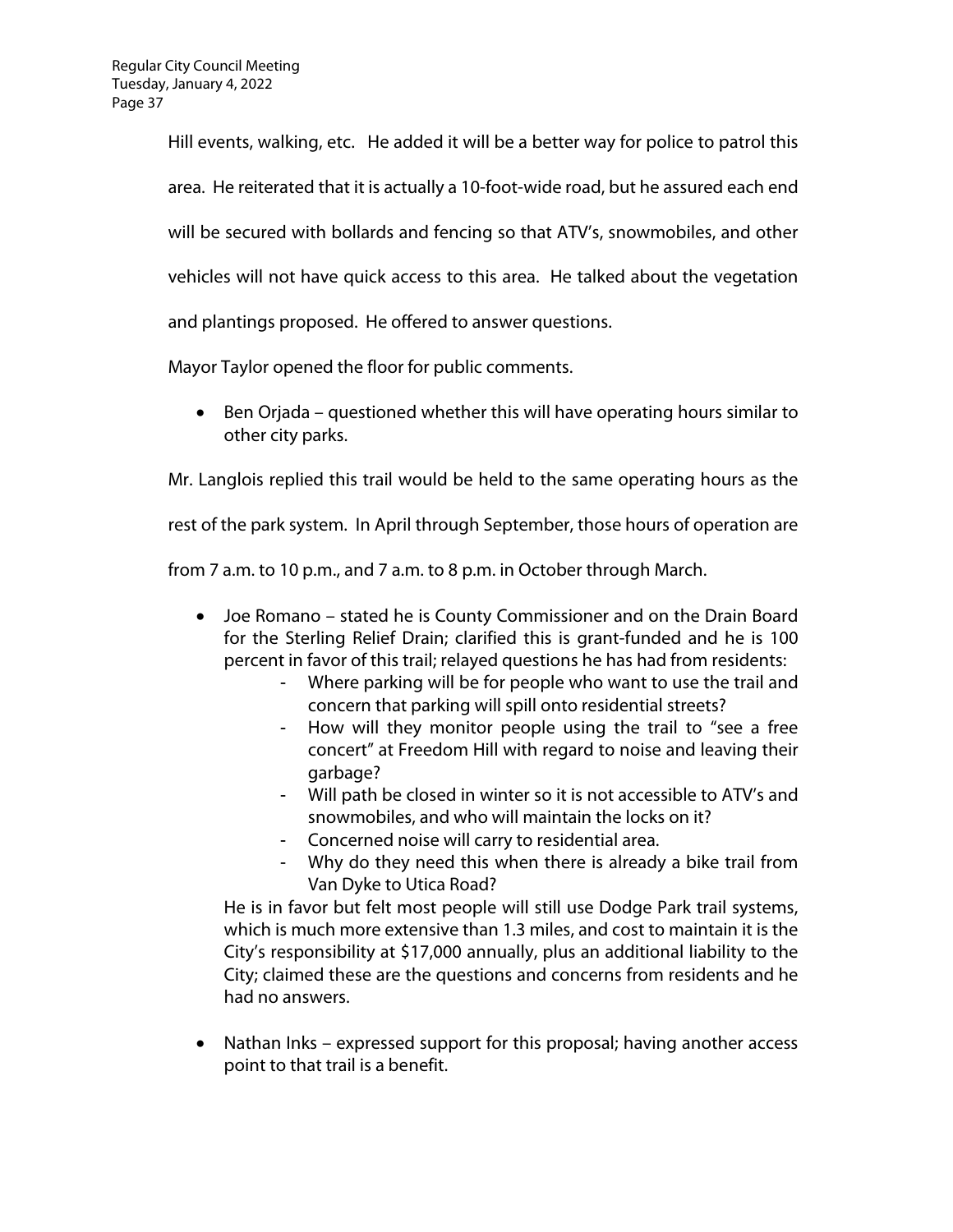Hill events, walking, etc. He added it will be a better way for police to patrol this area. He reiterated that it is actually a 10-foot-wide road, but he assured each end will be secured with bollards and fencing so that ATV's, snowmobiles, and other vehicles will not have quick access to this area. He talked about the vegetation and plantings proposed. He offered to answer questions.

Mayor Taylor opened the floor for public comments.

- Ben Orjada – questioned whether this will have operating hours similar to other city parks.

Mr. Langlois replied this trail would be held to the same operating hours as the rest of the park system. In April through September, those hours of operation are from 7 a.m. to 10 p.m., and 7 a.m. to 8 p.m. in October through March.

- Joe Romano – stated he is County Commissioner and on the Drain Board for the Sterling Relief Drain; clarified this is grant-funded and he is 100 percent in favor of this trail; relayed questions he has had from residents:
    - Where parking will be for people who want to use the trail and concern that parking will spill onto residential streets?
    - How will they monitor people using the trail to "see a free concert" at Freedom Hill with regard to noise and leaving their garbage?
    - Will path be closed in winter so it is not accessible to ATV's and snowmobiles, and who will maintain the locks on it?
    - Concerned noise will carry to residential area.
    - Why do they need this when there is already a bike trail from Van Dyke to Utica Road?

  He is in favor but felt most people will still use Dodge Park trail systems, which is much more extensive than 1.3 miles, and cost to maintain it is the City's responsibility at $17,000 annually, plus an additional liability to the City; claimed these are the questions and concerns from residents and he had no answers.

- Nathan Inks – expressed support for this proposal; having another access point to that trail is a benefit.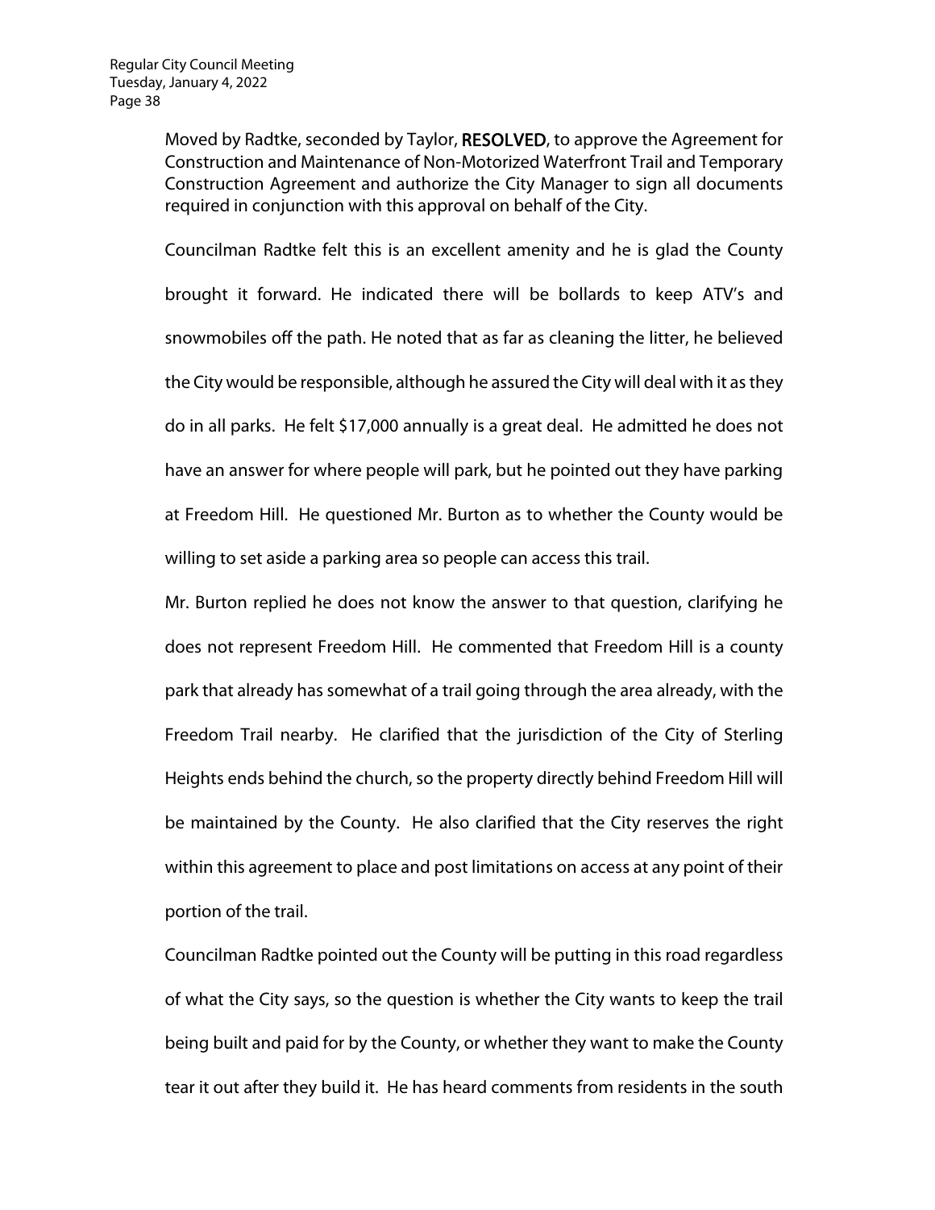Moved by Radtke, seconded by Taylor, **RESOLVED**, to approve the Agreement for Construction and Maintenance of Non-Motorized Waterfront Trail and Temporary Construction Agreement and authorize the City Manager to sign all documents required in conjunction with this approval on behalf of the City.

Councilman Radtke felt this is an excellent amenity and he is glad the County brought it forward. He indicated there will be bollards to keep ATV's and snowmobiles off the path. He noted that as far as cleaning the litter, he believed the City would be responsible, although he assured the City will deal with it as they do in all parks. He felt $17,000 annually is a great deal. He admitted he does not have an answer for where people will park, but he pointed out they have parking at Freedom Hill. He questioned Mr. Burton as to whether the County would be willing to set aside a parking area so people can access this trail.

Mr. Burton replied he does not know the answer to that question, clarifying he does not represent Freedom Hill. He commented that Freedom Hill is a county park that already has somewhat of a trail going through the area already, with the Freedom Trail nearby. He clarified that the jurisdiction of the City of Sterling Heights ends behind the church, so the property directly behind Freedom Hill will be maintained by the County. He also clarified that the City reserves the right within this agreement to place and post limitations on access at any point of their portion of the trail.

Councilman Radtke pointed out the County will be putting in this road regardless of what the City says, so the question is whether the City wants to keep the trail being built and paid for by the County, or whether they want to make the County tear it out after they build it. He has heard comments from residents in the south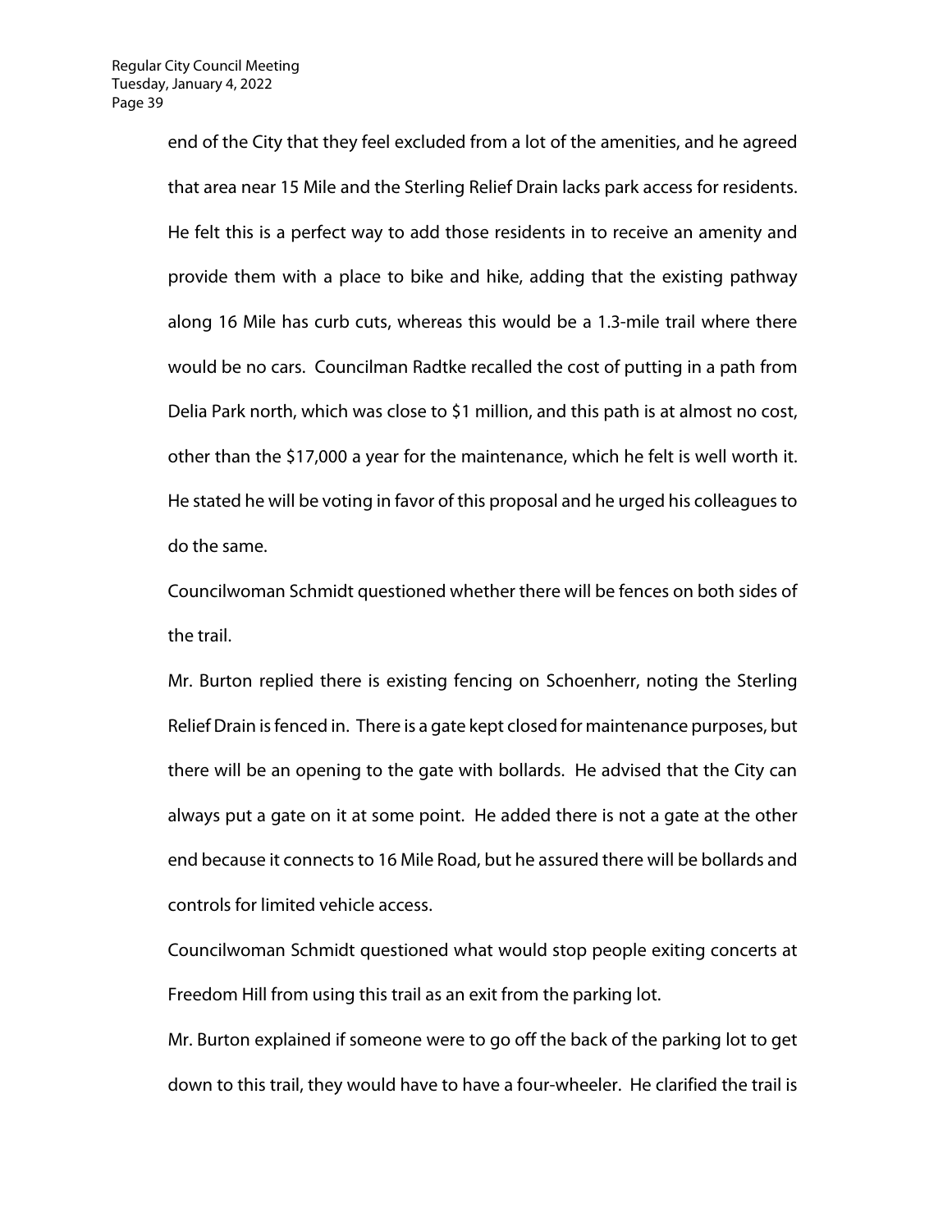end of the City that they feel excluded from a lot of the amenities, and he agreed that area near 15 Mile and the Sterling Relief Drain lacks park access for residents. He felt this is a perfect way to add those residents in to receive an amenity and provide them with a place to bike and hike, adding that the existing pathway along 16 Mile has curb cuts, whereas this would be a 1.3-mile trail where there would be no cars. Councilman Radtke recalled the cost of putting in a path from Delia Park north, which was close to $1 million, and this path is at almost no cost, other than the $17,000 a year for the maintenance, which he felt is well worth it. He stated he will be voting in favor of this proposal and he urged his colleagues to do the same.

Councilwoman Schmidt questioned whether there will be fences on both sides of the trail.

Mr. Burton replied there is existing fencing on Schoenherr, noting the Sterling Relief Drain is fenced in. There is a gate kept closed for maintenance purposes, but there will be an opening to the gate with bollards. He advised that the City can always put a gate on it at some point. He added there is not a gate at the other end because it connects to 16 Mile Road, but he assured there will be bollards and controls for limited vehicle access.

Councilwoman Schmidt questioned what would stop people exiting concerts at Freedom Hill from using this trail as an exit from the parking lot.

Mr. Burton explained if someone were to go off the back of the parking lot to get down to this trail, they would have to have a four-wheeler. He clarified the trail is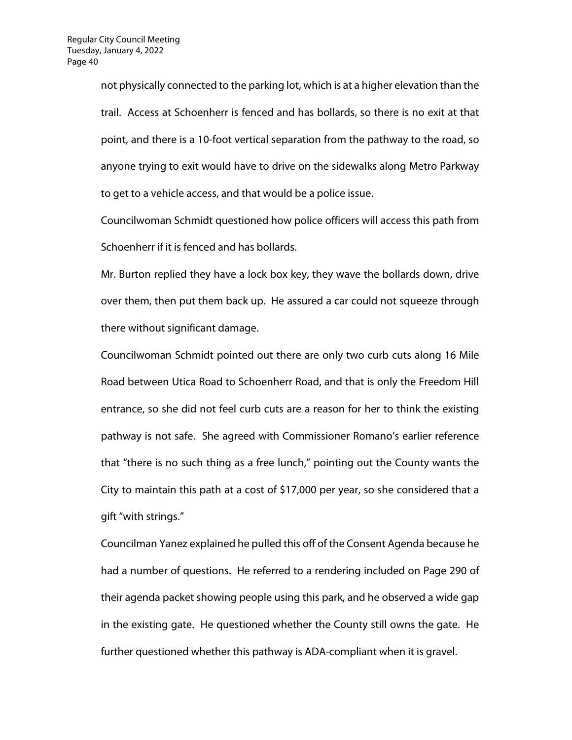not physically connected to the parking lot, which is at a higher elevation than the trail. Access at Schoenherr is fenced and has bollards, so there is no exit at that point, and there is a 10-foot vertical separation from the pathway to the road, so anyone trying to exit would have to drive on the sidewalks along Metro Parkway to get to a vehicle access, and that would be a police issue.

Councilwoman Schmidt questioned how police officers will access this path from Schoenherr if it is fenced and has bollards.

Mr. Burton replied they have a lock box key, they wave the bollards down, drive over them, then put them back up. He assured a car could not squeeze through there without significant damage.

Councilwoman Schmidt pointed out there are only two curb cuts along 16 Mile Road between Utica Road to Schoenherr Road, and that is only the Freedom Hill entrance, so she did not feel curb cuts are a reason for her to think the existing pathway is not safe. She agreed with Commissioner Romano's earlier reference that "there is no such thing as a free lunch," pointing out the County wants the City to maintain this path at a cost of $17,000 per year, so she considered that a gift "with strings."

Councilman Yanez explained he pulled this off of the Consent Agenda because he had a number of questions. He referred to a rendering included on Page 290 of their agenda packet showing people using this park, and he observed a wide gap in the existing gate. He questioned whether the County still owns the gate. He further questioned whether this pathway is ADA-compliant when it is gravel.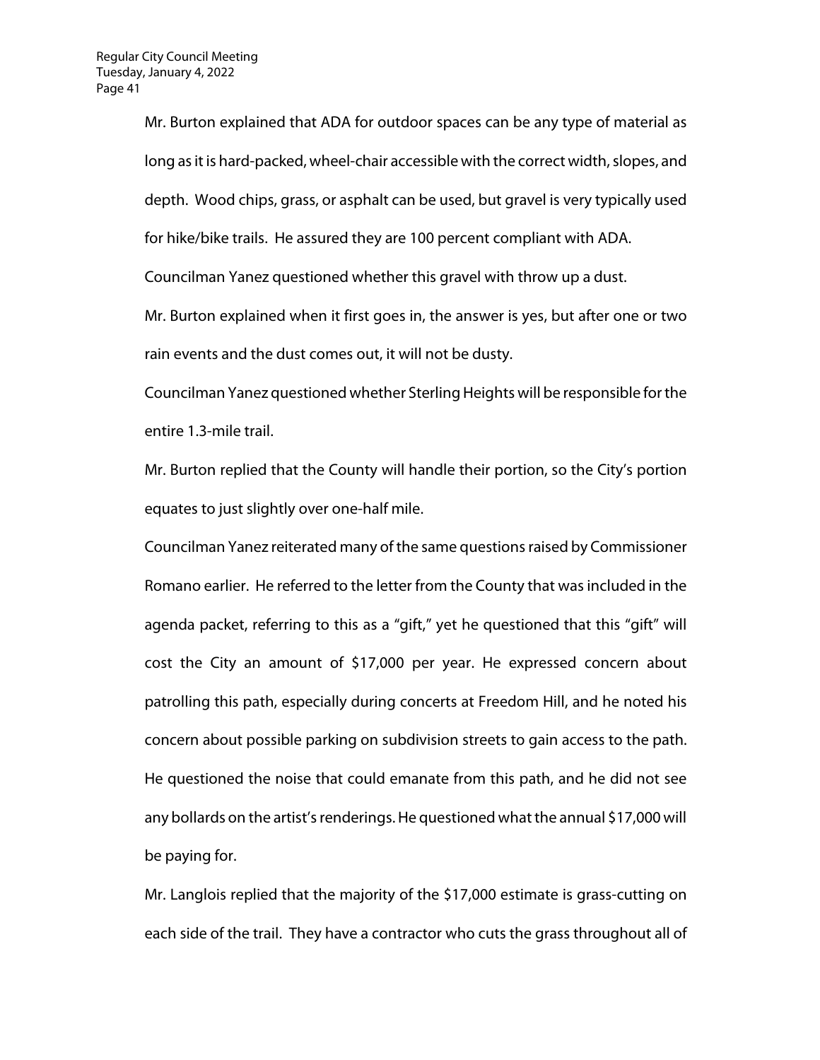Mr. Burton explained that ADA for outdoor spaces can be any type of material as long as it is hard-packed, wheel-chair accessible with the correct width, slopes, and depth. Wood chips, grass, or asphalt can be used, but gravel is very typically used for hike/bike trails. He assured they are 100 percent compliant with ADA.

Councilman Yanez questioned whether this gravel with throw up a dust.

Mr. Burton explained when it first goes in, the answer is yes, but after one or two rain events and the dust comes out, it will not be dusty.

Councilman Yanez questioned whether Sterling Heights will be responsible for the entire 1.3-mile trail.

Mr. Burton replied that the County will handle their portion, so the City's portion equates to just slightly over one-half mile.

Councilman Yanez reiterated many of the same questions raised by Commissioner Romano earlier. He referred to the letter from the County that was included in the agenda packet, referring to this as a "gift," yet he questioned that this "gift" will cost the City an amount of $17,000 per year. He expressed concern about patrolling this path, especially during concerts at Freedom Hill, and he noted his concern about possible parking on subdivision streets to gain access to the path. He questioned the noise that could emanate from this path, and he did not see any bollards on the artist's renderings. He questioned what the annual $17,000 will be paying for.

Mr. Langlois replied that the majority of the $17,000 estimate is grass-cutting on each side of the trail. They have a contractor who cuts the grass throughout all of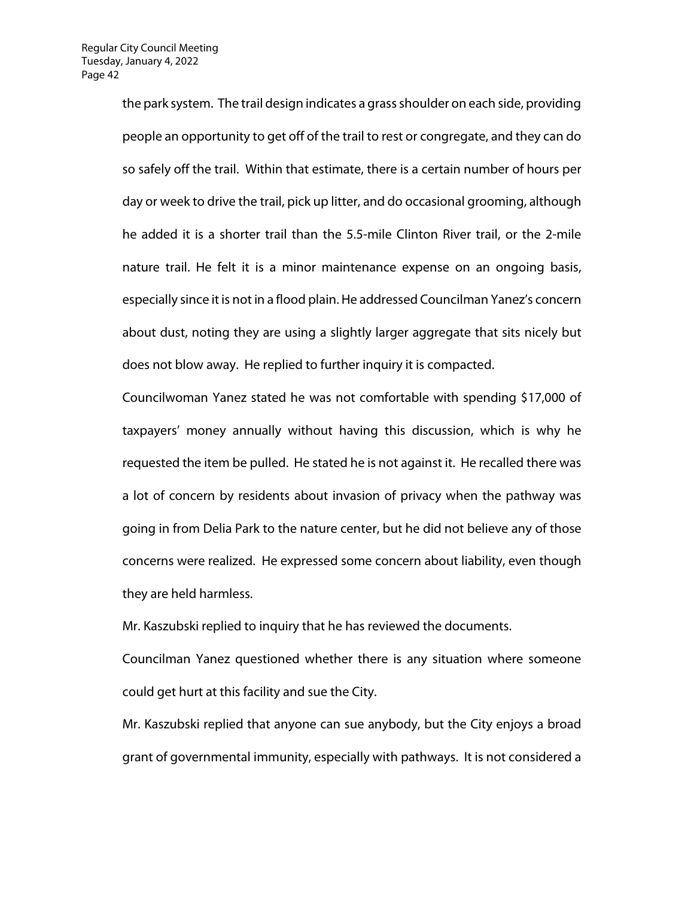the park system. The trail design indicates a grass shoulder on each side, providing people an opportunity to get off of the trail to rest or congregate, and they can do so safely off the trail. Within that estimate, there is a certain number of hours per day or week to drive the trail, pick up litter, and do occasional grooming, although he added it is a shorter trail than the 5.5-mile Clinton River trail, or the 2-mile nature trail. He felt it is a minor maintenance expense on an ongoing basis, especially since it is not in a flood plain. He addressed Councilman Yanez's concern about dust, noting they are using a slightly larger aggregate that sits nicely but does not blow away. He replied to further inquiry it is compacted.

Councilwoman Yanez stated he was not comfortable with spending $17,000 of taxpayers' money annually without having this discussion, which is why he requested the item be pulled. He stated he is not against it. He recalled there was a lot of concern by residents about invasion of privacy when the pathway was going in from Delia Park to the nature center, but he did not believe any of those concerns were realized. He expressed some concern about liability, even though they are held harmless.

Mr. Kaszubski replied to inquiry that he has reviewed the documents.

Councilman Yanez questioned whether there is any situation where someone could get hurt at this facility and sue the City.

Mr. Kaszubski replied that anyone can sue anybody, but the City enjoys a broad grant of governmental immunity, especially with pathways. It is not considered a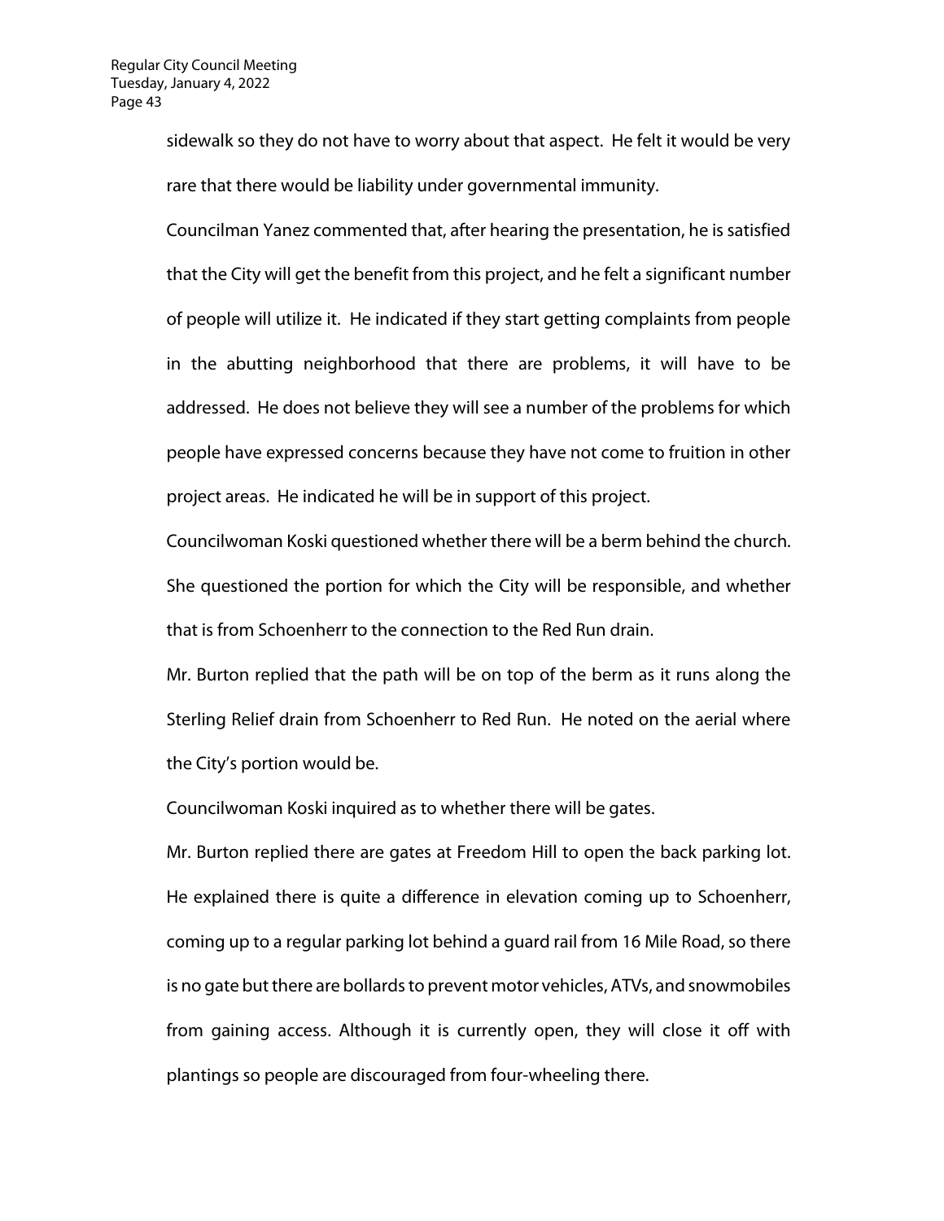sidewalk so they do not have to worry about that aspect. He felt it would be very rare that there would be liability under governmental immunity.

Councilman Yanez commented that, after hearing the presentation, he is satisfied that the City will get the benefit from this project, and he felt a significant number of people will utilize it. He indicated if they start getting complaints from people in the abutting neighborhood that there are problems, it will have to be addressed. He does not believe they will see a number of the problems for which people have expressed concerns because they have not come to fruition in other project areas. He indicated he will be in support of this project.

Councilwoman Koski questioned whether there will be a berm behind the church. She questioned the portion for which the City will be responsible, and whether that is from Schoenherr to the connection to the Red Run drain.

Mr. Burton replied that the path will be on top of the berm as it runs along the Sterling Relief drain from Schoenherr to Red Run. He noted on the aerial where the City's portion would be.

Councilwoman Koski inquired as to whether there will be gates.

Mr. Burton replied there are gates at Freedom Hill to open the back parking lot. He explained there is quite a difference in elevation coming up to Schoenherr, coming up to a regular parking lot behind a guard rail from 16 Mile Road, so there is no gate but there are bollards to prevent motor vehicles, ATVs, and snowmobiles from gaining access. Although it is currently open, they will close it off with plantings so people are discouraged from four-wheeling there.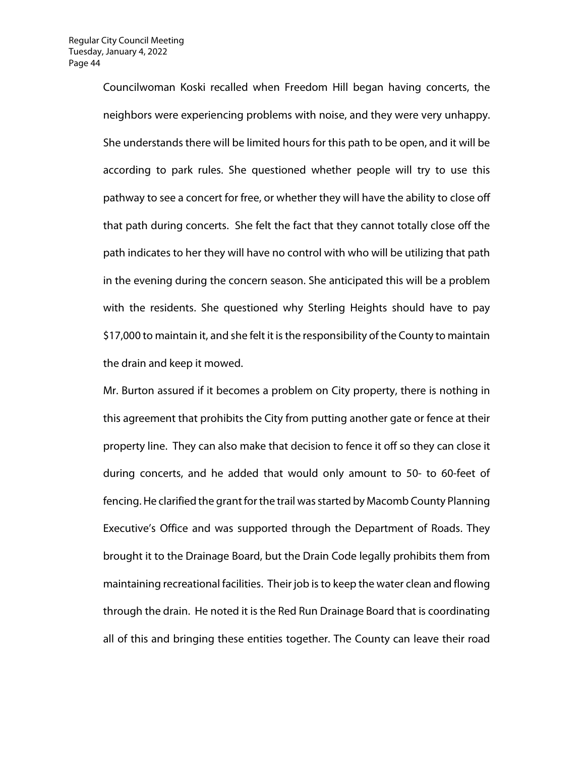Councilwoman Koski recalled when Freedom Hill began having concerts, the neighbors were experiencing problems with noise, and they were very unhappy. She understands there will be limited hours for this path to be open, and it will be according to park rules. She questioned whether people will try to use this pathway to see a concert for free, or whether they will have the ability to close off that path during concerts. She felt the fact that they cannot totally close off the path indicates to her they will have no control with who will be utilizing that path in the evening during the concern season. She anticipated this will be a problem with the residents. She questioned why Sterling Heights should have to pay $17,000 to maintain it, and she felt it is the responsibility of the County to maintain the drain and keep it mowed.

Mr. Burton assured if it becomes a problem on City property, there is nothing in this agreement that prohibits the City from putting another gate or fence at their property line. They can also make that decision to fence it off so they can close it during concerts, and he added that would only amount to 50- to 60-feet of fencing. He clarified the grant for the trail was started by Macomb County Planning Executive's Office and was supported through the Department of Roads. They brought it to the Drainage Board, but the Drain Code legally prohibits them from maintaining recreational facilities. Their job is to keep the water clean and flowing through the drain. He noted it is the Red Run Drainage Board that is coordinating all of this and bringing these entities together. The County can leave their road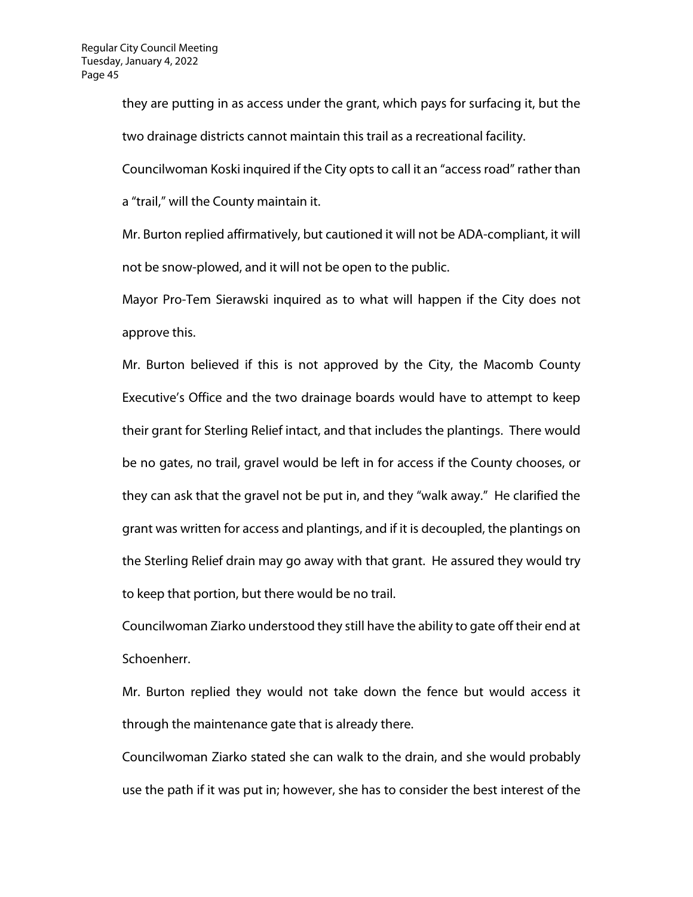they are putting in as access under the grant, which pays for surfacing it, but the two drainage districts cannot maintain this trail as a recreational facility.

Councilwoman Koski inquired if the City opts to call it an "access road" rather than a "trail," will the County maintain it.

Mr. Burton replied affirmatively, but cautioned it will not be ADA-compliant, it will not be snow-plowed, and it will not be open to the public.

Mayor Pro-Tem Sierawski inquired as to what will happen if the City does not approve this.

Mr. Burton believed if this is not approved by the City, the Macomb County Executive's Office and the two drainage boards would have to attempt to keep their grant for Sterling Relief intact, and that includes the plantings. There would be no gates, no trail, gravel would be left in for access if the County chooses, or they can ask that the gravel not be put in, and they "walk away." He clarified the grant was written for access and plantings, and if it is decoupled, the plantings on the Sterling Relief drain may go away with that grant. He assured they would try to keep that portion, but there would be no trail.

Councilwoman Ziarko understood they still have the ability to gate off their end at Schoenherr.

Mr. Burton replied they would not take down the fence but would access it through the maintenance gate that is already there.

Councilwoman Ziarko stated she can walk to the drain, and she would probably use the path if it was put in; however, she has to consider the best interest of the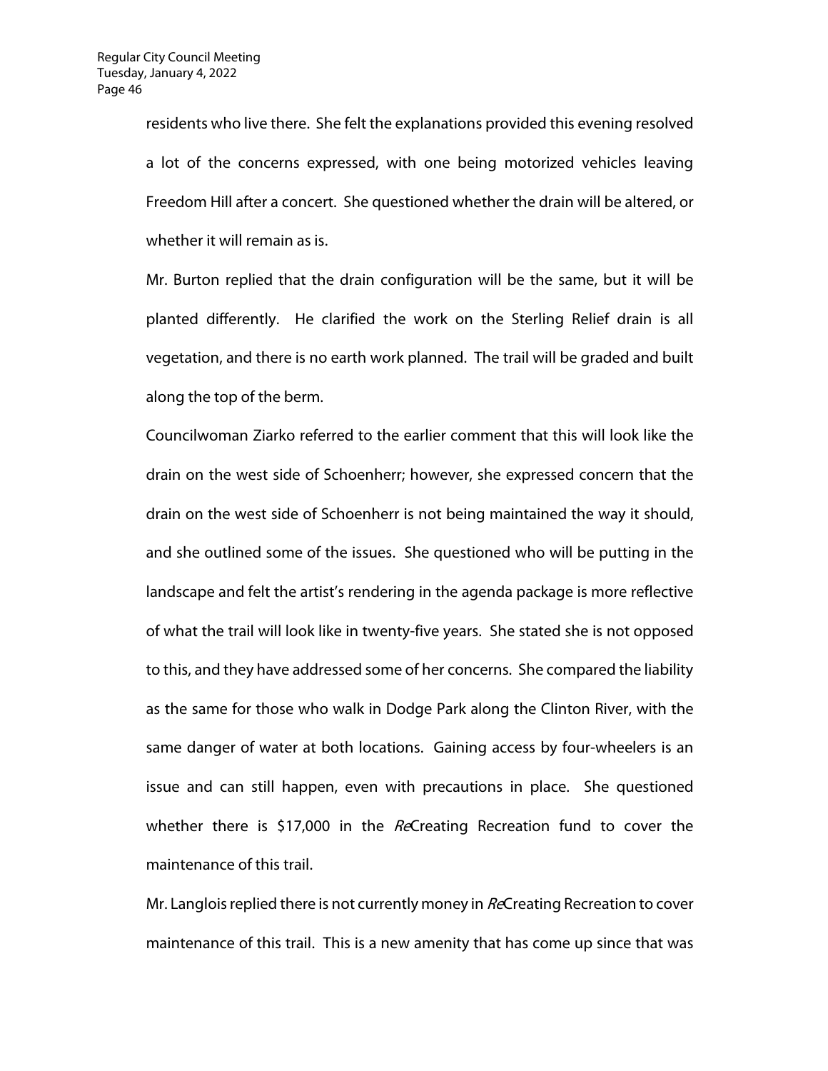residents who live there. She felt the explanations provided this evening resolved a lot of the concerns expressed, with one being motorized vehicles leaving Freedom Hill after a concert. She questioned whether the drain will be altered, or whether it will remain as is.

Mr. Burton replied that the drain configuration will be the same, but it will be planted differently. He clarified the work on the Sterling Relief drain is all vegetation, and there is no earth work planned. The trail will be graded and built along the top of the berm.

Councilwoman Ziarko referred to the earlier comment that this will look like the drain on the west side of Schoenherr; however, she expressed concern that the drain on the west side of Schoenherr is not being maintained the way it should, and she outlined some of the issues. She questioned who will be putting in the landscape and felt the artist's rendering in the agenda package is more reflective of what the trail will look like in twenty-five years. She stated she is not opposed to this, and they have addressed some of her concerns. She compared the liability as the same for those who walk in Dodge Park along the Clinton River, with the same danger of water at both locations. Gaining access by four-wheelers is an issue and can still happen, even with precautions in place. She questioned whether there is $17,000 in the *Re*Creating Recreation fund to cover the maintenance of this trail.

Mr. Langlois replied there is not currently money in *Re*Creating Recreation to cover maintenance of this trail. This is a new amenity that has come up since that was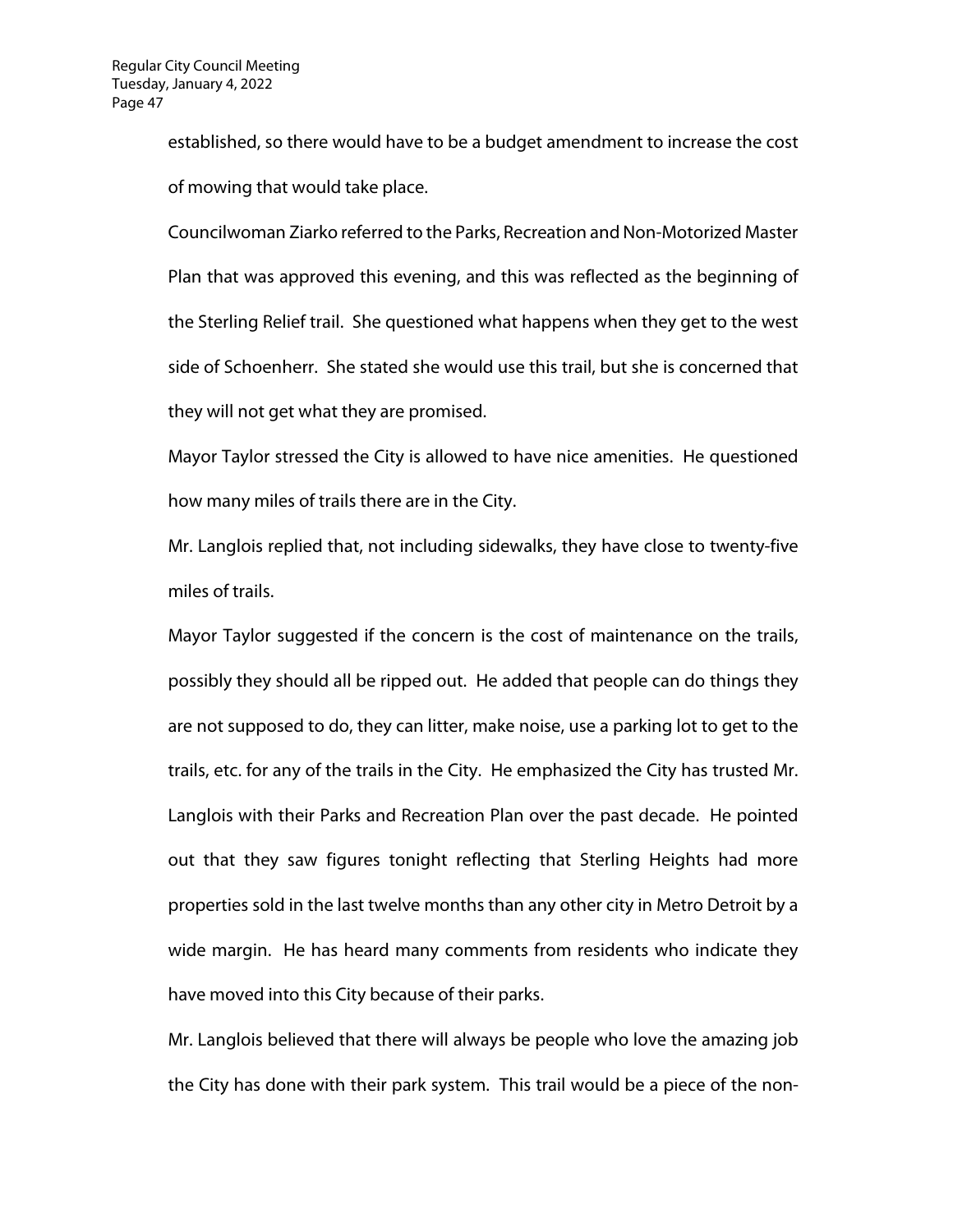established, so there would have to be a budget amendment to increase the cost of mowing that would take place.

Councilwoman Ziarko referred to the Parks, Recreation and Non-Motorized Master Plan that was approved this evening, and this was reflected as the beginning of the Sterling Relief trail. She questioned what happens when they get to the west side of Schoenherr. She stated she would use this trail, but she is concerned that they will not get what they are promised.

Mayor Taylor stressed the City is allowed to have nice amenities. He questioned how many miles of trails there are in the City.

Mr. Langlois replied that, not including sidewalks, they have close to twenty-five miles of trails.

Mayor Taylor suggested if the concern is the cost of maintenance on the trails, possibly they should all be ripped out. He added that people can do things they are not supposed to do, they can litter, make noise, use a parking lot to get to the trails, etc. for any of the trails in the City. He emphasized the City has trusted Mr. Langlois with their Parks and Recreation Plan over the past decade. He pointed out that they saw figures tonight reflecting that Sterling Heights had more properties sold in the last twelve months than any other city in Metro Detroit by a wide margin. He has heard many comments from residents who indicate they have moved into this City because of their parks.

Mr. Langlois believed that there will always be people who love the amazing job the City has done with their park system. This trail would be a piece of the non-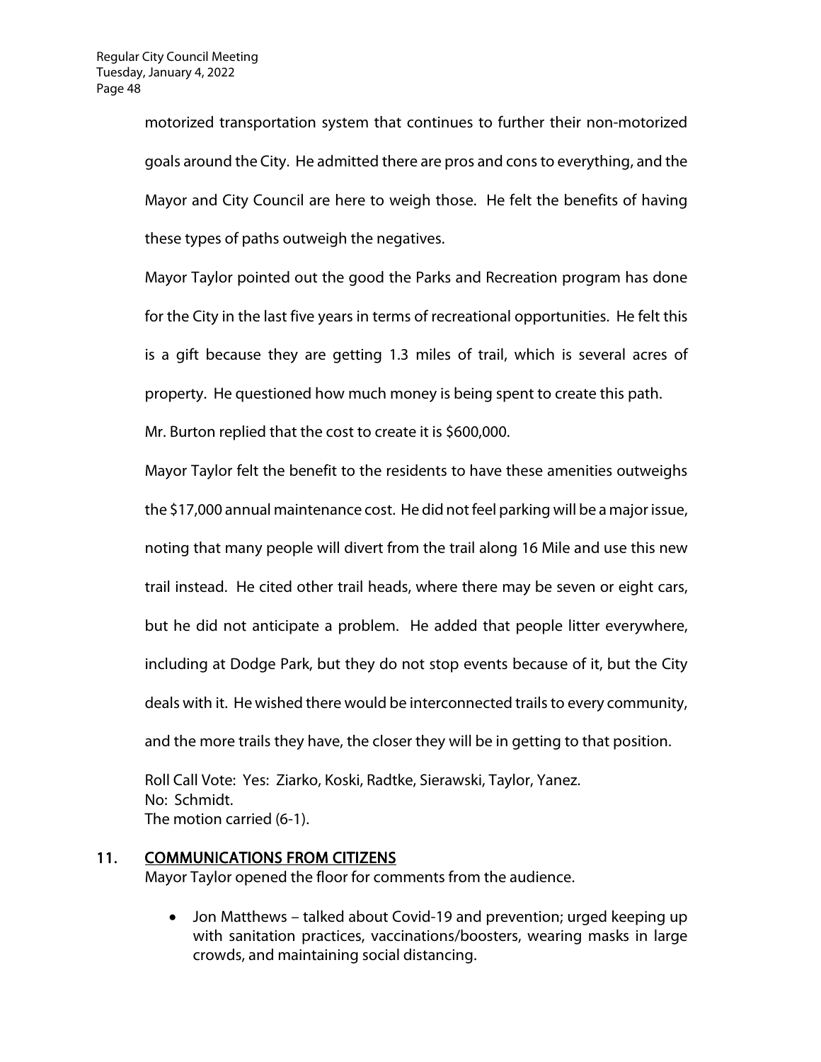motorized transportation system that continues to further their non-motorized goals around the City. He admitted there are pros and cons to everything, and the Mayor and City Council are here to weigh those. He felt the benefits of having these types of paths outweigh the negatives.

Mayor Taylor pointed out the good the Parks and Recreation program has done for the City in the last five years in terms of recreational opportunities. He felt this is a gift because they are getting 1.3 miles of trail, which is several acres of property. He questioned how much money is being spent to create this path.

Mr. Burton replied that the cost to create it is $600,000.

Mayor Taylor felt the benefit to the residents to have these amenities outweighs the $17,000 annual maintenance cost. He did not feel parking will be a major issue, noting that many people will divert from the trail along 16 Mile and use this new trail instead. He cited other trail heads, where there may be seven or eight cars, but he did not anticipate a problem. He added that people litter everywhere, including at Dodge Park, but they do not stop events because of it, but the City deals with it. He wished there would be interconnected trails to every community, and the more trails they have, the closer they will be in getting to that position.

Roll Call Vote: Yes: Ziarko, Koski, Radtke, Sierawski, Taylor, Yanez.
No: Schmidt.
The motion carried (6-1).

## 11. COMMUNICATIONS FROM CITIZENS

Mayor Taylor opened the floor for comments from the audience.

- Jon Matthews – talked about Covid-19 and prevention; urged keeping up with sanitation practices, vaccinations/boosters, wearing masks in large crowds, and maintaining social distancing.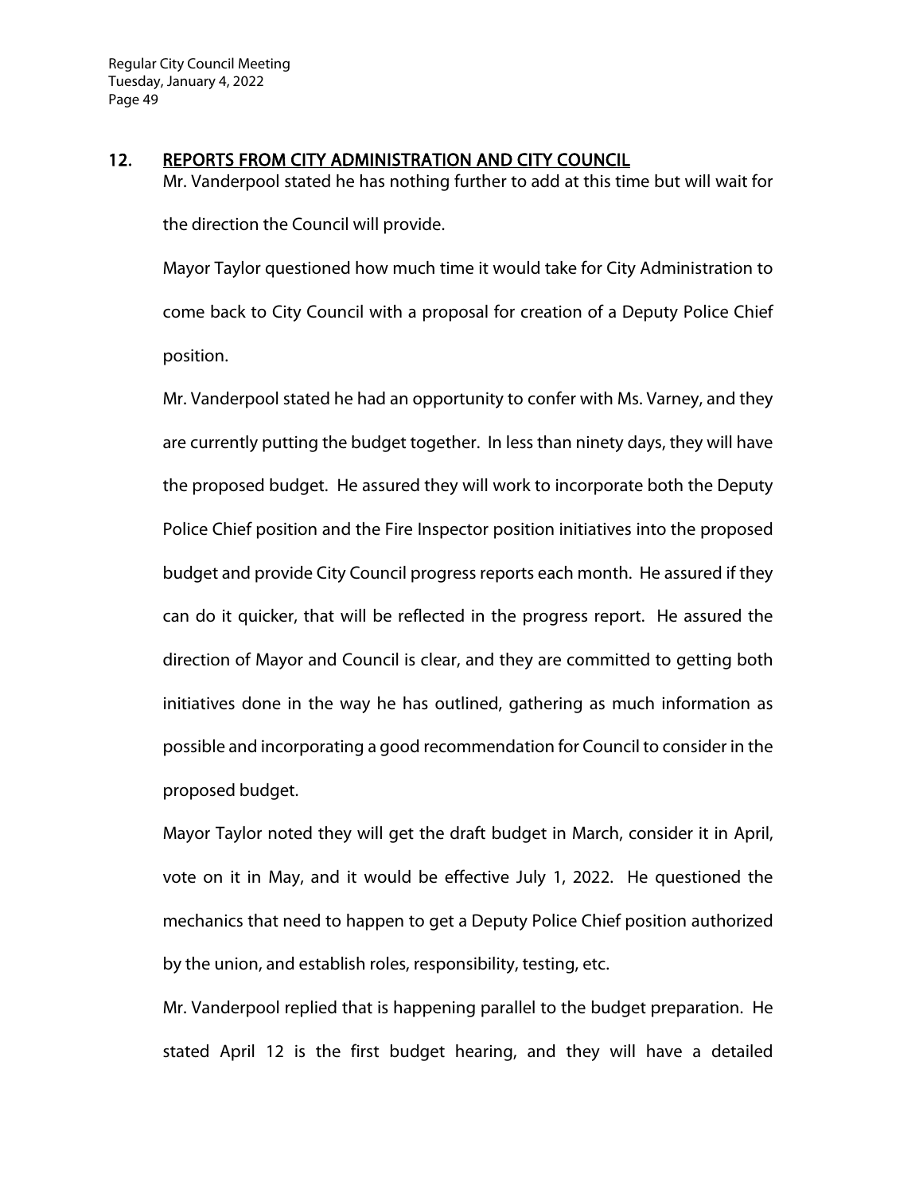## 12. REPORTS FROM CITY ADMINISTRATION AND CITY COUNCIL

Mr. Vanderpool stated he has nothing further to add at this time but will wait for the direction the Council will provide.

Mayor Taylor questioned how much time it would take for City Administration to come back to City Council with a proposal for creation of a Deputy Police Chief position.

Mr. Vanderpool stated he had an opportunity to confer with Ms. Varney, and they are currently putting the budget together. In less than ninety days, they will have the proposed budget. He assured they will work to incorporate both the Deputy Police Chief position and the Fire Inspector position initiatives into the proposed budget and provide City Council progress reports each month. He assured if they can do it quicker, that will be reflected in the progress report. He assured the direction of Mayor and Council is clear, and they are committed to getting both initiatives done in the way he has outlined, gathering as much information as possible and incorporating a good recommendation for Council to consider in the proposed budget.

Mayor Taylor noted they will get the draft budget in March, consider it in April, vote on it in May, and it would be effective July 1, 2022. He questioned the mechanics that need to happen to get a Deputy Police Chief position authorized by the union, and establish roles, responsibility, testing, etc.

Mr. Vanderpool replied that is happening parallel to the budget preparation. He stated April 12 is the first budget hearing, and they will have a detailed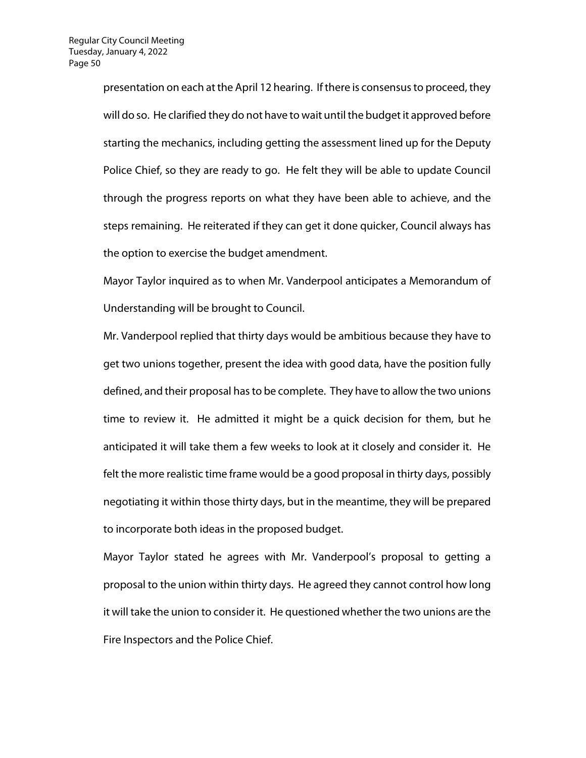presentation on each at the April 12 hearing. If there is consensus to proceed, they will do so. He clarified they do not have to wait until the budget it approved before starting the mechanics, including getting the assessment lined up for the Deputy Police Chief, so they are ready to go. He felt they will be able to update Council through the progress reports on what they have been able to achieve, and the steps remaining. He reiterated if they can get it done quicker, Council always has the option to exercise the budget amendment.

Mayor Taylor inquired as to when Mr. Vanderpool anticipates a Memorandum of Understanding will be brought to Council.

Mr. Vanderpool replied that thirty days would be ambitious because they have to get two unions together, present the idea with good data, have the position fully defined, and their proposal has to be complete. They have to allow the two unions time to review it. He admitted it might be a quick decision for them, but he anticipated it will take them a few weeks to look at it closely and consider it. He felt the more realistic time frame would be a good proposal in thirty days, possibly negotiating it within those thirty days, but in the meantime, they will be prepared to incorporate both ideas in the proposed budget.

Mayor Taylor stated he agrees with Mr. Vanderpool's proposal to getting a proposal to the union within thirty days. He agreed they cannot control how long it will take the union to consider it. He questioned whether the two unions are the Fire Inspectors and the Police Chief.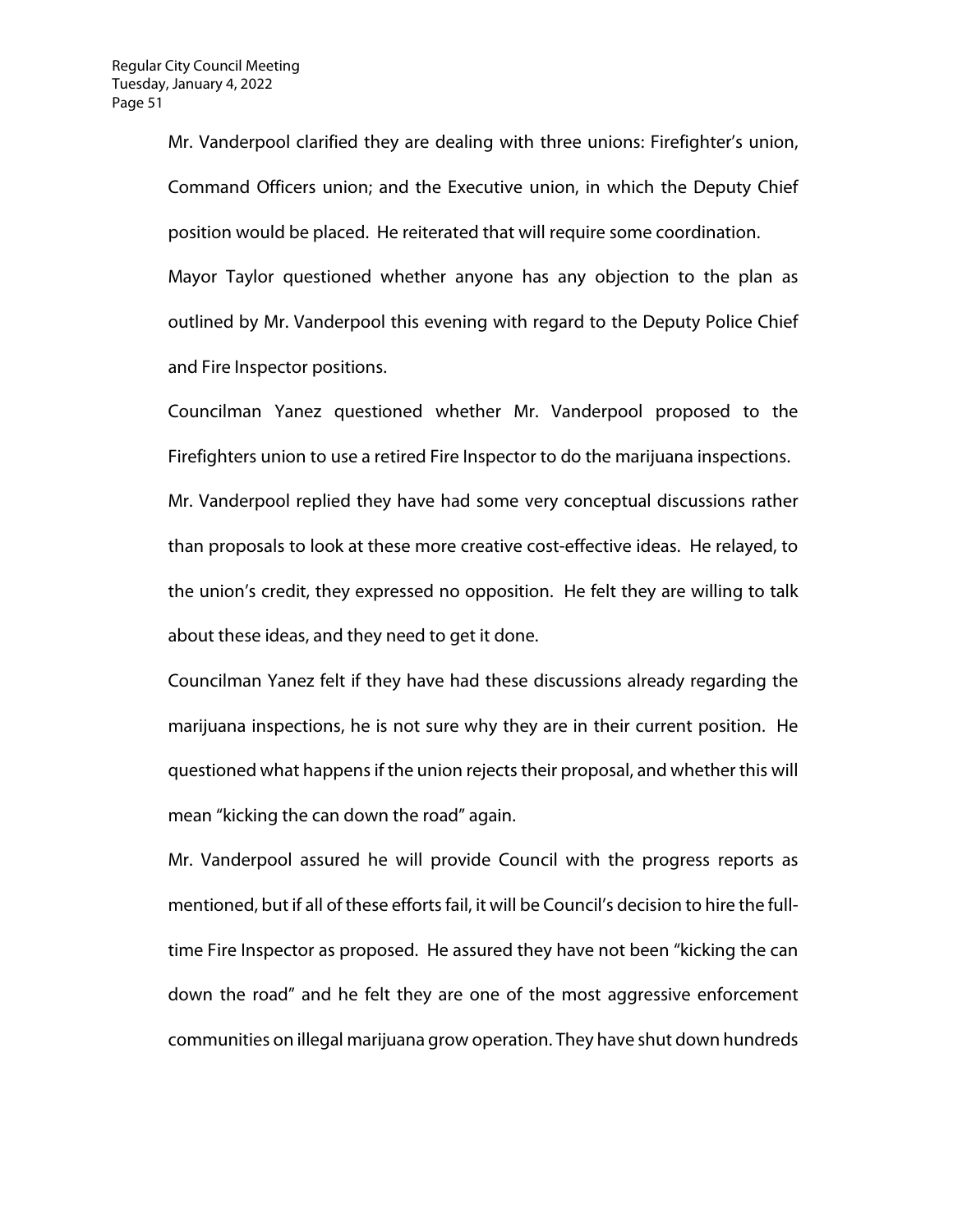Mr. Vanderpool clarified they are dealing with three unions: Firefighter's union, Command Officers union; and the Executive union, in which the Deputy Chief position would be placed. He reiterated that will require some coordination.

Mayor Taylor questioned whether anyone has any objection to the plan as outlined by Mr. Vanderpool this evening with regard to the Deputy Police Chief and Fire Inspector positions.

Councilman Yanez questioned whether Mr. Vanderpool proposed to the Firefighters union to use a retired Fire Inspector to do the marijuana inspections.

Mr. Vanderpool replied they have had some very conceptual discussions rather than proposals to look at these more creative cost-effective ideas. He relayed, to the union's credit, they expressed no opposition. He felt they are willing to talk about these ideas, and they need to get it done.

Councilman Yanez felt if they have had these discussions already regarding the marijuana inspections, he is not sure why they are in their current position. He questioned what happens if the union rejects their proposal, and whether this will mean "kicking the can down the road" again.

Mr. Vanderpool assured he will provide Council with the progress reports as mentioned, but if all of these efforts fail, it will be Council's decision to hire the full-time Fire Inspector as proposed. He assured they have not been "kicking the can down the road" and he felt they are one of the most aggressive enforcement communities on illegal marijuana grow operation. They have shut down hundreds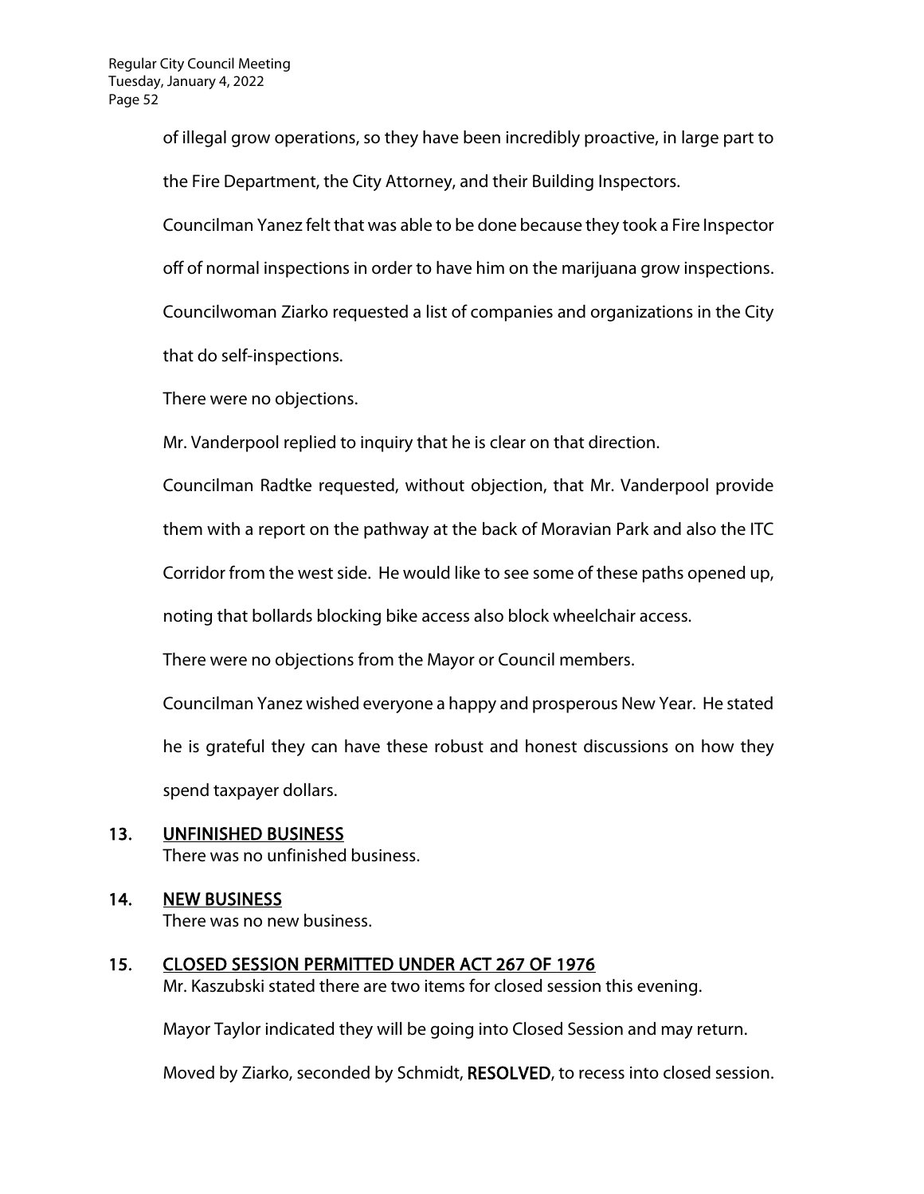of illegal grow operations, so they have been incredibly proactive, in large part to the Fire Department, the City Attorney, and their Building Inspectors.

Councilman Yanez felt that was able to be done because they took a Fire Inspector off of normal inspections in order to have him on the marijuana grow inspections.

Councilwoman Ziarko requested a list of companies and organizations in the City that do self-inspections.

There were no objections.

Mr. Vanderpool replied to inquiry that he is clear on that direction.

Councilman Radtke requested, without objection, that Mr. Vanderpool provide them with a report on the pathway at the back of Moravian Park and also the ITC Corridor from the west side. He would like to see some of these paths opened up, noting that bollards blocking bike access also block wheelchair access.

There were no objections from the Mayor or Council members.

Councilman Yanez wished everyone a happy and prosperous New Year. He stated he is grateful they can have these robust and honest discussions on how they spend taxpayer dollars.

## 13. UNFINISHED BUSINESS

There was no unfinished business.

## 14. NEW BUSINESS

There was no new business.

## 15. CLOSED SESSION PERMITTED UNDER ACT 267 OF 1976

Mr. Kaszubski stated there are two items for closed session this evening.

Mayor Taylor indicated they will be going into Closed Session and may return.

Moved by Ziarko, seconded by Schmidt, **RESOLVED**, to recess into closed session.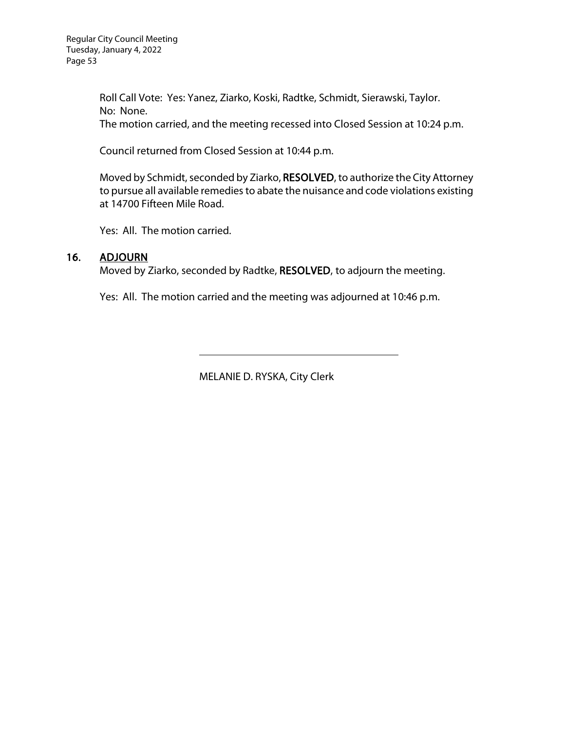Roll Call Vote: Yes: Yanez, Ziarko, Koski, Radtke, Schmidt, Sierawski, Taylor.
No: None.
The motion carried, and the meeting recessed into Closed Session at 10:24 p.m.

Council returned from Closed Session at 10:44 p.m.

Moved by Schmidt, seconded by Ziarko, **RESOLVED**, to authorize the City Attorney to pursue all available remedies to abate the nuisance and code violations existing at 14700 Fifteen Mile Road.

Yes: All. The motion carried.

## 16. ADJOURN

Moved by Ziarko, seconded by Radtke, **RESOLVED**, to adjourn the meeting.

Yes: All. The motion carried and the meeting was adjourned at 10:46 p.m.

\_\_\_\_\_\_\_\_\_\_\_\_\_\_\_\_\_\_\_\_\_\_\_\_\_\_\_\_\_\_\_\_\_\_\_\_

MELANIE D. RYSKA, City Clerk